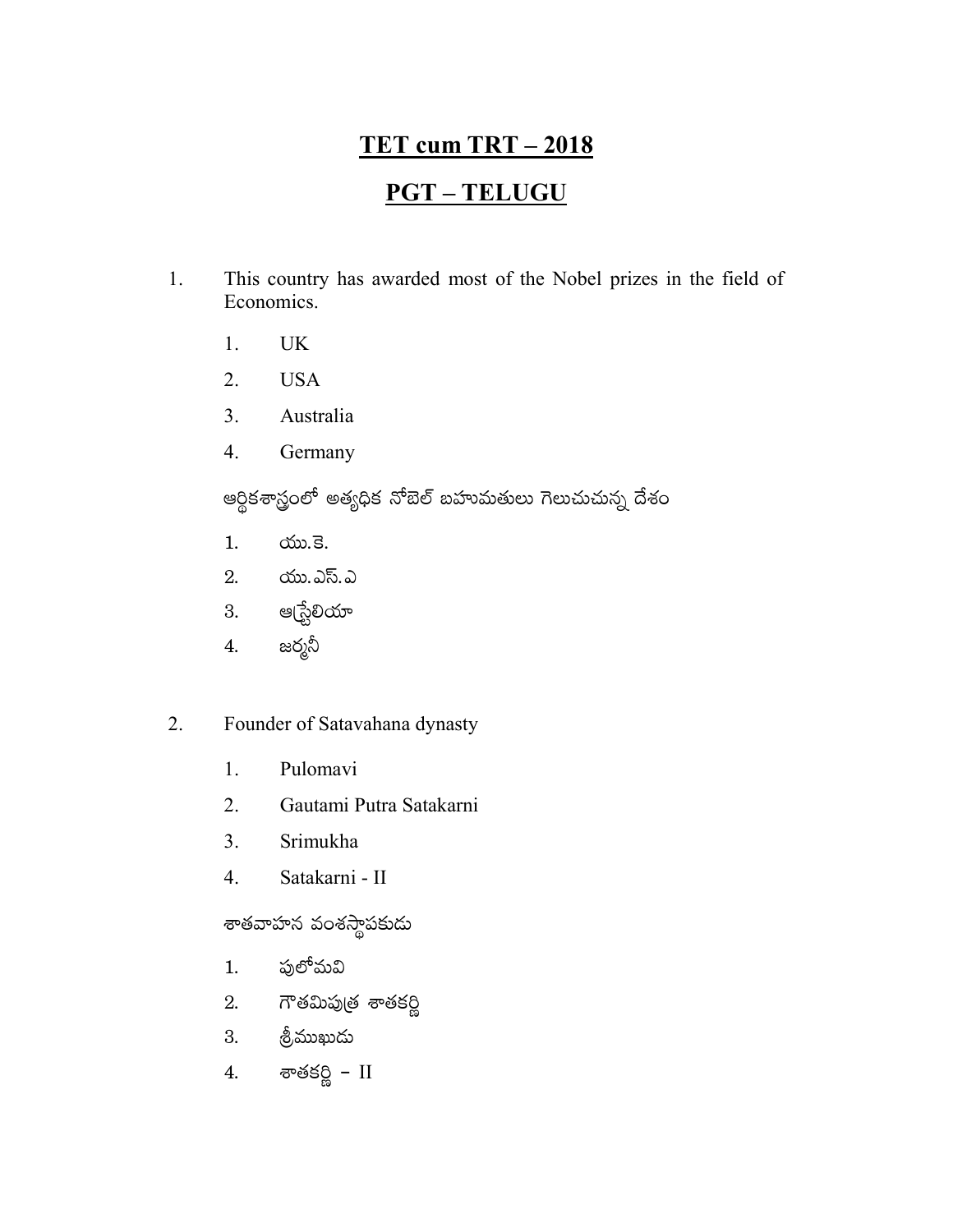# TET cum TRT – 2018

# PGT – TELUGU

1. This country has awarded most of the Nobel prizes in the field of Economics.

   1. UK
   2. USA
   3. Australia
   4. Germany

   ఆర్థికశాస్త్రంలో అత్యధిక నోబెల్ బహుమతులు గెలుచుచున్న దేశం

   1. యు.కె.
   2. యు.ఎస్.ఎ
   3. ఆస్ట్రేలియా
   4. జర్మనీ

2. Founder of Satavahana dynasty

   1. Pulomavi
   2. Gautami Putra Satakarni
   3. Srimukha
   4. Satakarni - II

   శాతవాహన వంశస్థాపకుడు

   1. పులోమవి
   2. గౌతమిపుత్ర శాతకర్ణి
   3. శ్రీముఖుడు
   4. శాతకర్ణి – II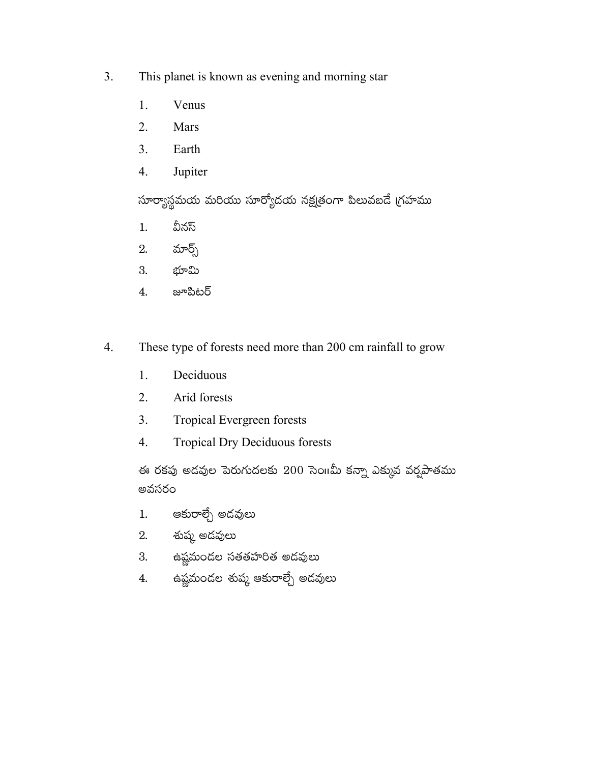3. This planet is known as evening and morning star

   1. Venus
   2. Mars
   3. Earth
   4. Jupiter

   సూర్యాస్థమయ మరియు సూర్యోదయ నక్షత్రంగా పిలువబడే గ్రహము

   1. వీనస్
   2. మార్స్
   3. భూమి
   4. జూపిటర్

4. These type of forests need more than 200 cm rainfall to grow

   1. Deciduous
   2. Arid forests
   3. Tropical Evergreen forests
   4. Tropical Dry Deciduous forests

   ఈ రకపు అడవుల పెరుగుదలకు 200 సెం॥మీ కన్నా ఎక్కువ వర్షపాతము అవసరం

   1. ఆకురాల్చే అడవులు
   2. శుష్క అడవులు
   3. ఉష్ణమండల సతతహరిత అడవులు
   4. ఉష్ణమండల శుష్క ఆకురాల్చే అడవులు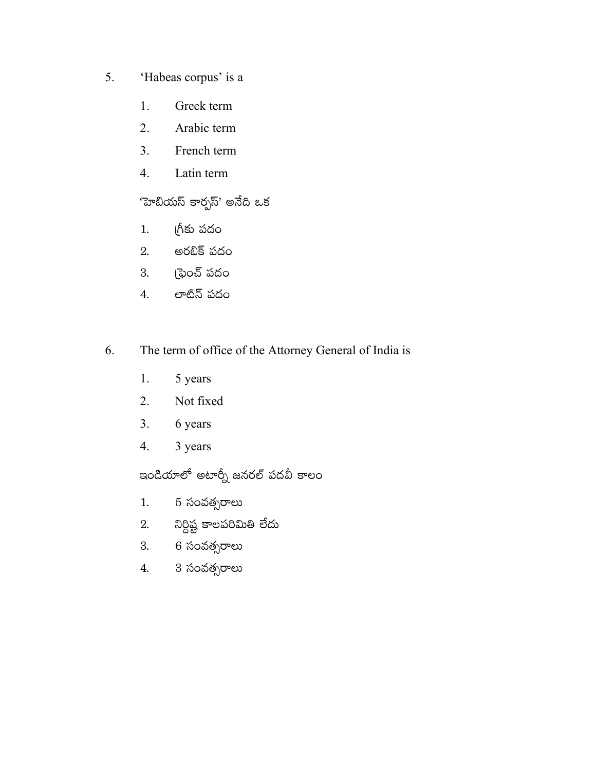5. ‘Habeas corpus’ is a

   1. Greek term
   2. Arabic term
   3. French term
   4. Latin term

   ‘హెబియస్ కార్పస్’ అనేది ఒక

   1. గ్రీకు పదం
   2. అరబిక్ పదం
   3. ఫ్రెంచ్ పదం
   4. లాటిన్ పదం

6. The term of office of the Attorney General of India is

   1. 5 years
   2. Not fixed
   3. 6 years
   4. 3 years

   ఇండియాలో అటార్నీ జనరల్ పదవీ కాలం

   1. 5 సంవత్సరాలు
   2. నిర్దిష్ట కాలపరిమితి లేదు
   3. 6 సంవత్సరాలు
   4. 3 సంవత్సరాలు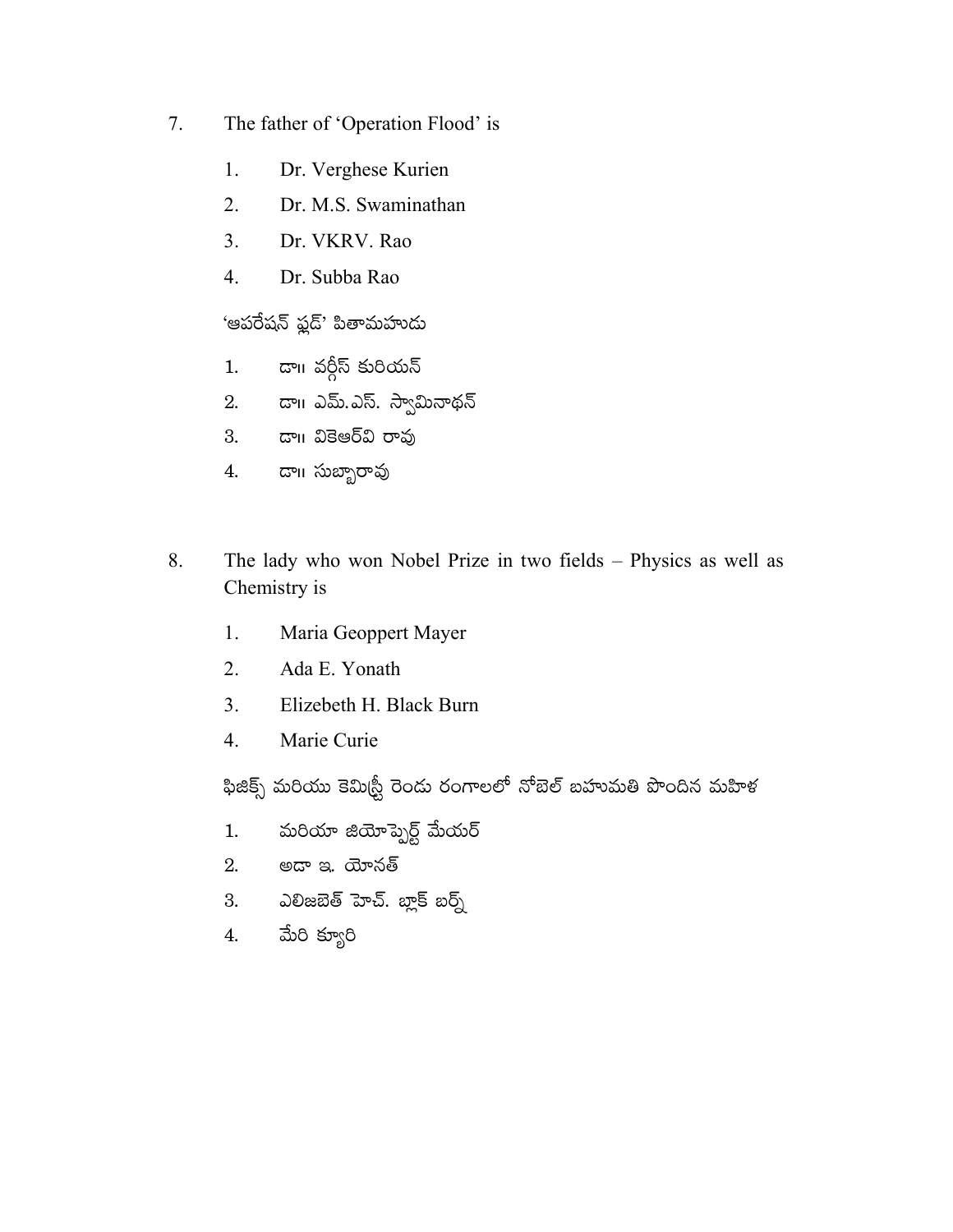7. The father of 'Operation Flood' is

   1. Dr. Verghese Kurien
   2. Dr. M.S. Swaminathan
   3. Dr. VKRV. Rao
   4. Dr. Subba Rao

   'ఆపరేషన్ ఫ్లడ్' పితామహుడు

   1. డా॥ వర్గీస్ కురియన్
   2. డా॥ ఎమ్.ఎస్. స్వామినాథన్
   3. డా॥ వికెఆర్‌వి రావు
   4. డా॥ సుబ్బారావు

8. The lady who won Nobel Prize in two fields – Physics as well as Chemistry is

   1. Maria Geoppert Mayer
   2. Ada E. Yonath
   3. Elizebeth H. Black Burn
   4. Marie Curie

   ఫిజిక్స్ మరియు కెమిస్ట్రీ రెండు రంగాలలో నోబెల్ బహుమతి పొందిన మహిళ

   1. మరియా జియోప్పెర్ట్ మేయర్
   2. అడా ఇ. యోనత్
   3. ఎలిజబెత్ హెచ్. బ్లాక్ బర్న్
   4. మేరి క్యూరి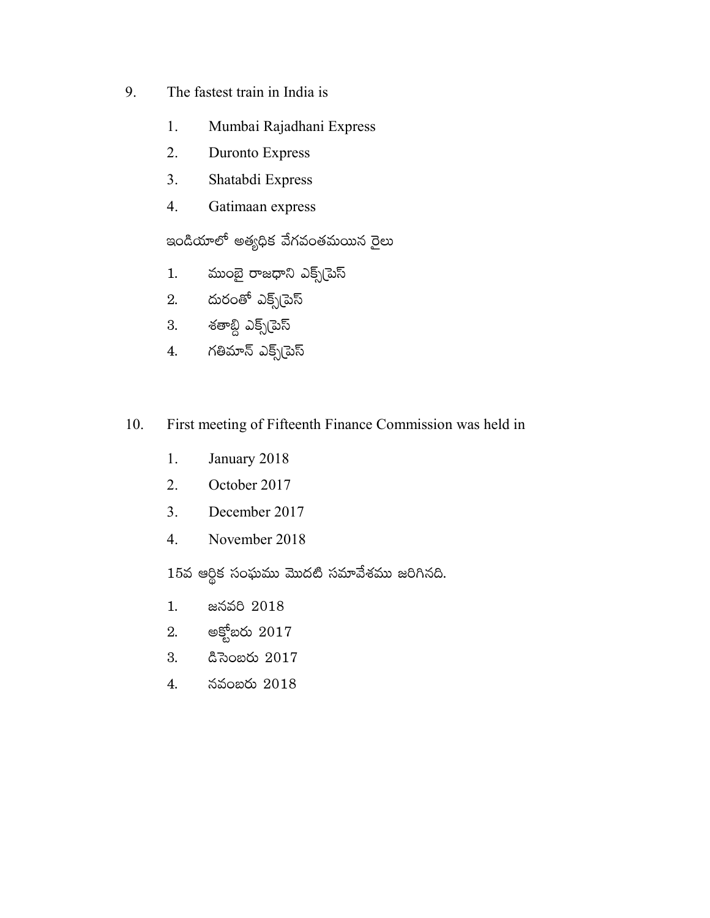9. The fastest train in India is

   1. Mumbai Rajadhani Express
   2. Duronto Express
   3. Shatabdi Express
   4. Gatimaan express

   ఇండియాలో అత్యధిక వేగవంతమయిన రైలు

   1. ముంబై రాజధాని ఎక్స్‌ప్రెస్
   2. దురంతో ఎక్స్‌ప్రెస్
   3. శతాబ్ది ఎక్స్‌ప్రెస్
   4. గతిమాన్ ఎక్స్‌ప్రెస్

10. First meeting of Fifteenth Finance Commission was held in

    1. January 2018
    2. October 2017
    3. December 2017
    4. November 2018

    15వ ఆర్థిక సంఘము మొదటి సమావేశము జరిగినది.

    1. జనవరి 2018
    2. అక్టోబరు 2017
    3. డిసెంబరు 2017
    4. నవంబరు 2018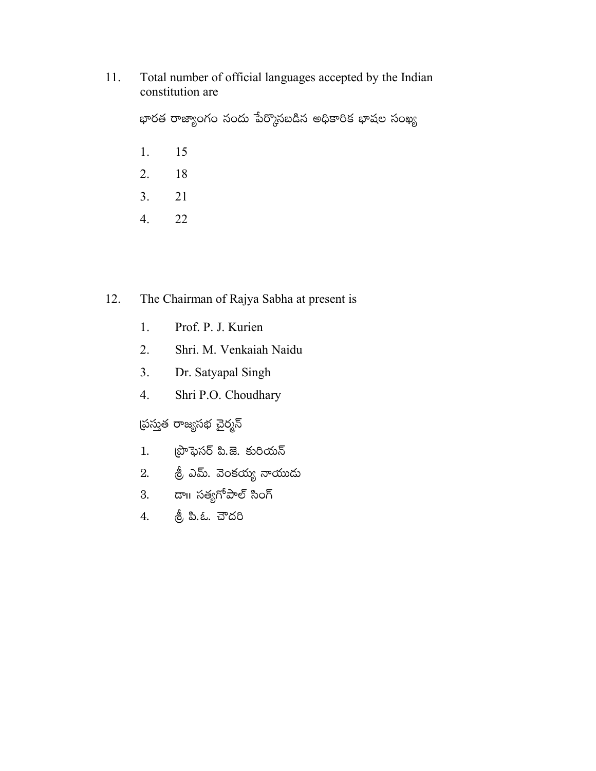11. Total number of official languages accepted by the Indian constitution are

భారత రాజ్యాంగం నందు పేర్కొనబడిన అధికారిక భాషల సంఖ్య

1. 15
2. 18
3. 21
4. 22

12. The Chairman of Rajya Sabha at present is

1. Prof. P. J. Kurien
2. Shri. M. Venkaiah Naidu
3. Dr. Satyapal Singh
4. Shri P.O. Choudhary

ప్రస్తుత రాజ్యసభ చైర్మన్

1. ప్రొఫెసర్ పి.జె. కురియన్
2. శ్రీ ఎమ్. వెంకయ్య నాయుడు
3. డా॥ సత్యగోపాల్ సింగ్
4. శ్రీ పి.ఓ. చౌదరి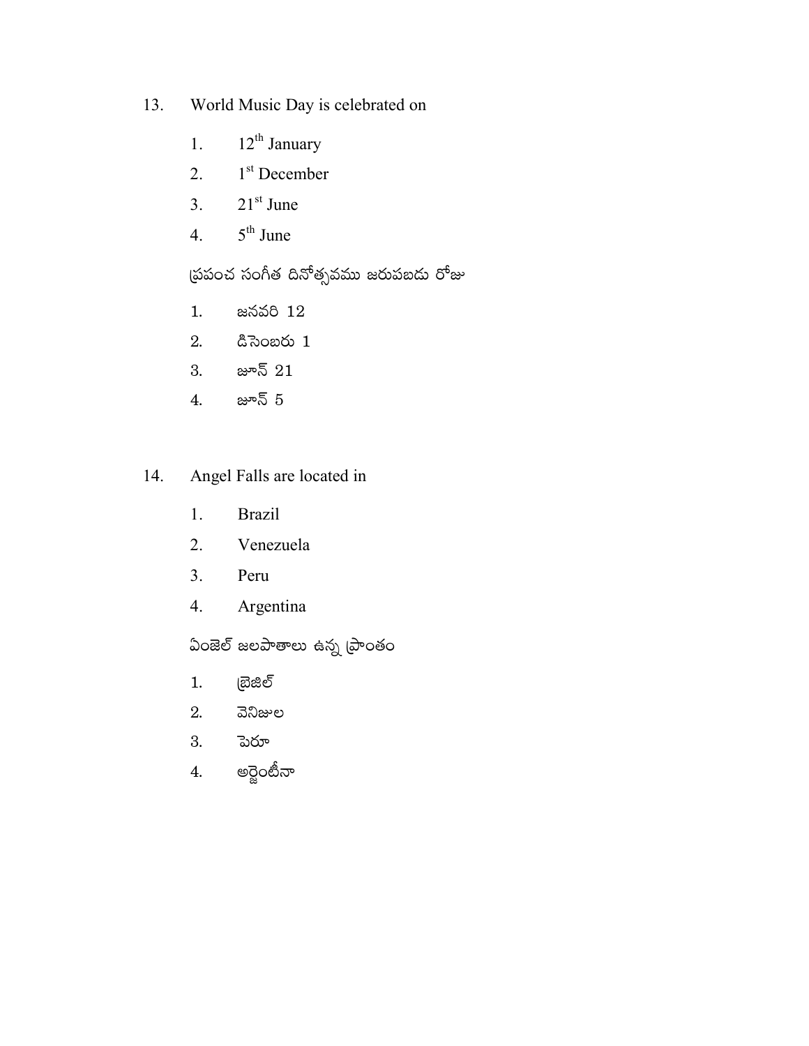13. World Music Day is celebrated on

    1. 12th January
    2. 1st December
    3. 21st June
    4. 5th June

    ప్రపంచ సంగీత దినోత్సవము జరుపబడు రోజు

    1. జనవరి 12
    2. డిసెంబరు 1
    3. జూన్ 21
    4. జూన్ 5

14. Angel Falls are located in

    1. Brazil
    2. Venezuela
    3. Peru
    4. Argentina

    ఏంజెల్ జలపాతాలు ఉన్న ప్రాంతం

    1. బ్రెజిల్
    2. వెనిజుల
    3. పెరూ
    4. అర్జెంటీనా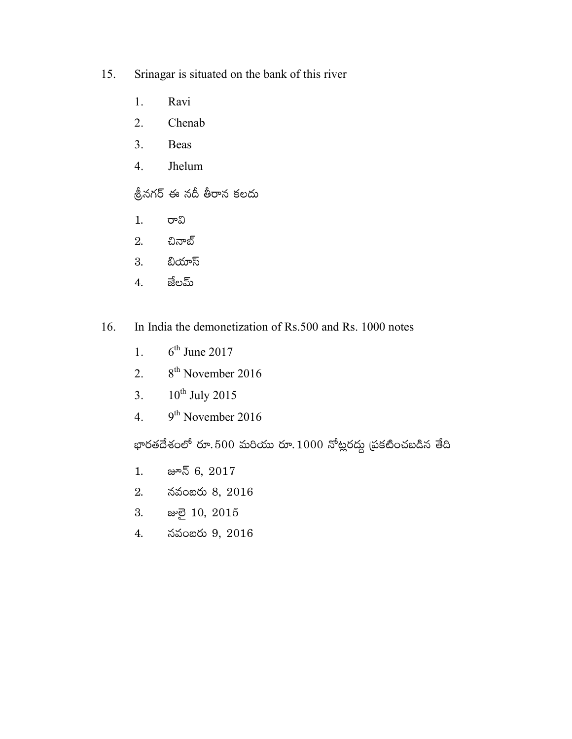15. Srinagar is situated on the bank of this river

    1. Ravi
    2. Chenab
    3. Beas
    4. Jhelum

    శ్రీనగర్ ఈ నదీ తీరాన కలదు

    1. రావి
    2. చినాబ్
    3. బియాస్
    4. జేలమ్

16. In India the demonetization of Rs.500 and Rs. 1000 notes

    1. 6th June 2017
    2. 8th November 2016
    3. 10th July 2015
    4. 9th November 2016

    భారతదేశంలో రూ. 500 మరియు రూ. 1000 నోట్లరద్దు ప్రకటించబడిన తేదీ

    1. జూన్ 6, 2017
    2. నవంబరు 8, 2016
    3. జులై 10, 2015
    4. నవంబరు 9, 2016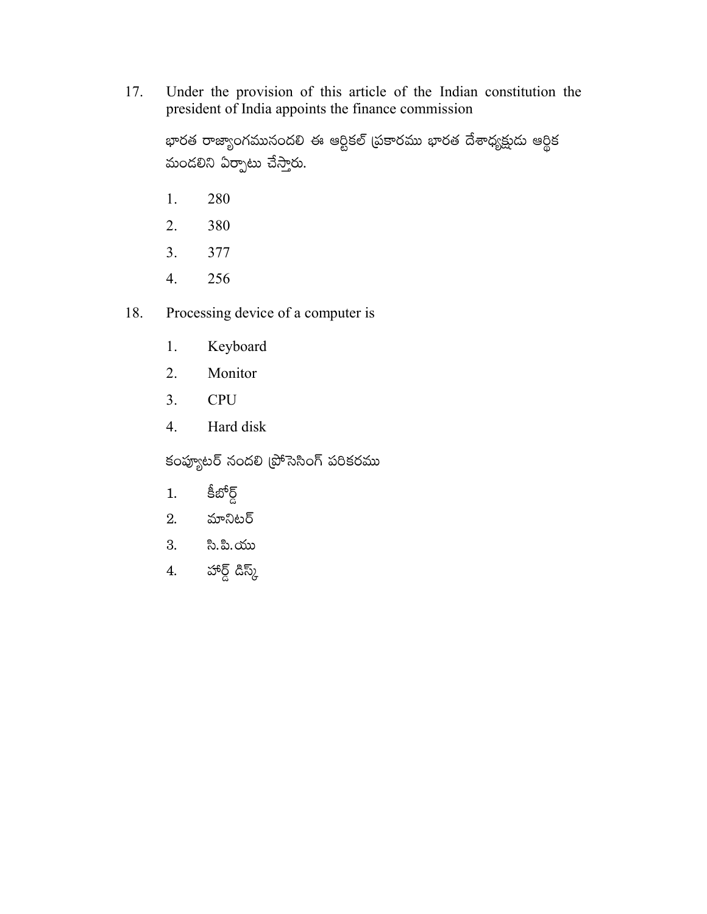17. Under the provision of this article of the Indian constitution the president of India appoints the finance commission

    భారత రాజ్యాంగమునందలి ఈ ఆర్టికల్ ప్రకారము భారత దేశాధ్యక్షుడు ఆర్థిక మండలిని ఏర్పాటు చేస్తారు.

    1. 280
    2. 380
    3. 377
    4. 256

18. Processing device of a computer is

    1. Keyboard
    2. Monitor
    3. CPU
    4. Hard disk

    కంప్యూటర్ నందలి ప్రోసెసింగ్ పరికరము

    1. కీబోర్డ్
    2. మానిటర్
    3. సి.పి.యు
    4. హార్డ్ డిస్క్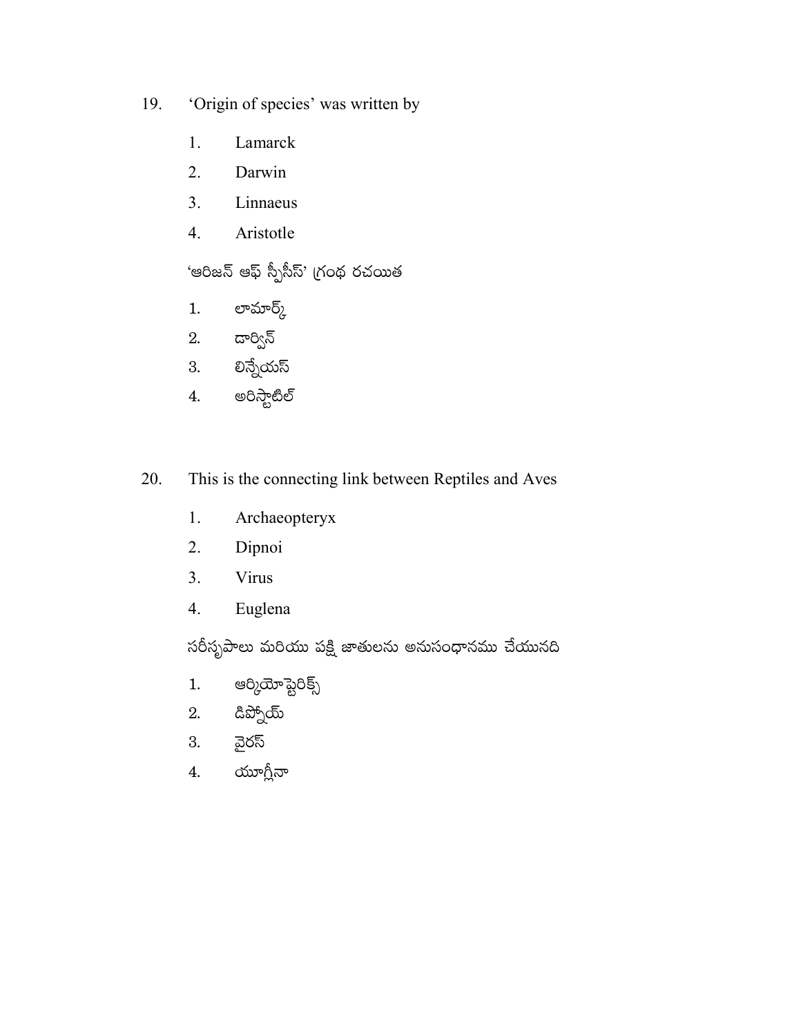19. 'Origin of species' was written by

    1. Lamarck
    2. Darwin
    3. Linnaeus
    4. Aristotle

    'ఆరిజన్ ఆఫ్ స్పీసీస్' గ్రంథ రచయిత

    1. లామార్క్
    2. డార్విన్
    3. లిన్నేయస్
    4. అరిస్టాటిల్

20. This is the connecting link between Reptiles and Aves

    1. Archaeopteryx
    2. Dipnoi
    3. Virus
    4. Euglena

    సరీసృపాలు మరియు పక్షి జాతులను అనుసంధానము చేయునది

    1. ఆర్కియోప్టెరిక్స్
    2. డిప్నోయ్
    3. వైరస్
    4. యూగ్లీనా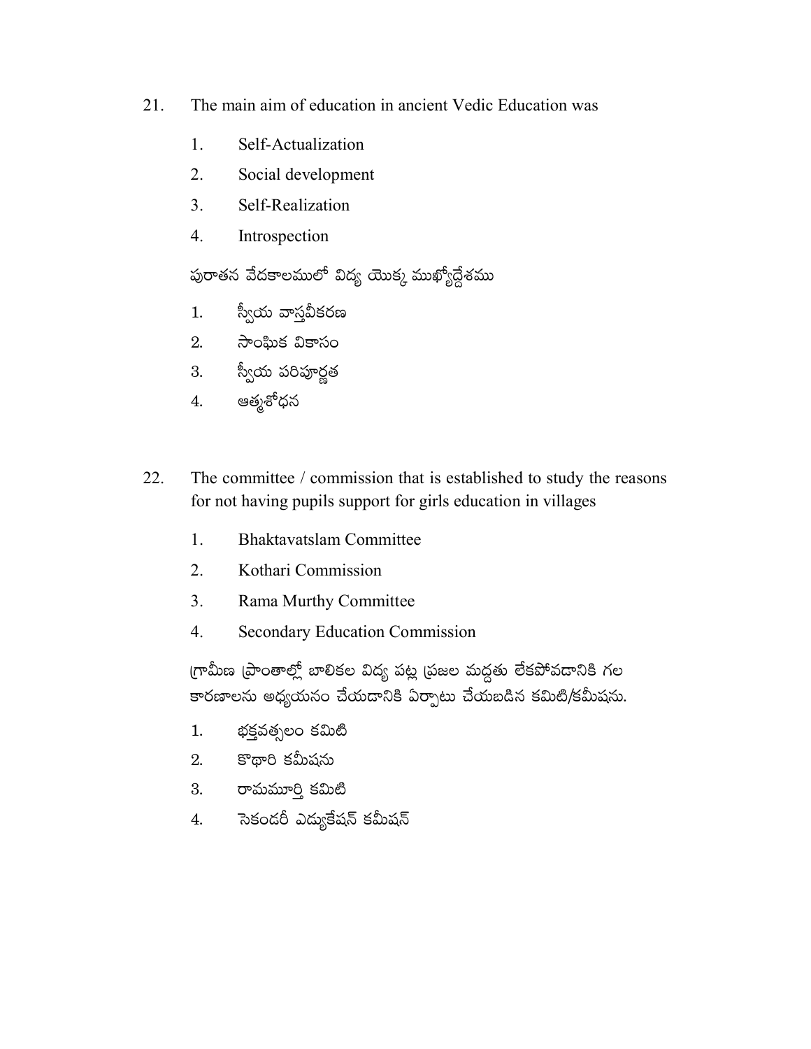21. The main aim of education in ancient Vedic Education was

    1. Self-Actualization
    2. Social development
    3. Self-Realization
    4. Introspection

    పురాతన వేదకాలములో విద్య యొక్క ముఖ్యోద్దేశము

    1. స్వీయ వాస్తవీకరణ
    2. సాంఘిక వికాసం
    3. స్వీయ పరిపూర్ణత
    4. ఆత్మశోధన

22. The committee / commission that is established to study the reasons for not having pupils support for girls education in villages

    1. Bhaktavatslam Committee
    2. Kothari Commission
    3. Rama Murthy Committee
    4. Secondary Education Commission

    గ్రామీణ ప్రాంతాల్లో బాలికల విద్య పట్ల ప్రజల మద్దతు లేకపోవడానికి గల కారణాలను అధ్యయనం చేయడానికి ఏర్పాటు చేయబడిన కమిటి/కమీషను.

    1. భక్తవత్సలం కమిటి
    2. కొథారి కమీషను
    3. రామమూర్తి కమిటి
    4. సెకండరీ ఎడ్యుకేషన్ కమీషన్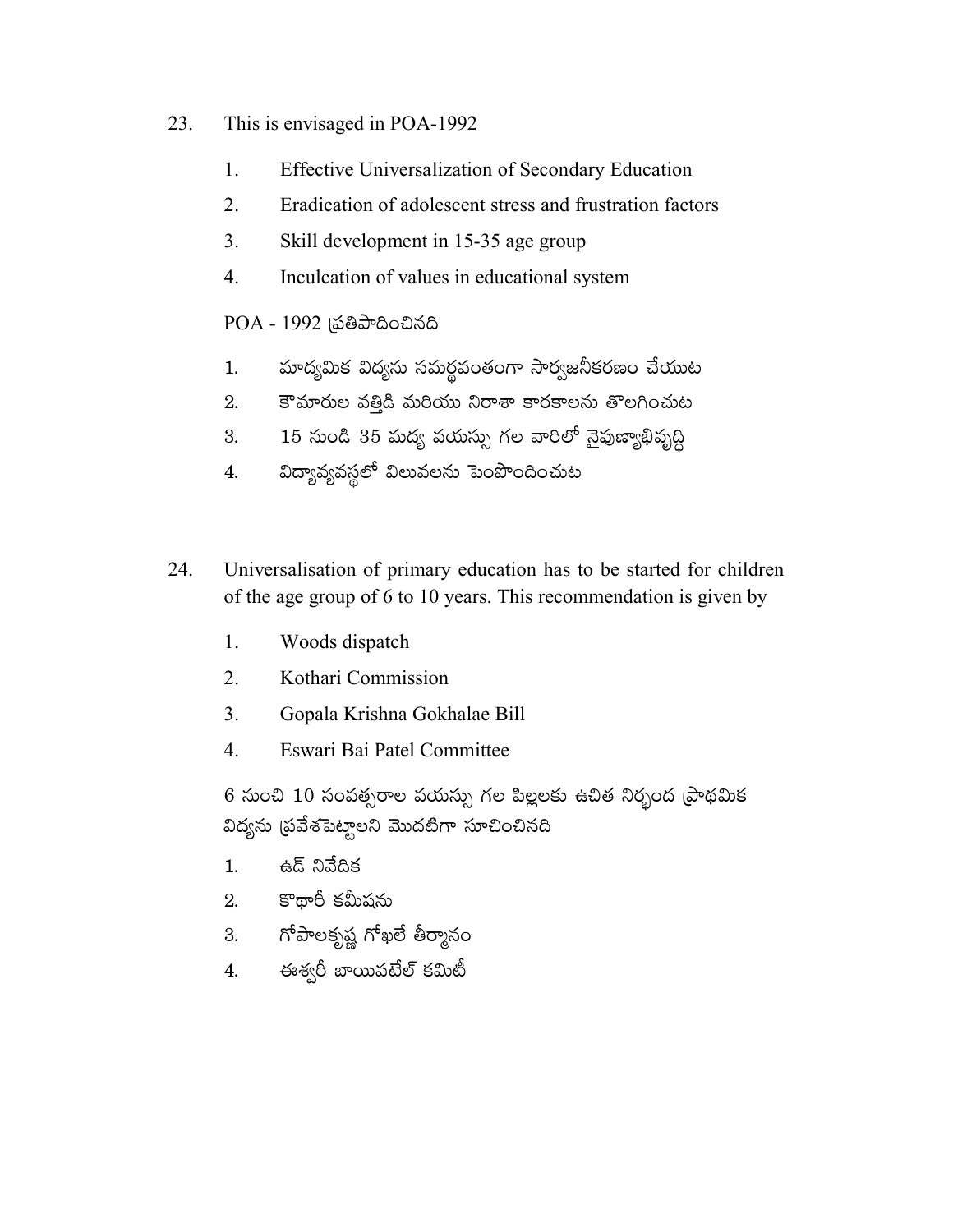23. This is envisaged in POA-1992

    1. Effective Universalization of Secondary Education
    2. Eradication of adolescent stress and frustration factors
    3. Skill development in 15-35 age group
    4. Inculcation of values in educational system

    POA - 1992 ప్రతిపాదించినది

    1. మాధ్యమిక విద్యను సమర్థవంతంగా సార్వజనీకరణం చేయుట
    2. కౌమారుల వత్తిడి మరియు నిరాశా కారకాలను తొలగించుట
    3. 15 నుండి 35 మధ్య వయస్సు గల వారిలో నైపుణ్యాభివృద్ధి
    4. విద్యావ్యవస్థలో విలువలను పెంపొందించుట

24. Universalisation of primary education has to be started for children of the age group of 6 to 10 years. This recommendation is given by

    1. Woods dispatch
    2. Kothari Commission
    3. Gopala Krishna Gokhalae Bill
    4. Eswari Bai Patel Committee

    6 నుంచి 10 సంవత్సరాల వయస్సు గల పిల్లలకు ఉచిత నిర్బంధ ప్రాథమిక విద్యను ప్రవేశపెట్టాలని మొదటిగా సూచించినది

    1. ఉడ్ నివేదిక
    2. కొథారీ కమీషను
    3. గోపాలకృష్ణ గోఖలే తీర్మానం
    4. ఈశ్వరీ బాయిపటేల్ కమిటీ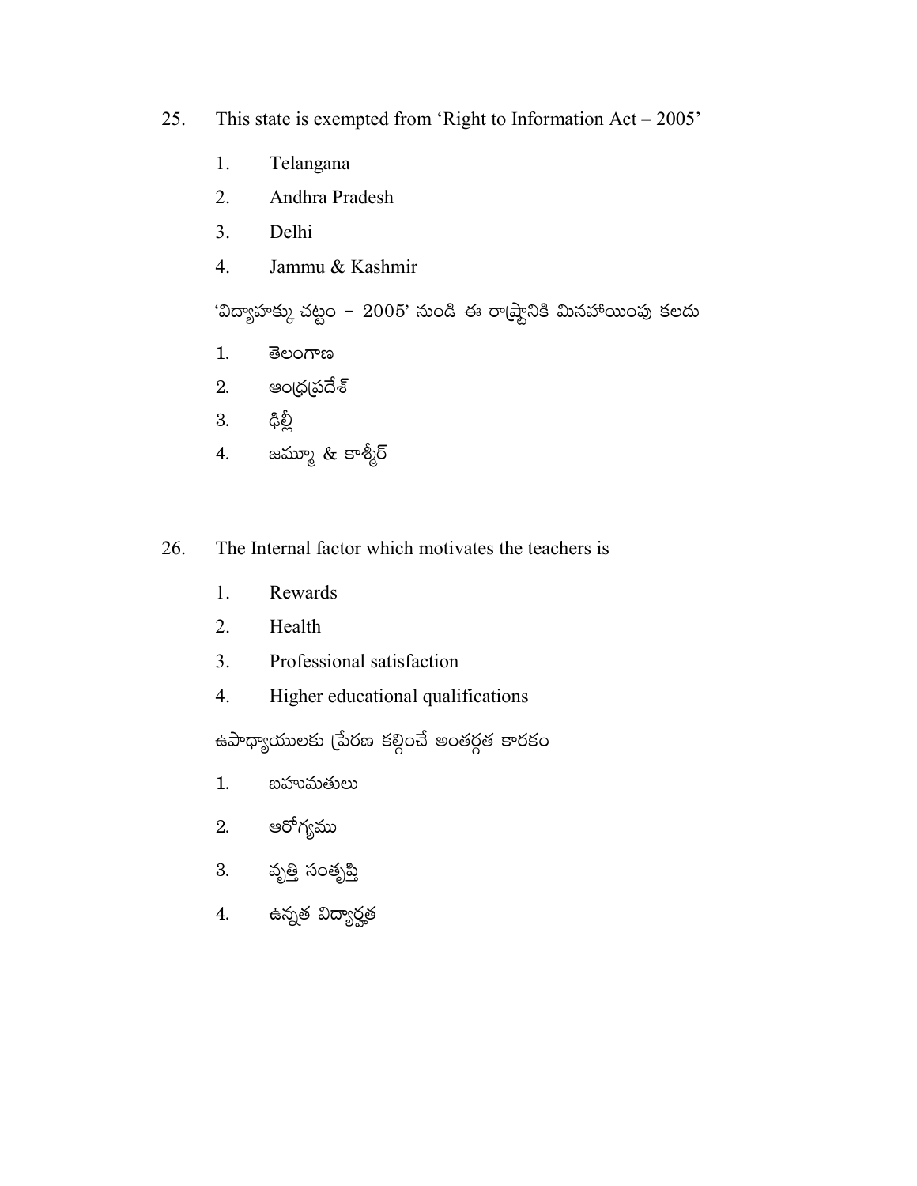25. This state is exempted from 'Right to Information Act – 2005'

    1. Telangana
    2. Andhra Pradesh
    3. Delhi
    4. Jammu & Kashmir

    'విద్యాహక్కు చట్టం – 2005' నుండి ఈ రాష్ట్రానికి మినహాయింపు కలదు

    1. తెలంగాణ
    2. ఆంధ్రప్రదేశ్
    3. ఢిల్లీ
    4. జమ్మూ & కాశ్మీర్

26. The Internal factor which motivates the teachers is

    1. Rewards
    2. Health
    3. Professional satisfaction
    4. Higher educational qualifications

    ఉపాధ్యాయులకు ప్రేరణ కల్గించే అంతర్గత కారకం

    1. బహుమతులు
    2. ఆరోగ్యము
    3. వృత్తి సంతృప్తి
    4. ఉన్నత విద్యార్హత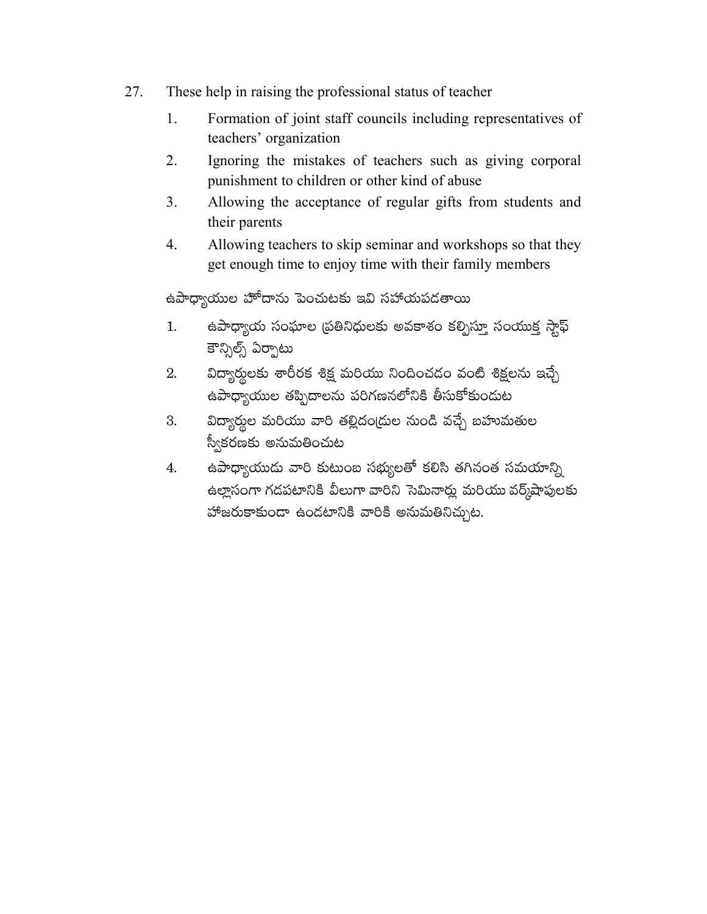27. These help in raising the professional status of teacher

    1. Formation of joint staff councils including representatives of teachers' organization
    2. Ignoring the mistakes of teachers such as giving corporal punishment to children or other kind of abuse
    3. Allowing the acceptance of regular gifts from students and their parents
    4. Allowing teachers to skip seminar and workshops so that they get enough time to enjoy time with their family members

    ఉపాధ్యాయుల హోదాను పెంచుటకు ఇవి సహాయపడతాయి

    1. ఉపాధ్యాయ సంఘాల ప్రతినిధులకు అవకాశం కల్పిస్తూ సంయుక్త స్టాఫ్ కౌన్సిల్స్ ఏర్పాటు
    2. విద్యార్థులకు శారీరక శిక్ష మరియు నిందించడం వంటి శిక్షలను ఇచ్చే ఉపాధ్యాయుల తప్పిదాలను పరిగణనలోనికి తీసుకోకుండుట
    3. విద్యార్థుల మరియు వారి తల్లిదండ్రుల నుండి వచ్చే బహుమతుల స్వీకరణకు అనుమతించుట
    4. ఉపాధ్యాయుడు వారి కుటుంబ సభ్యులతో కలిసి తగినంత సమయాన్ని ఉల్లాసంగా గడపటానికి వీలుగా వారిని సెమినార్లు మరియు వర్క్‌షాపులకు హాజరుకాకుండా ఉండటానికి వారికి అనుమతినిచ్చుట.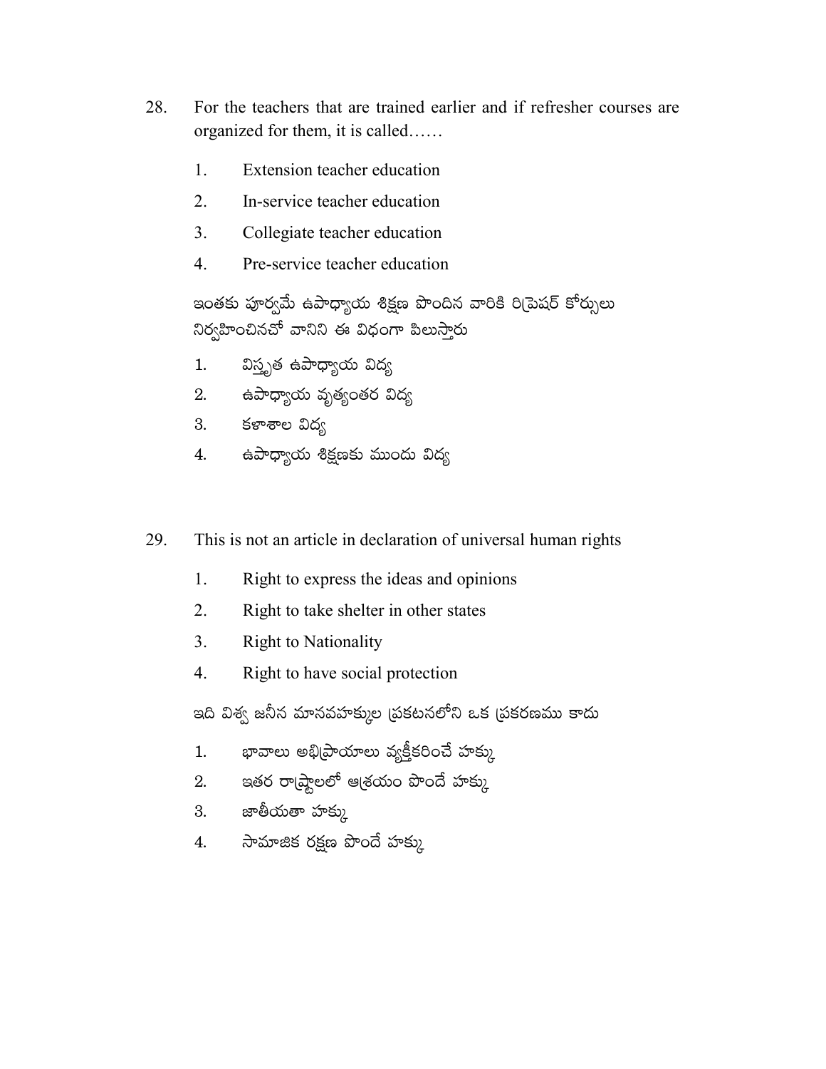28. For the teachers that are trained earlier and if refresher courses are organized for them, it is called……

    1. Extension teacher education
    2. In-service teacher education
    3. Collegiate teacher education
    4. Pre-service teacher education

    ఇంతకు పూర్వమే ఉపాధ్యాయ శిక్షణ పొందిన వారికి రిఫ్రెషర్ కోర్సులు నిర్వహించినచో వానిని ఈ విధంగా పిలుస్తారు

    1. విస్తృత ఉపాధ్యాయ విద్య
    2. ఉపాధ్యాయ వృత్యంతర విద్య
    3. కళాశాల విద్య
    4. ఉపాధ్యాయ శిక్షణకు ముందు విద్య

29. This is not an article in declaration of universal human rights

    1. Right to express the ideas and opinions
    2. Right to take shelter in other states
    3. Right to Nationality
    4. Right to have social protection

    ఇది విశ్వ జనీన మానవహక్కుల ప్రకటనలోని ఒక ప్రకరణము కాదు

    1. భావాలు అభిప్రాయాలు వ్యక్తీకరించే హక్కు
    2. ఇతర రాష్ట్రాలలో ఆశ్రయం పొందే హక్కు
    3. జాతీయతా హక్కు
    4. సామాజిక రక్షణ పొందే హక్కు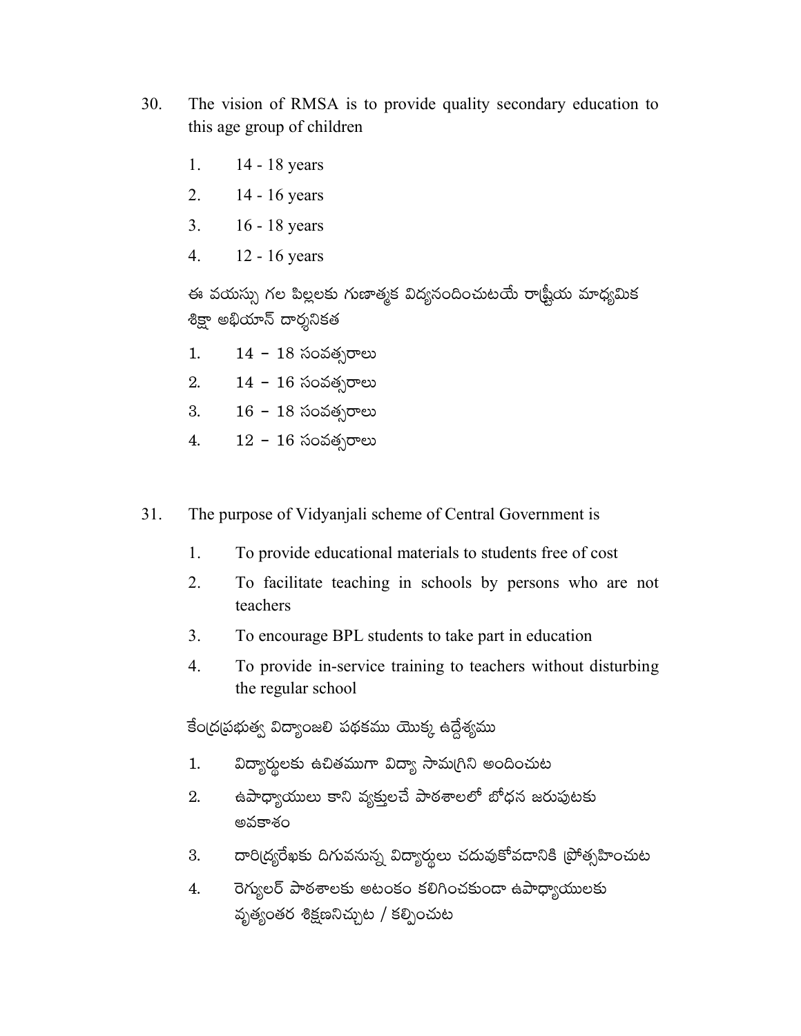30. The vision of RMSA is to provide quality secondary education to this age group of children

    1. 14 - 18 years
    2. 14 - 16 years
    3. 16 - 18 years
    4. 12 - 16 years

    ఈ వయస్సు గల పిల్లలకు గుణాత్మక విద్యనందించుటయే రాష్ట్రీయ మాధ్యమిక శిక్షా అభియాన్ దార్శనికత

    1. 14 – 18 సంవత్సరాలు
    2. 14 – 16 సంవత్సరాలు
    3. 16 – 18 సంవత్సరాలు
    4. 12 – 16 సంవత్సరాలు

31. The purpose of Vidyanjali scheme of Central Government is

    1. To provide educational materials to students free of cost
    2. To facilitate teaching in schools by persons who are not teachers
    3. To encourage BPL students to take part in education
    4. To provide in-service training to teachers without disturbing the regular school

    కేంద్రప్రభుత్వ విద్యాంజలి పథకము యొక్క ఉద్దేశ్యము

    1. విద్యార్థులకు ఉచితముగా విద్యా సామగ్రిని అందించుట
    2. ఉపాధ్యాయులు కాని వ్యక్తులచే పాఠశాలలో బోధన జరుపుటకు అవకాశం
    3. దారిద్ర్యరేఖకు దిగువనున్న విద్యార్థులు చదువుకోవడానికి ప్రోత్సహించుట
    4. రెగ్యులర్ పాఠశాలకు అటంకం కలిగించకుండా ఉపాధ్యాయులకు వృత్యంతర శిక్షణనిచ్చుట / కల్పించుట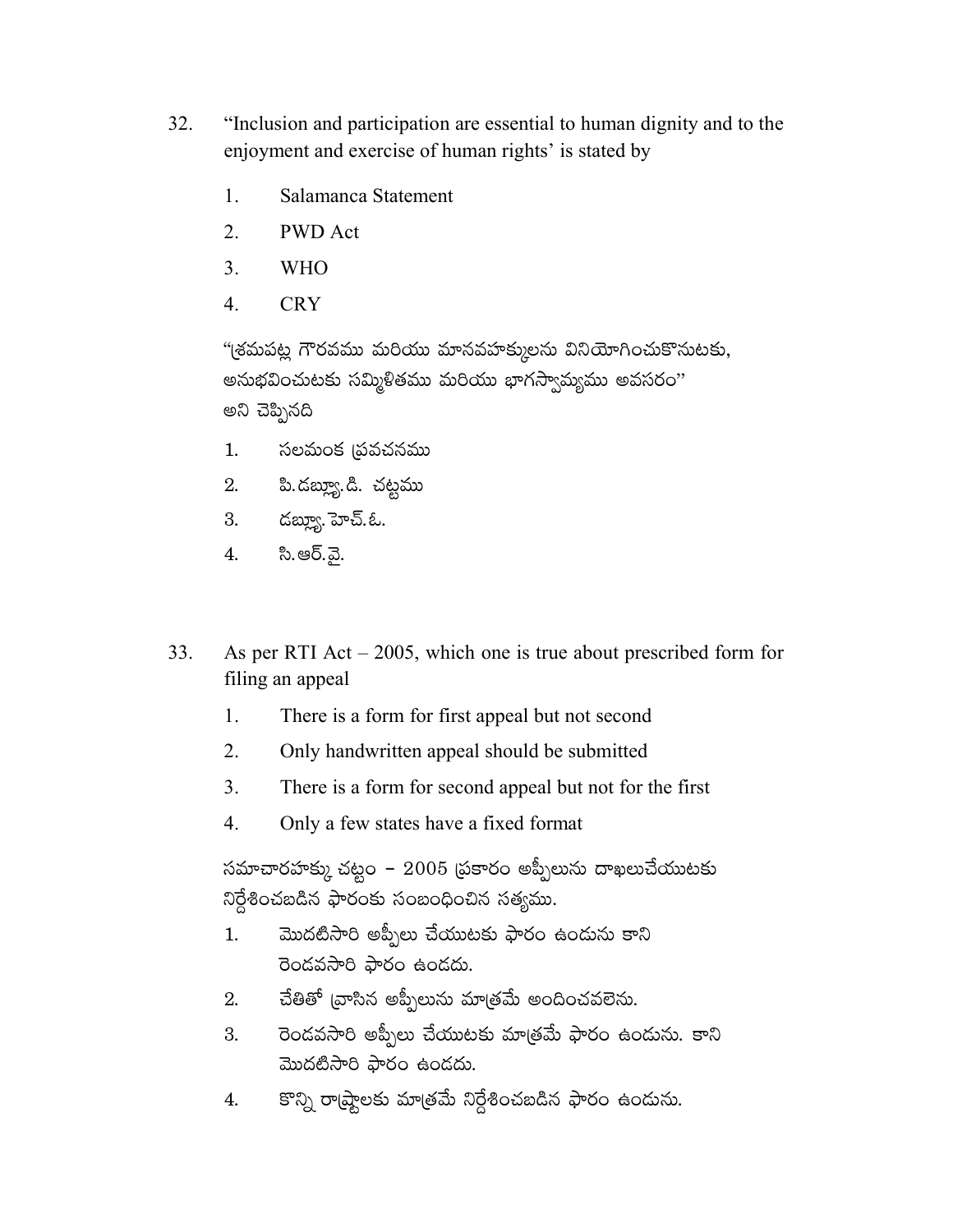32. "Inclusion and participation are essential to human dignity and to the enjoyment and exercise of human rights' is stated by

    1. Salamanca Statement
    2. PWD Act
    3. WHO
    4. CRY

    "శ్రమపట్ల గౌరవము మరియు మానవహక్కులను వినియోగించుకొనుటకు, అనుభవించుటకు సమ్మిళితము మరియు భాగస్వామ్యము అవసరం" అని చెప్పినది

    1. సలమంక ప్రవచనము
    2. పి.డబ్ల్యూ.డి. చట్టము
    3. డబ్ల్యూ.హెచ్.ఓ.
    4. సి.ఆర్.వై.

33. As per RTI Act – 2005, which one is true about prescribed form for filing an appeal

    1. There is a form for first appeal but not second
    2. Only handwritten appeal should be submitted
    3. There is a form for second appeal but not for the first
    4. Only a few states have a fixed format

    సమాచారహక్కు చట్టం – 2005 ప్రకారం అప్పీలును దాఖలుచేయుటకు నిర్దేశించబడిన ఫారంకు సంబంధించిన సత్యము.

    1. మొదటిసారి అప్పీలు చేయుటకు ఫారం ఉండును కాని రెండవసారి ఫారం ఉండదు.
    2. చేతితో వ్రాసిన అప్పీలును మాత్రమే అందించవలెను.
    3. రెండవసారి అప్పీలు చేయుటకు మాత్రమే ఫారం ఉండును. కాని మొదటిసారి ఫారం ఉండదు.
    4. కొన్ని రాష్ట్రాలకు మాత్రమే నిర్దేశించబడిన ఫారం ఉండును.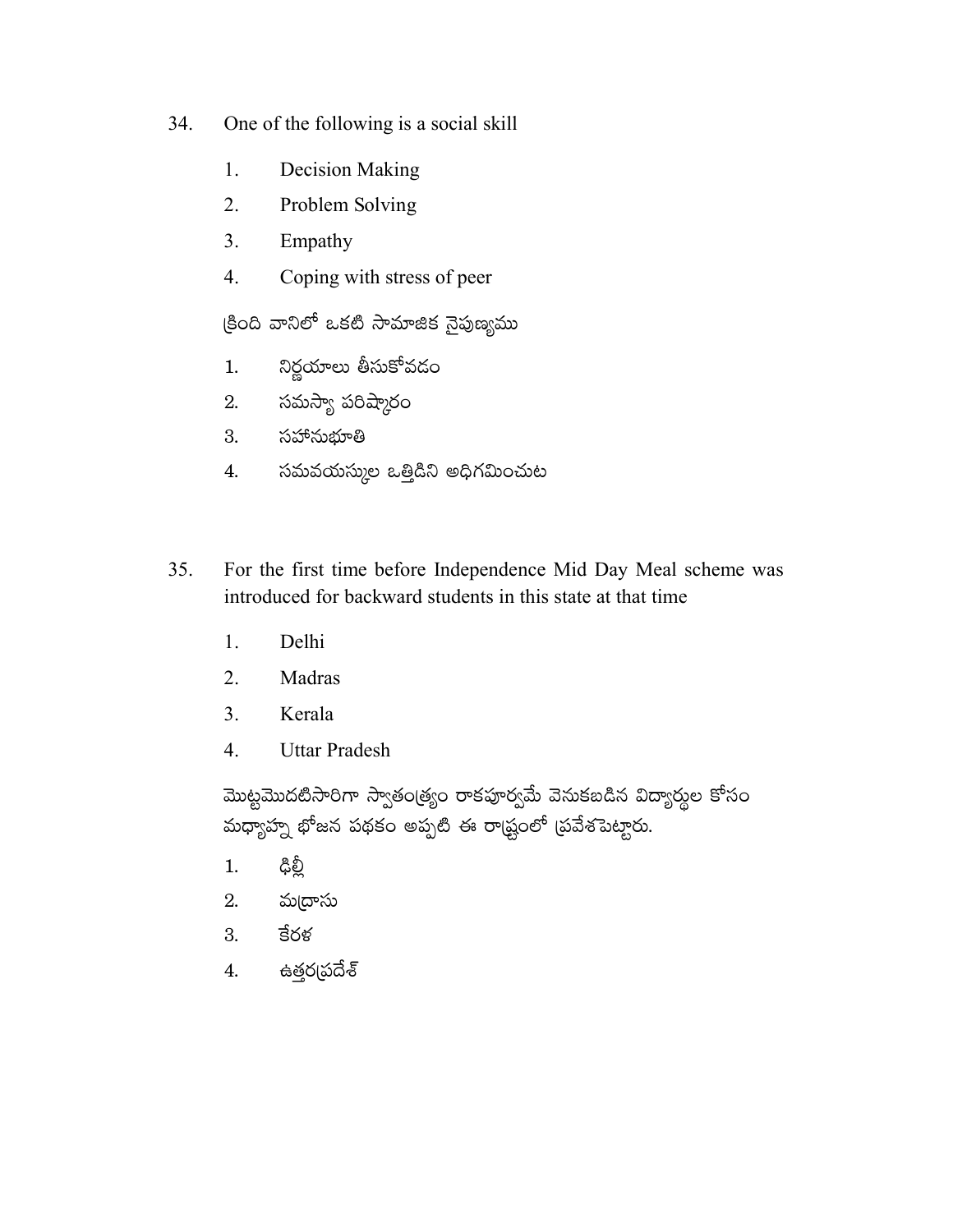34. One of the following is a social skill

    1. Decision Making
    2. Problem Solving
    3. Empathy
    4. Coping with stress of peer

    క్రింది వానిలో ఒకటి సామాజిక నైపుణ్యము

    1. నిర్ణయాలు తీసుకోవడం
    2. సమస్యా పరిష్కారం
    3. సహానుభూతి
    4. సమవయస్కుల ఒత్తిడిని అధిగమించుట

35. For the first time before Independence Mid Day Meal scheme was introduced for backward students in this state at that time

    1. Delhi
    2. Madras
    3. Kerala
    4. Uttar Pradesh

    మొట్టమొదటిసారిగా స్వాతంత్ర్యం రాకపూర్వమే వెనుకబడిన విద్యార్థుల కోసం మధ్యాహ్న భోజన పథకం అప్పటి ఈ రాష్ట్రంలో ప్రవేశపెట్టారు.

    1. ఢిల్లీ
    2. మద్రాసు
    3. కేరళ
    4. ఉత్తరప్రదేశ్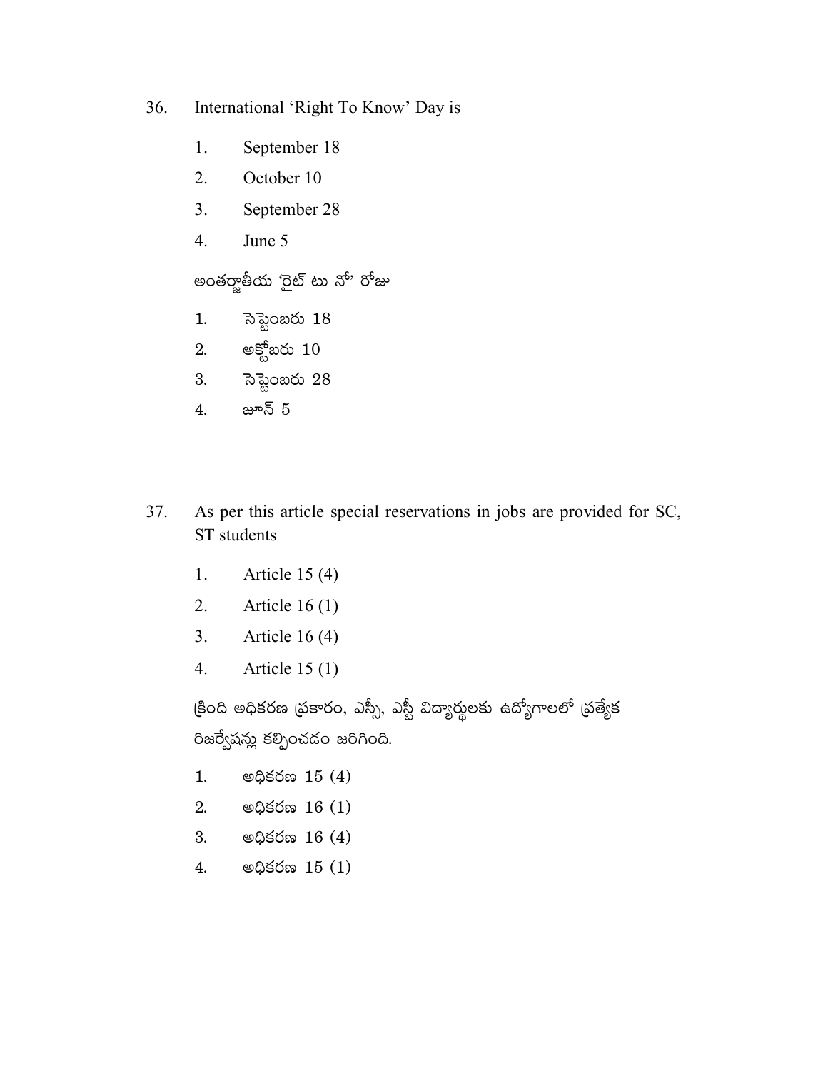36. International 'Right To Know' Day is

    1. September 18
    2. October 10
    3. September 28
    4. June 5

    అంతర్జాతీయ 'రైట్ టు నో' రోజు

    1. సెప్టెంబరు 18
    2. అక్టోబరు 10
    3. సెప్టెంబరు 28
    4. జూన్ 5

37. As per this article special reservations in jobs are provided for SC, ST students

    1. Article 15 (4)
    2. Article 16 (1)
    3. Article 16 (4)
    4. Article 15 (1)

    క్రింది అధికరణ ప్రకారం, ఎస్సీ, ఎస్టీ విద్యార్థులకు ఉద్యోగాలలో ప్రత్యేక రిజర్వేషన్లు కల్పించడం జరిగింది.

    1. అధికరణ 15 (4)
    2. అధికరణ 16 (1)
    3. అధికరణ 16 (4)
    4. అధికరణ 15 (1)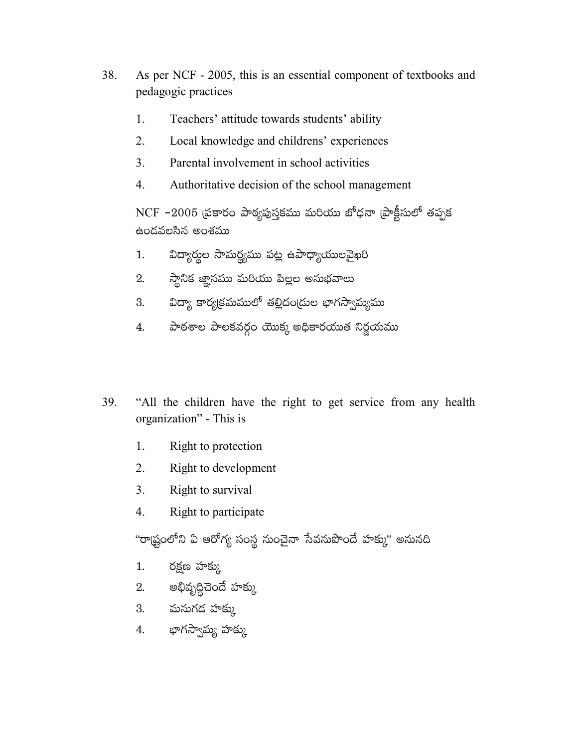38. As per NCF - 2005, this is an essential component of textbooks and pedagogic practices

    1. Teachers' attitude towards students' ability
    2. Local knowledge and childrens' experiences
    3. Parental involvement in school activities
    4. Authoritative decision of the school management

    NCF –2005 ప్రకారం పాఠ్యపుస్తకము మరియు బోధనా ప్రాక్టీసులో తప్పక ఉండవలసిన అంశము

    1. విద్యార్థుల సామర్థ్యము పట్ల ఉపాధ్యాయులవైఖరి
    2. స్థానిక జ్ఞానము మరియు పిల్లల అనుభవాలు
    3. విద్యా కార్యక్రమములో తల్లిదండ్రుల భాగస్వామ్యము
    4. పాఠశాల పాలకవర్గం యొక్క అధికారయుత నిర్ణయము

39. "All the children have the right to get service from any health organization" - This is

    1. Right to protection
    2. Right to development
    3. Right to survival
    4. Right to participate

    "రాష్ట్రంలోని ఏ ఆరోగ్య సంస్థ నుంచైనా సేవనుపొందే హక్కు" అనునది

    1. రక్షణ హక్కు
    2. అభివృద్ధిచెందే హక్కు
    3. మనుగడ హక్కు
    4. భాగస్వామ్య హక్కు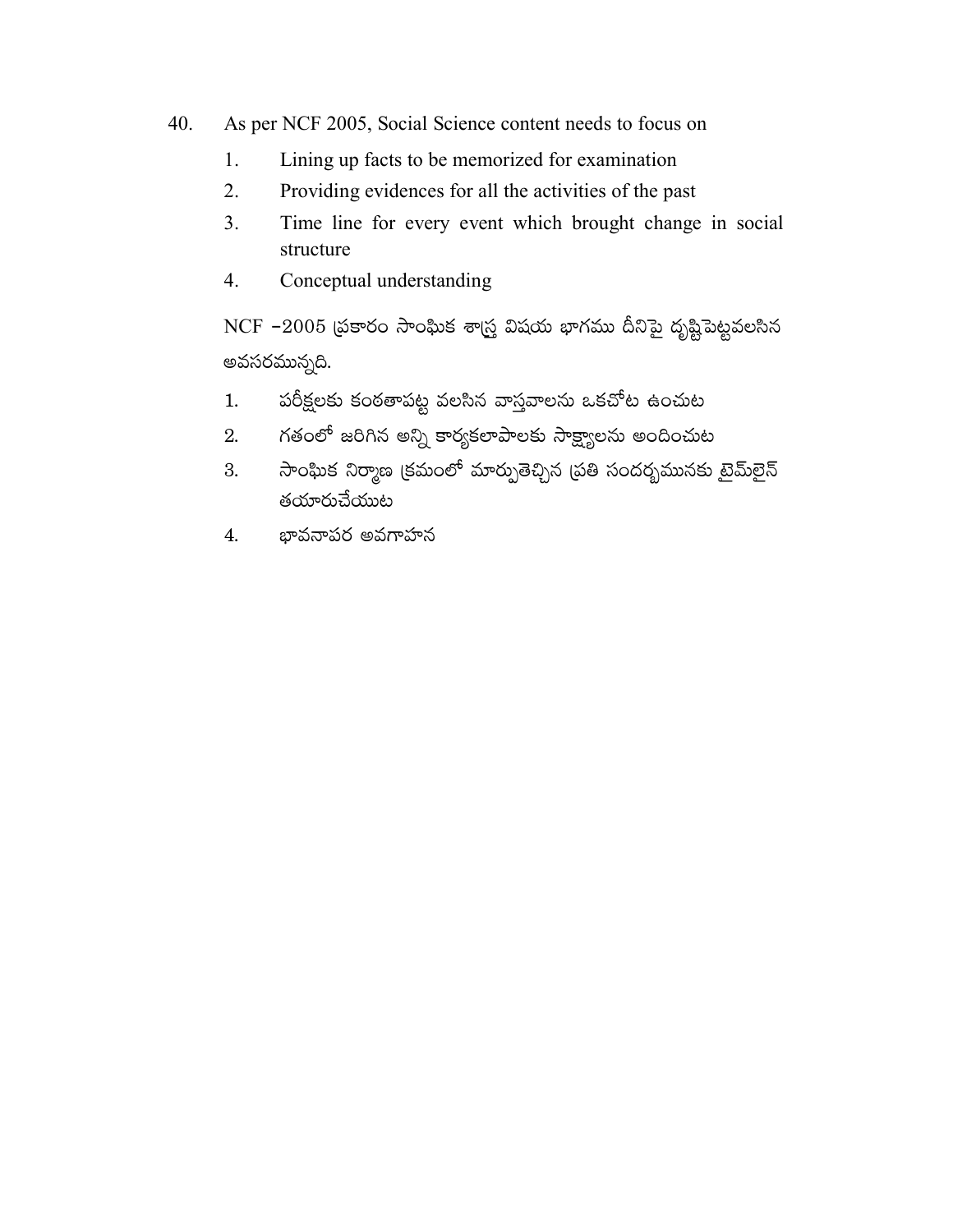40. As per NCF 2005, Social Science content needs to focus on

    1. Lining up facts to be memorized for examination
    2. Providing evidences for all the activities of the past
    3. Time line for every event which brought change in social structure
    4. Conceptual understanding

    NCF –2005 ప్రకారం సాంఘిక శాస్త్ర విషయ భాగము దీనిపై దృష్టిపెట్టవలసిన అవసరమున్నది.

    1. పరీక్షలకు కంఠతాపట్ట వలసిన వాస్తవాలను ఒకచోట ఉంచుట
    2. గతంలో జరిగిన అన్ని కార్యకలాపాలకు సాక్ష్యాలను అందించుట
    3. సాంఘిక నిర్మాణ క్రమంలో మార్పుతెచ్చిన ప్రతి సందర్భమునకు టైమ్‌లైన్ తయారుచేయుట
    4. భావనాపర అవగాహన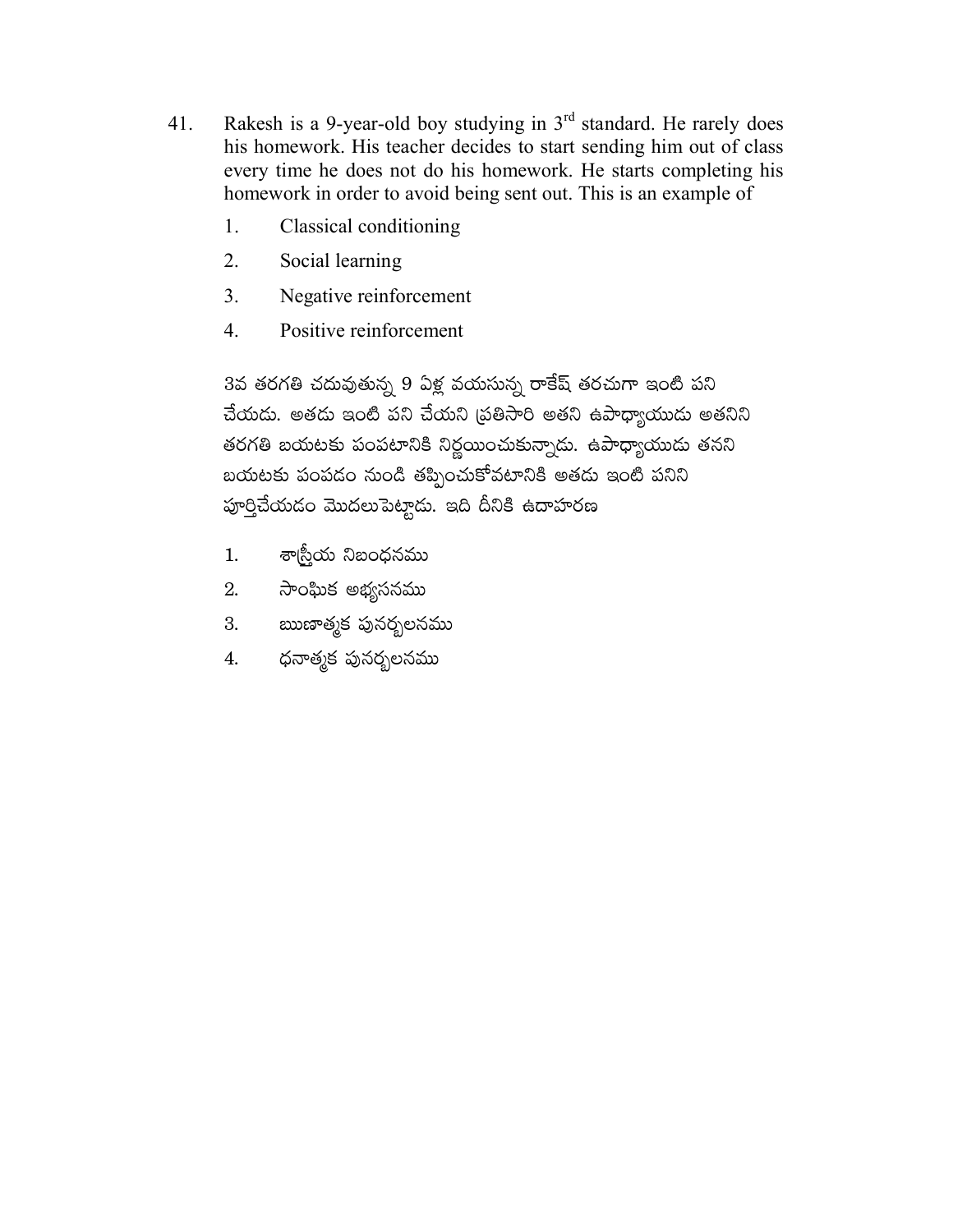41. Rakesh is a 9-year-old boy studying in 3rd standard. He rarely does his homework. His teacher decides to start sending him out of class every time he does not do his homework. He starts completing his homework in order to avoid being sent out. This is an example of

    1. Classical conditioning
    2. Social learning
    3. Negative reinforcement
    4. Positive reinforcement

    3వ తరగతి చదువుతున్న 9 ఏళ్ల వయసున్న రాకేష్ తరచుగా ఇంటి పని చేయడు. అతడు ఇంటి పని చేయని ప్రతిసారి అతని ఉపాధ్యాయుడు అతనిని తరగతి బయటకు పంపటానికి నిర్ణయించుకున్నాడు. ఉపాధ్యాయుడు తనని బయటకు పంపడం నుండి తప్పించుకోవటానికి అతడు ఇంటి పనిని పూర్తిచేయడం మొదలుపెట్టాడు. ఇది దీనికి ఉదాహరణ

    1. శాస్త్రీయ నిబంధనము
    2. సాంఘిక అభ్యసనము
    3. ఋణాత్మక పునర్బలనము
    4. ధనాత్మక పునర్బలనము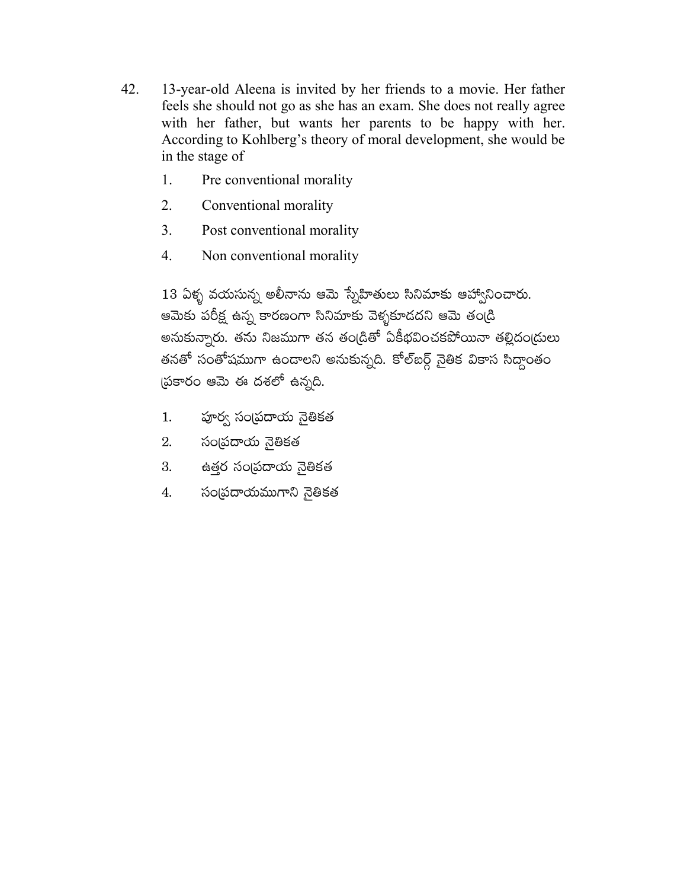42. 13-year-old Aleena is invited by her friends to a movie. Her father feels she should not go as she has an exam. She does not really agree with her father, but wants her parents to be happy with her. According to Kohlberg's theory of moral development, she would be in the stage of

    1. Pre conventional morality
    2. Conventional morality
    3. Post conventional morality
    4. Non conventional morality

    13 ఏళ్ళ వయసున్న అలీనాను ఆమె స్నేహితులు సినిమాకు ఆహ్వానించారు. ఆమెకు పరీక్ష ఉన్న కారణంగా సినిమాకు వెళ్ళకూడదని ఆమె తండ్రి అనుకున్నారు. తను నిజముగా తన తండ్రితో ఏకీభవించకపోయినా తల్లిదండ్రులు తనతో సంతోషముగా ఉండాలని అనుకున్నది. కోల్‌బర్గ్ నైతిక వికాస సిద్ధాంతం ప్రకారం ఆమె ఈ దశలో ఉన్నది.

    1. పూర్వ సంప్రదాయ నైతికత
    2. సంప్రదాయ నైతికత
    3. ఉత్తర సంప్రదాయ నైతికత
    4. సంప్రదాయముగాని నైతికత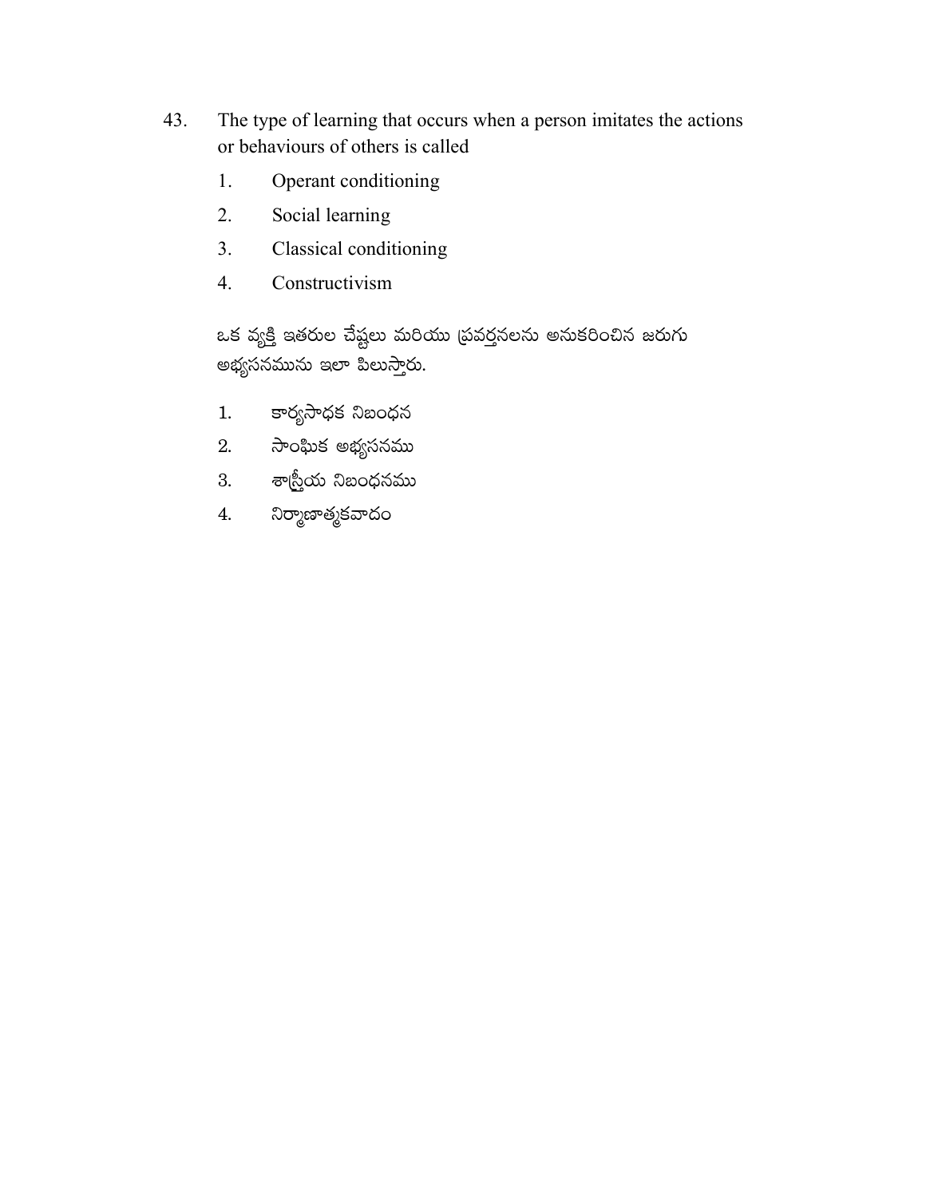43. The type of learning that occurs when a person imitates the actions or behaviours of others is called

    1. Operant conditioning
    2. Social learning
    3. Classical conditioning
    4. Constructivism

    ఒక వ్యక్తి ఇతరుల చేష్టలు మరియు ప్రవర్తనలను అనుకరించిన జరుగు అభ్యసనమును ఇలా పిలుస్తారు.

    1. కార్యసాధక నిబంధన
    2. సాంఘిక అభ్యసనము
    3. శాస్త్రీయ నిబంధనము
    4. నిర్మాణాత్మకవాదం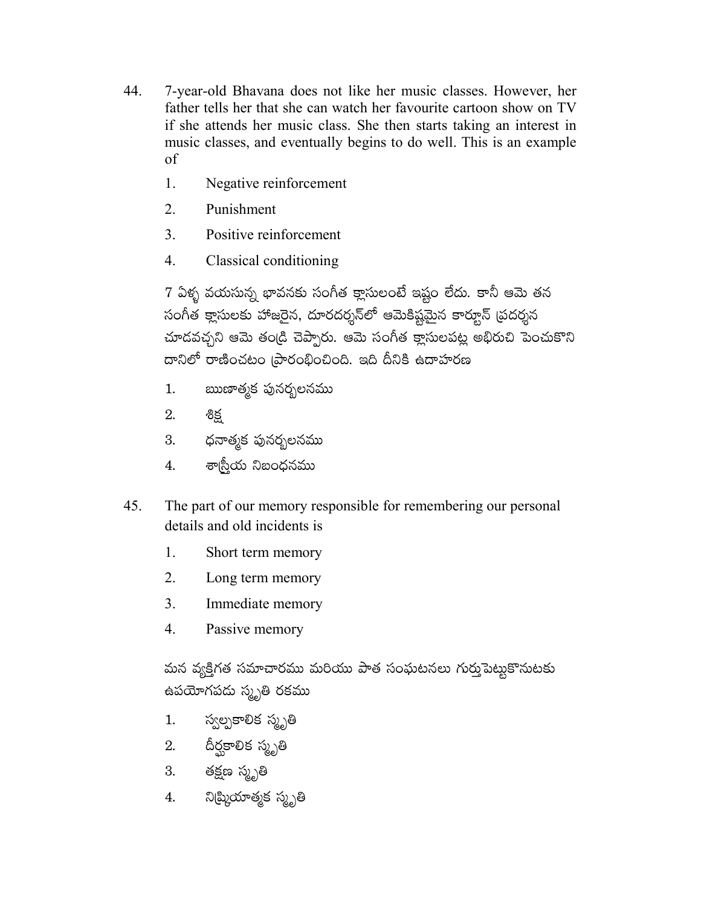44. 7-year-old Bhavana does not like her music classes. However, her father tells her that she can watch her favourite cartoon show on TV if she attends her music class. She then starts taking an interest in music classes, and eventually begins to do well. This is an example of

    1. Negative reinforcement
    2. Punishment
    3. Positive reinforcement
    4. Classical conditioning

    7 ఏళ్ళ వయసున్న భావనకు సంగీత క్లాసులంటే ఇష్టం లేదు. కానీ ఆమె తన సంగీత క్లాసులకు హాజరైన, దూరదర్శన్‌లో ఆమెకిష్టమైన కార్టూన్ ప్రదర్శన చూడవచ్చని ఆమె తండ్రి చెప్పారు. ఆమె సంగీత క్లాసులపట్ల అభిరుచి పెంచుకొని దానిలో రాణించటం ప్రారంభించింది. ఇది దీనికి ఉదాహరణ

    1. ఋణాత్మక పునర్బలనము
    2. శిక్ష
    3. ధనాత్మక పునర్బలనము
    4. శాస్త్రీయ నిబంధనము

45. The part of our memory responsible for remembering our personal details and old incidents is

    1. Short term memory
    2. Long term memory
    3. Immediate memory
    4. Passive memory

    మన వ్యక్తిగత సమాచారము మరియు పాత సంఘటనలు గుర్తుపెట్టుకొనుటకు ఉపయోగపడు స్మృతి రకము

    1. స్వల్పకాలిక స్మృతి
    2. దీర్ఘకాలిక స్మృతి
    3. తక్షణ స్మృతి
    4. నిష్క్రియాత్మక స్మృతి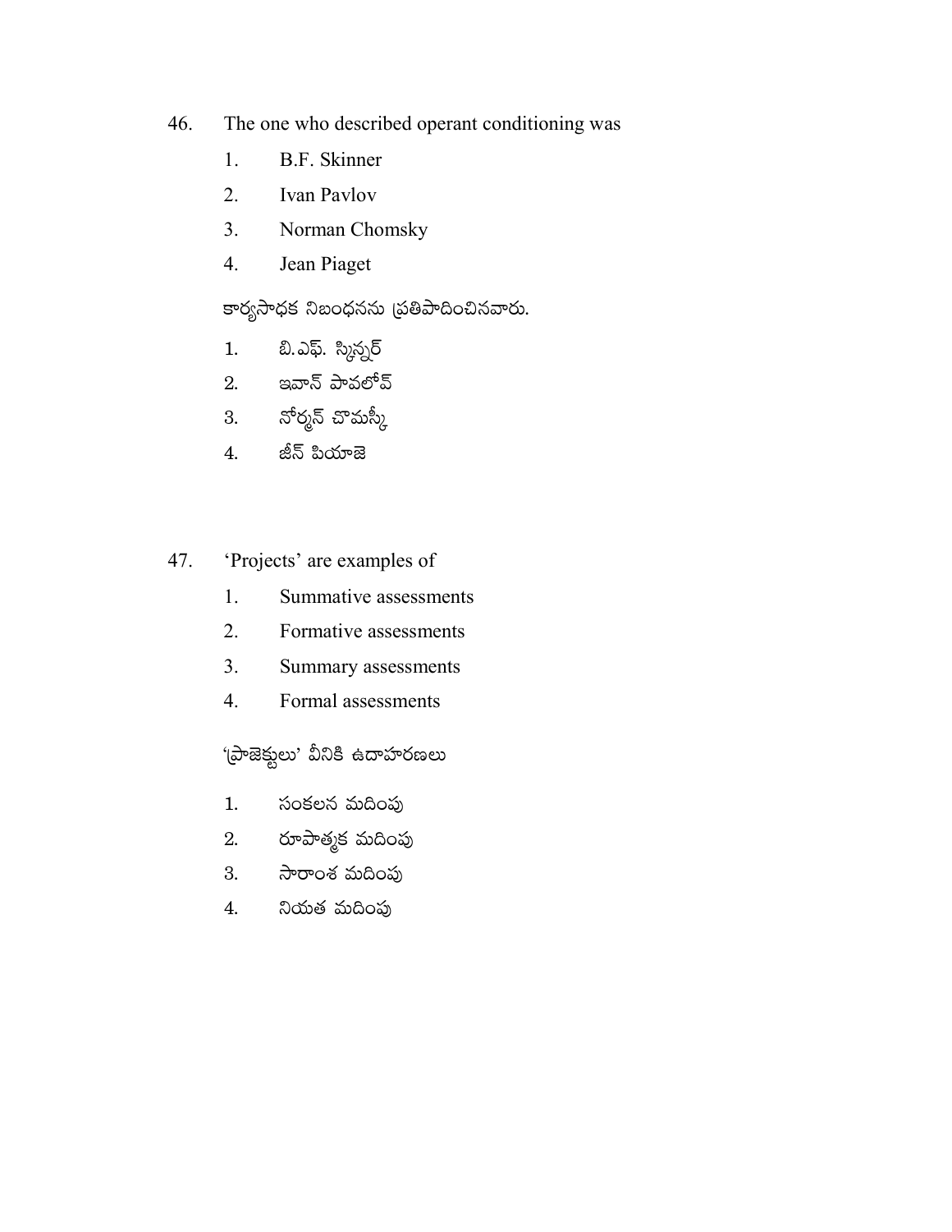46. The one who described operant conditioning was

1. B.F. Skinner
2. Ivan Pavlov
3. Norman Chomsky
4. Jean Piaget

కార్యసాధక నిబంధనను ప్రతిపాదించినవారు.

1. బి.ఎఫ్. స్కిన్నర్
2. ఇవాన్ పావలోవ్
3. నోర్మన్ చొమస్కీ
4. జీన్ పియాజె

47. 'Projects' are examples of

1. Summative assessments
2. Formative assessments
3. Summary assessments
4. Formal assessments

'ప్రాజెక్టులు' వీనికి ఉదాహరణలు

1. సంకలన మదింపు
2. రూపాత్మక మదింపు
3. సారాంశ మదింపు
4. నియత మదింపు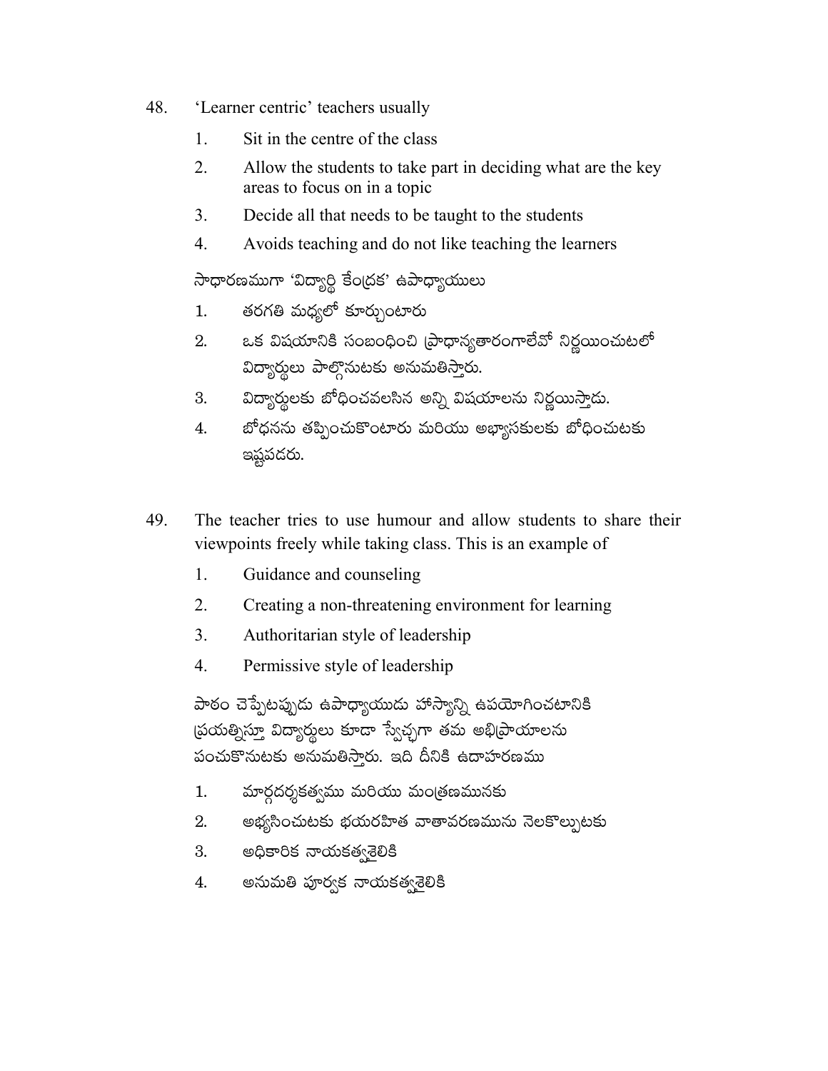48. 'Learner centric' teachers usually

    1. Sit in the centre of the class
    2. Allow the students to take part in deciding what are the key areas to focus on in a topic
    3. Decide all that needs to be taught to the students
    4. Avoids teaching and do not like teaching the learners

    సాధారణముగా 'విద్యార్థి కేంద్రక' ఉపాధ్యాయులు

    1. తరగతి మధ్యలో కూర్చుంటారు
    2. ఒక విషయానికి సంబంధించి ప్రాధాన్యతారంగాలేవో నిర్ణయించుటలో విద్యార్థులు పాల్గొనుటకు అనుమతిస్తారు.
    3. విద్యార్థులకు బోధించవలసిన అన్ని విషయాలను నిర్ణయిస్తాడు.
    4. బోధనను తప్పించుకొంటారు మరియు అభ్యాసకులకు బోధించుటకు ఇష్టపడరు.

49. The teacher tries to use humour and allow students to share their viewpoints freely while taking class. This is an example of

    1. Guidance and counseling
    2. Creating a non-threatening environment for learning
    3. Authoritarian style of leadership
    4. Permissive style of leadership

    పాఠం చెప్పేటప్పుడు ఉపాధ్యాయుడు హాస్యాన్ని ఉపయోగించటానికి ప్రయత్నిస్తూ విద్యార్థులు కూడా స్వేచ్ఛగా తమ అభిప్రాయాలను పంచుకొనుటకు అనుమతిస్తారు. ఇది దీనికి ఉదాహరణము

    1. మార్గదర్శకత్వము మరియు మంత్రణమునకు
    2. అభ్యసించుటకు భయరహిత వాతావరణమును నెలకొల్పుటకు
    3. అధికారిక నాయకత్వశైలికి
    4. అనుమతి పూర్వక నాయకత్వశైలికి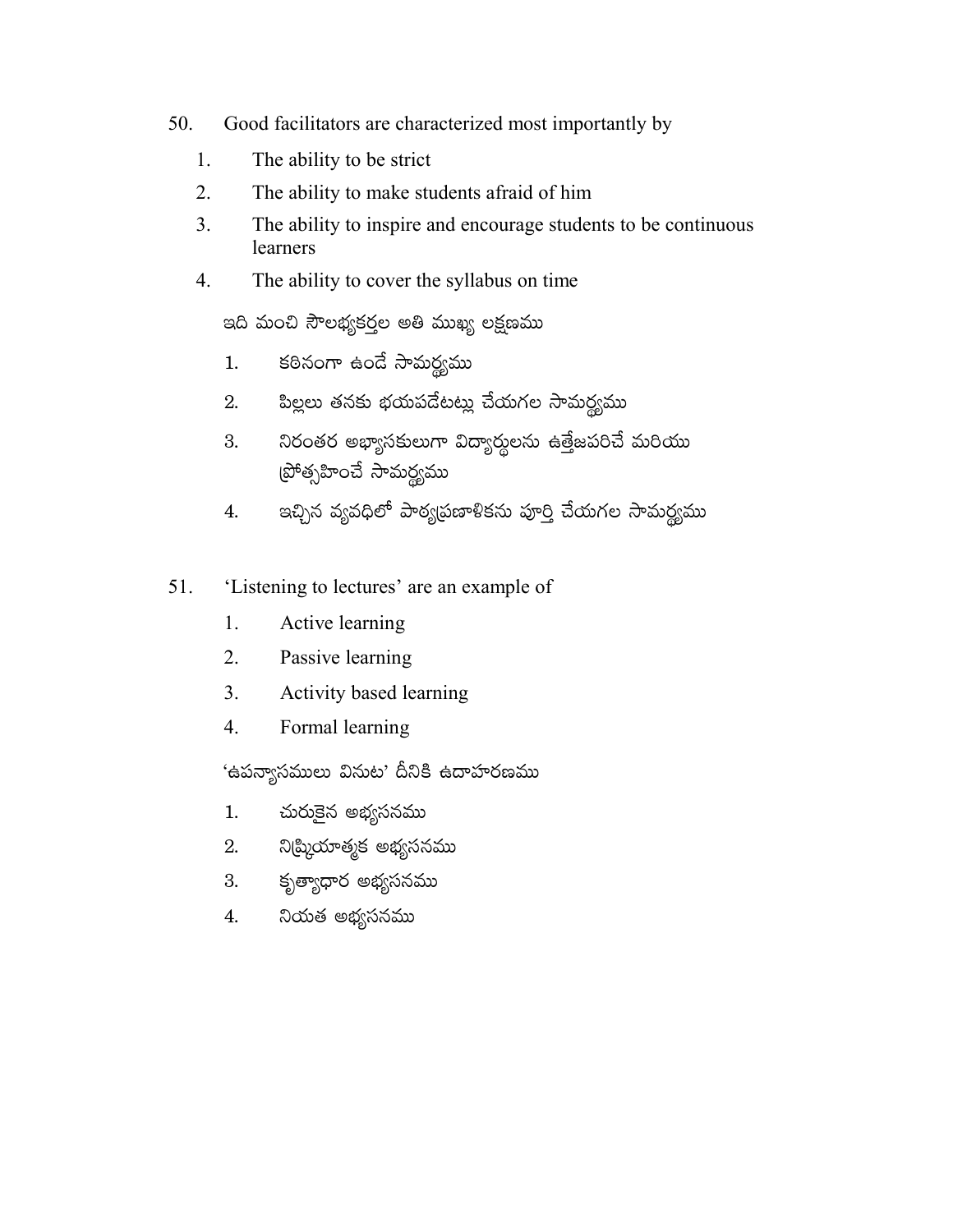50. Good facilitators are characterized most importantly by

1. The ability to be strict
2. The ability to make students afraid of him
3. The ability to inspire and encourage students to be continuous learners
4. The ability to cover the syllabus on time

ఇది మంచి సౌలభ్యకర్తల అతి ముఖ్య లక్షణము

1. కఠినంగా ఉండే సామర్థ్యము
2. పిల్లలు తనకు భయపడేటట్లు చేయగల సామర్థ్యము
3. నిరంతర అభ్యాసకులుగా విద్యార్థులను ఉత్తేజపరిచే మరియు ప్రోత్సహించే సామర్థ్యము
4. ఇచ్చిన వ్యవధిలో పాఠ్యప్రణాళికను పూర్తి చేయగల సామర్థ్యము

51. 'Listening to lectures' are an example of

1. Active learning
2. Passive learning
3. Activity based learning
4. Formal learning

'ఉపన్యాసములు వినుట' దీనికి ఉదాహరణము

1. చురుకైన అభ్యసనము
2. నిష్క్రియాత్మక అభ్యసనము
3. కృత్యాధార అభ్యసనము
4. నియత అభ్యసనము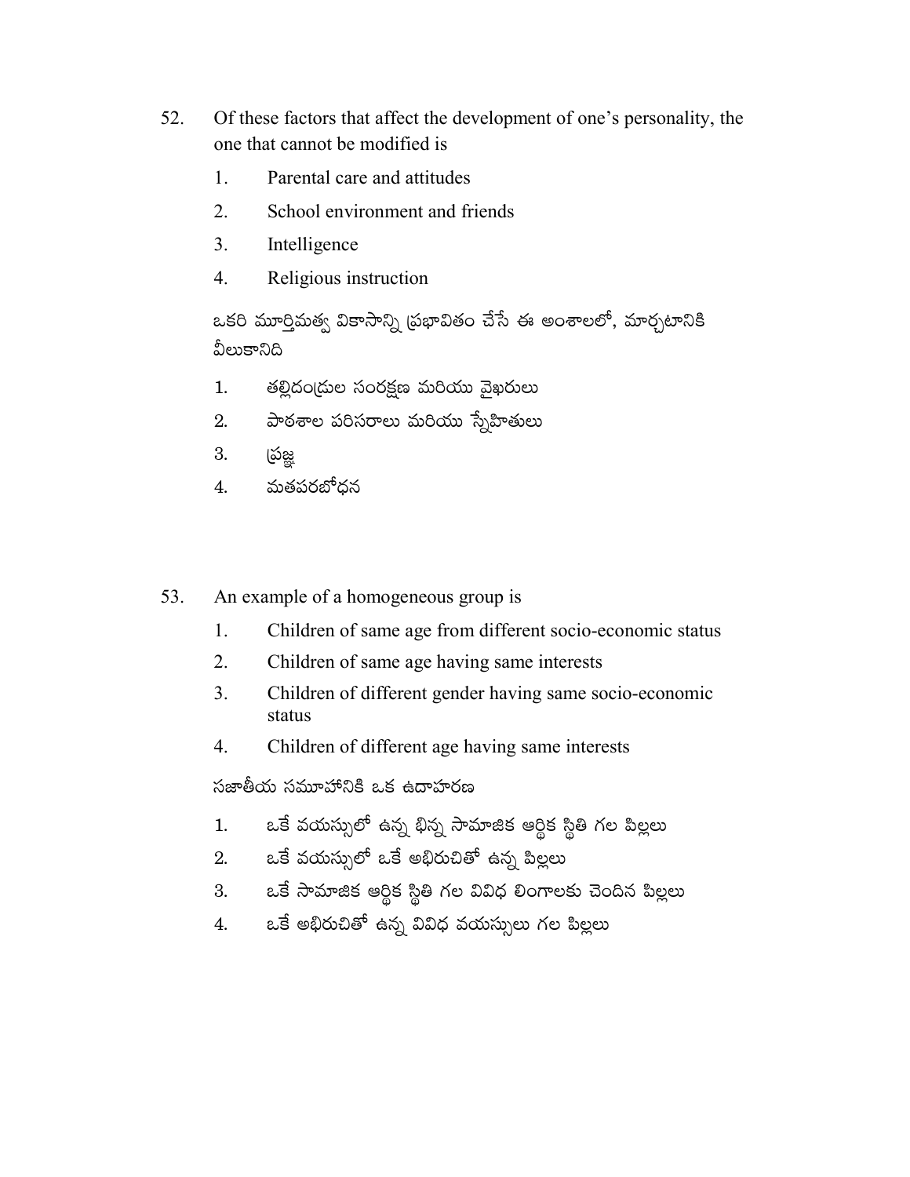52. Of these factors that affect the development of one's personality, the one that cannot be modified is

    1. Parental care and attitudes
    2. School environment and friends
    3. Intelligence
    4. Religious instruction

    ఒకరి మూర్తిమత్వ వికాసాన్ని ప్రభావితం చేసే ఈ అంశాలలో, మార్చటానికి వీలుకానిది

    1. తల్లిదండ్రుల సంరక్షణ మరియు వైఖరులు
    2. పాఠశాల పరిసరాలు మరియు స్నేహితులు
    3. ప్రజ్ఞ
    4. మతపరబోధన

53. An example of a homogeneous group is

    1. Children of same age from different socio-economic status
    2. Children of same age having same interests
    3. Children of different gender having same socio-economic status
    4. Children of different age having same interests

    సజాతీయ సమూహానికి ఒక ఉదాహరణ

    1. ఒకే వయస్సులో ఉన్న భిన్న సామాజిక ఆర్థిక స్థితి గల పిల్లలు
    2. ఒకే వయస్సులో ఒకే అభిరుచితో ఉన్న పిల్లలు
    3. ఒకే సామాజిక ఆర్థిక స్థితి గల వివిధ లింగాలకు చెందిన పిల్లలు
    4. ఒకే అభిరుచితో ఉన్న వివిధ వయస్సులు గల పిల్లలు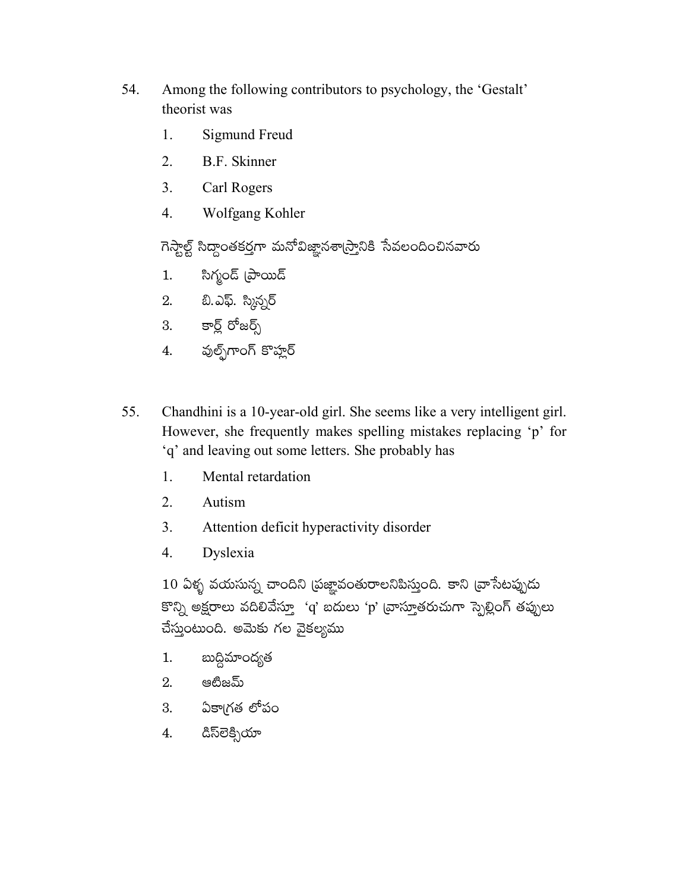54. Among the following contributors to psychology, the 'Gestalt' theorist was

    1. Sigmund Freud
    2. B.F. Skinner
    3. Carl Rogers
    4. Wolfgang Kohler

    గెస్టాల్ట్ సిద్ధాంతకర్తగా మనోవిజ్ఞానశాస్త్రానికి సేవలందించినవారు

    1. సిగ్మండ్ ఫ్రాయిడ్
    2. బి.ఎఫ్. స్కిన్నర్
    3. కార్ల్ రోజర్స్
    4. వుల్ఫ్‌గాంగ్ కొహ్లర్

55. Chandhini is a 10-year-old girl. She seems like a very intelligent girl. However, she frequently makes spelling mistakes replacing 'p' for 'q' and leaving out some letters. She probably has

    1. Mental retardation
    2. Autism
    3. Attention deficit hyperactivity disorder
    4. Dyslexia

    10 ఏళ్ళ వయసున్న చాందిని ప్రజ్ఞావంతురాలనిపిస్తుంది. కాని వ్రాసేటప్పుడు కొన్ని అక్షరాలు వదిలివేస్తూ 'q' బదులు 'p' వ్రాస్తూతరుచుగా స్పెల్లింగ్ తప్పులు చేస్తుంటుంది. అమెకు గల వైకల్యము

    1. బుద్ధిమాంద్యత
    2. ఆటిజమ్
    3. ఏకాగ్రత లోపం
    4. డిస్‌లెక్సియా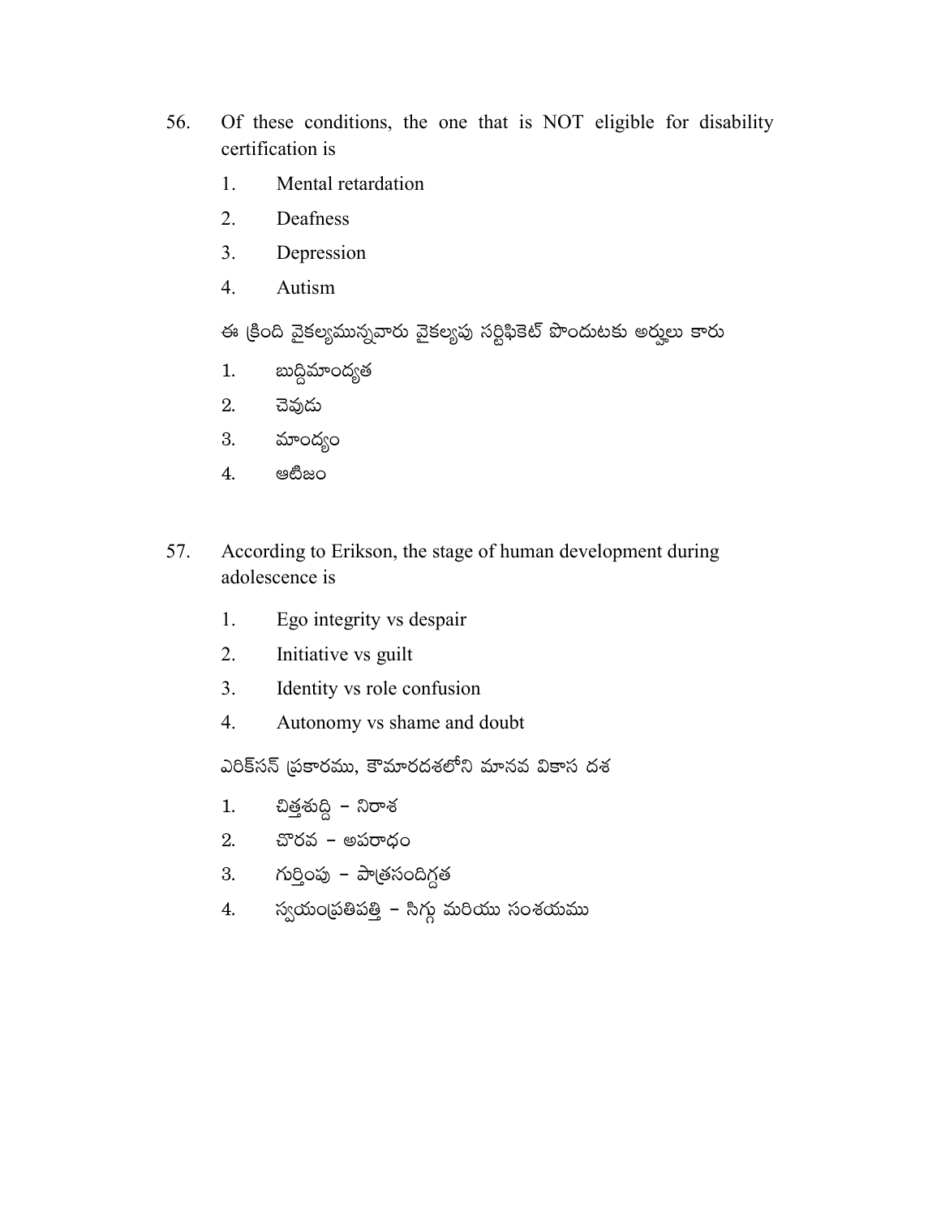56. Of these conditions, the one that is NOT eligible for disability certification is

1. Mental retardation
2. Deafness
3. Depression
4. Autism

ఈ క్రింది వైకల్యమున్నవారు వైకల్యపు సర్టిఫికెట్ పొందుటకు అర్హులు కారు

1. బుద్ధిమాంద్యత
2. చెవుడు
3. మాంద్యం
4. ఆటిజం

57. According to Erikson, the stage of human development during adolescence is

1. Ego integrity vs despair
2. Initiative vs guilt
3. Identity vs role confusion
4. Autonomy vs shame and doubt

ఎరిక్‌సన్ ప్రకారము, కౌమారదశలోని మానవ వికాస దశ

1. చిత్తశుద్ధి – నిరాశ
2. చొరవ – అపరాధం
3. గుర్తింపు – పాత్రసందిగ్ధత
4. స్వయంప్రతిపత్తి – సిగ్గు మరియు సంశయము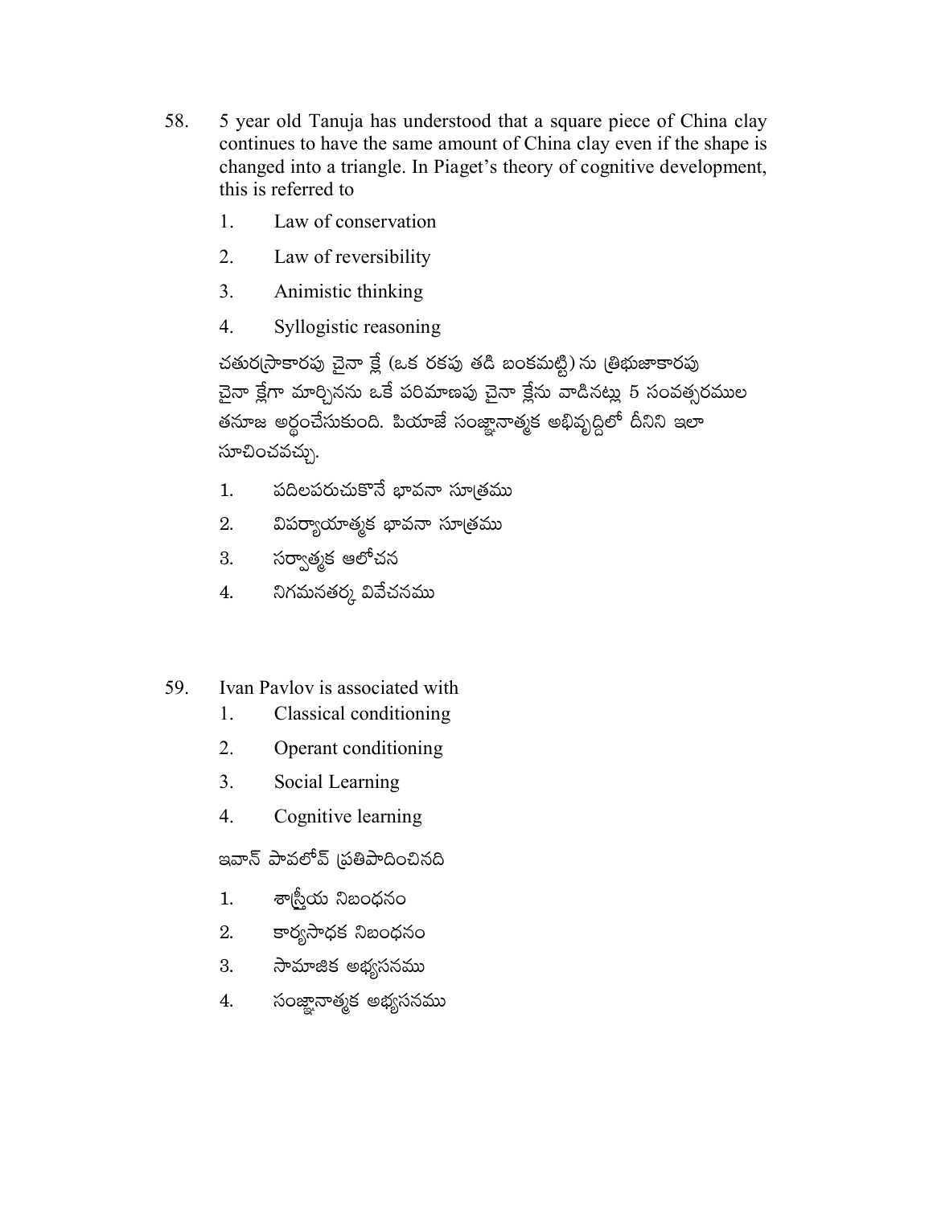58. 5 year old Tanuja has understood that a square piece of China clay continues to have the same amount of China clay even if the shape is changed into a triangle. In Piaget's theory of cognitive development, this is referred to

1. Law of conservation
2. Law of reversibility
3. Animistic thinking
4. Syllogistic reasoning

చతురస్రాకారపు చైనా క్లే (ఒక రకపు తడి బంకమట్టి) ను త్రిభుజాకారపు చైనా క్లేగా మార్చినను ఒకే పరిమాణపు చైనా క్లేను వాడినట్లు 5 సంవత్సరముల తనూజ అర్థంచేసుకుంది. పియాజే సంజ్ఞానాత్మక అభివృద్ధిలో దీనిని ఇలా సూచించవచ్చు.

1. పదిలపరుచుకొనే భావనా సూత్రము
2. విపర్యాయాత్మక భావనా సూత్రము
3. సర్వాత్మక ఆలోచన
4. నిగమనతర్క వివేచనము

59. Ivan Pavlov is associated with

1. Classical conditioning
2. Operant conditioning
3. Social Learning
4. Cognitive learning

ఇవాన్ పావలోవ్ ప్రతిపాదించినది

1. శాస్త్రీయ నిబంధనం
2. కార్యసాధక నిబంధనం
3. సామాజిక అభ్యసనము
4. సంజ్ఞానాత్మక అభ్యసనము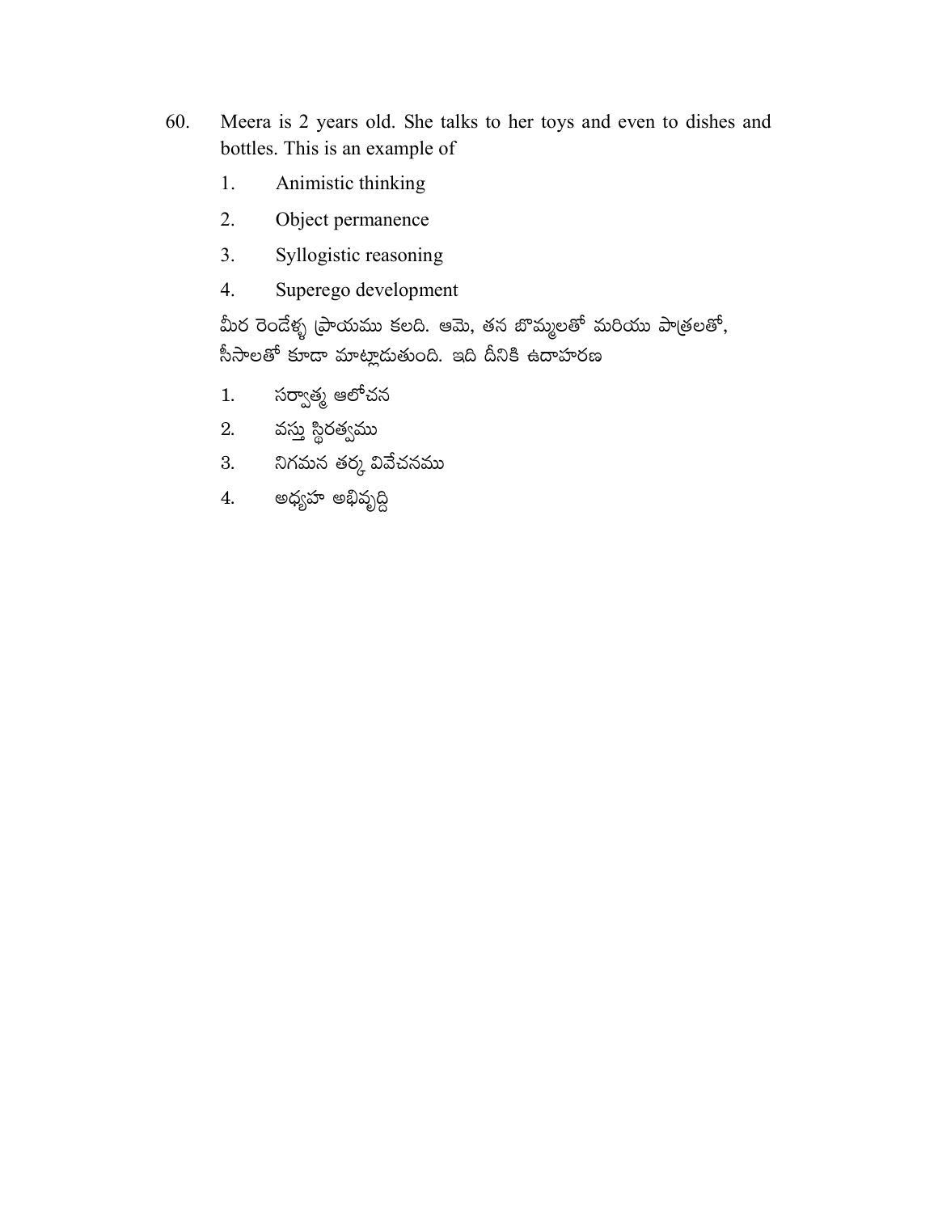60. Meera is 2 years old. She talks to her toys and even to dishes and bottles. This is an example of

1. Animistic thinking
2. Object permanence
3. Syllogistic reasoning
4. Superego development

మీర రెండేళ్ళ ప్రాయము కలది. ఆమె, తన బొమ్మలతో మరియు పాత్రలతో, సీసాలతో కూడా మాట్లాడుతుంది. ఇది దీనికి ఉదాహరణ

1. సర్వాత్మ ఆలోచన
2. వస్తు స్థిరత్వము
3. నిగమన తర్క వివేచనము
4. అధ్యహం అభివృద్ధి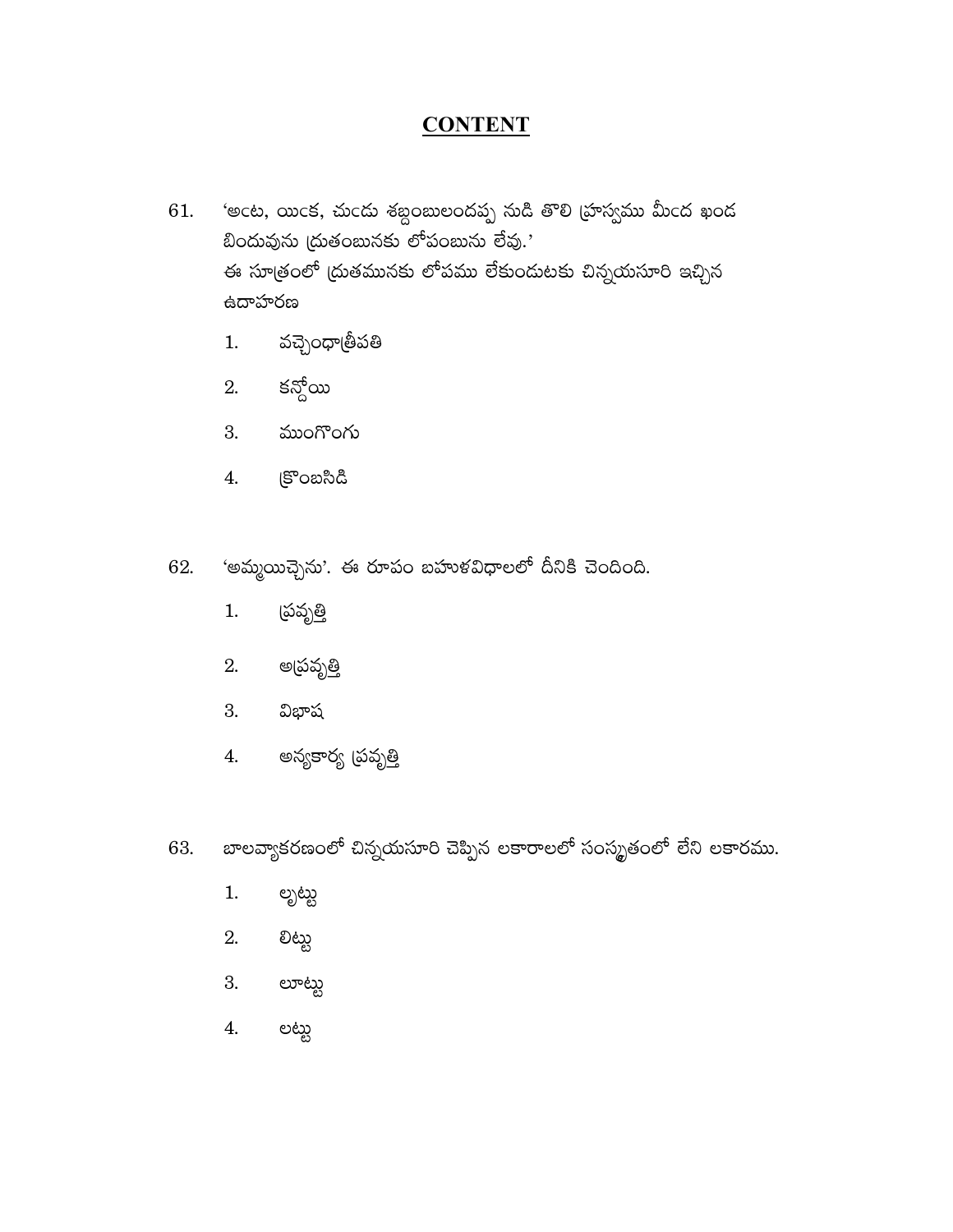# CONTENT

61. 'అఁట, యిఁక, చుఁడు శబ్దంబులందప్పు నుడి తొలి హ్రస్వము మీఁద ఖండ బిందువును ద్రుతంబునకు లోపంబును లేవు.'
ఈ సూత్రంలో ద్రుతమునకు లోపము లేకుండుటకు చిన్నయసూరి ఇచ్చిన ఉదాహరణ

    1. వచ్చెంధాత్రీపతి
    2. కన్దోయి
    3. ముంగొంగు
    4. క్రొంబసిడి

62. 'అమ్మయిచ్చెను'. ఈ రూపం బహుళవిధాలలో దీనికి చెందింది.

    1. ప్రవృత్తి
    2. అప్రవృత్తి
    3. విభాష
    4. అన్యకార్య ప్రవృత్తి

63. బాలవ్యాకరణంలో చిన్నయసూరి చెప్పిన లకారాలలో సంస్కృతంలో లేని లకారము.

    1. లృట్టు
    2. లిట్టు
    3. లూట్టు
    4. లట్టు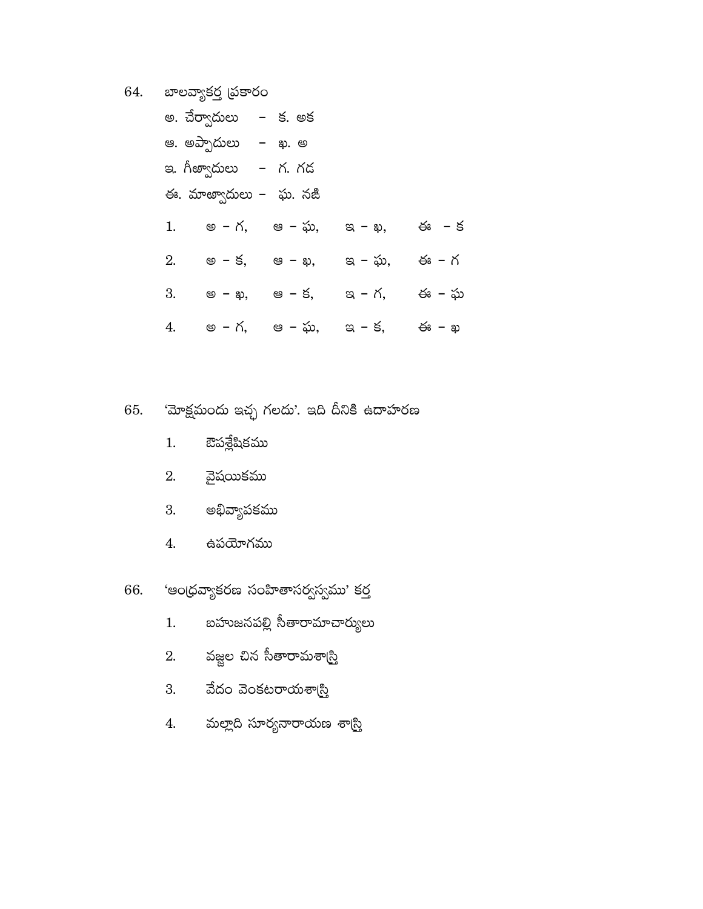64. బాలవ్యాకర్త ప్రకారం

అ. చేర్వాదులు – క. అక

ఆ. అప్వాదులు – ఖ. అ

ఇ. గీఱ్వాదులు – గ. గడ

ఈ. మాఱ్వాదులు – ఘ. నజి

1. అ – గ, ఆ – ఘ, ఇ – ఖ, ఈ – క
2. అ – క, ఆ – ఖ, ఇ – ఘ, ఈ – గ
3. అ – ఖ, ఆ – క, ఇ – గ, ఈ – ఘ
4. అ – గ, ఆ – ఘ, ఇ – క, ఈ – ఖ

65. 'మోక్షమందు ఇచ్చ గలదు'. ఇది దీనికి ఉదాహరణ

1. ఔపశ్లేషికము
2. వైషయికము
3. అభివ్యాపకము
4. ఉపయోగము

66. 'ఆంధ్రవ్యాకరణ సంహితాసర్వస్వము' కర్త

1. బహుజనపల్లి సీతారామాచార్యులు
2. వజ్ఝల చిన సీతారామశాస్త్రి
3. వేదం వెంకటరాయశాస్త్రి
4. మల్లాది సూర్యనారాయణ శాస్త్రి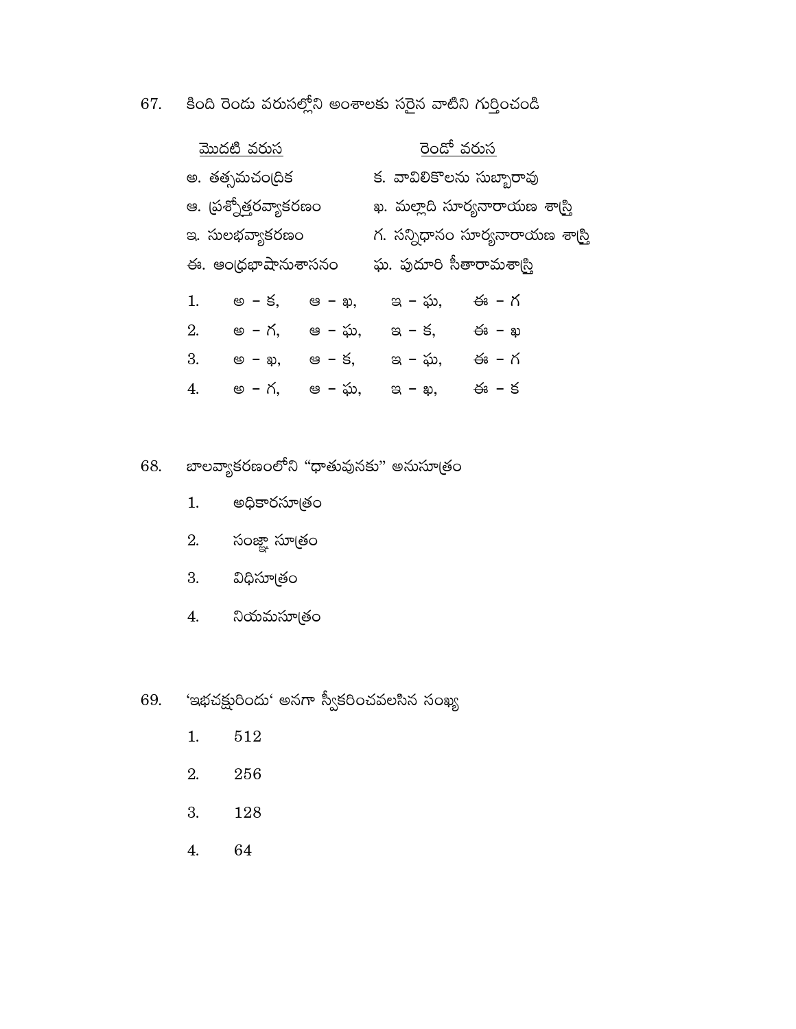67. కింది రెండు వరుసల్లోని అంశాలకు సరైన వాటిని గుర్తించండి

| మొదటి వరుస | రెండో వరుస |
|---|---|
| అ. తత్సమచంద్రిక | క. వావిలికొలను సుబ్బారావు |
| ఆ. ప్రశ్నోత్తరవ్యాకరణం | ఖ. మల్లాది సూర్యనారాయణ శాస్త్రి |
| ఇ. సులభవ్యాకరణం | గ. సన్నిధానం సూర్యనారాయణ శాస్త్రి |
| ఈ. ఆంధ్రభాషానుశాసనం | ఘ. పుదూరి సీతారామశాస్త్రి |

1. అ – క, ఆ – ఖ, ఇ – ఘ, ఈ – గ
2. అ – గ, ఆ – ఘ, ఇ – క, ఈ – ఖ
3. అ – ఖ, ఆ – క, ఇ – ఘ, ఈ – గ
4. అ – గ, ఆ – ఘ, ఇ – ఖ, ఈ – క

68. బాలవ్యాకరణంలోని "ధాతువునకు" అనుసూత్రం

1. అధికారసూత్రం
2. సంజ్ఞా సూత్రం
3. విధిసూత్రం
4. నియమసూత్రం

69. 'ఇభచక్షురిందు' అనగా స్వీకరించవలసిన సంఖ్య

1. 512
2. 256
3. 128
4. 64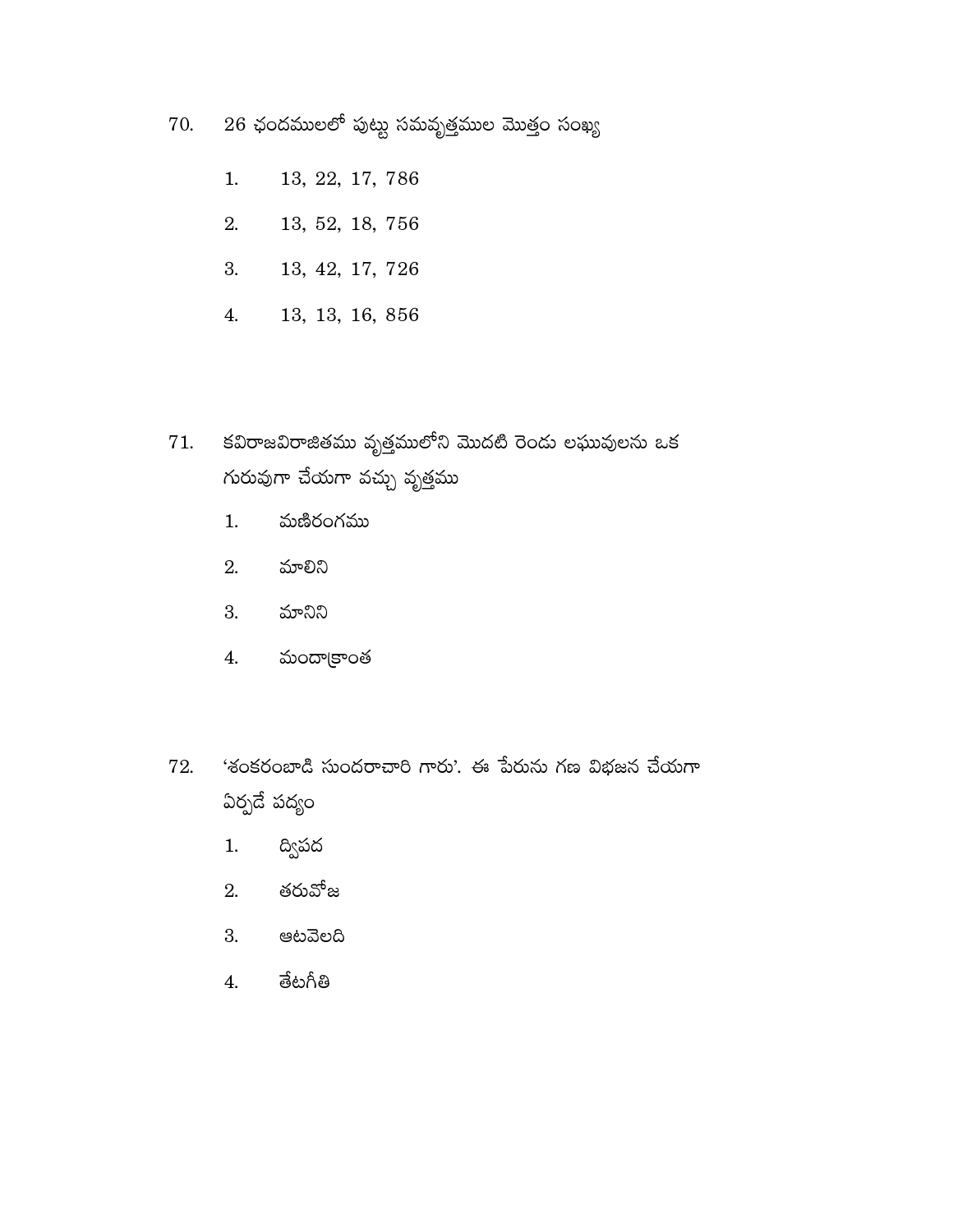70. 26 ఛందములలో పుట్టు సమవృత్తముల మొత్తం సంఖ్య

1. 13, 22, 17, 786
2. 13, 52, 18, 756
3. 13, 42, 17, 726
4. 13, 13, 16, 856

71. కవిరాజవిరాజితము వృత్తములోని మొదటి రెండు లఘువులను ఒక గురువుగా చేయగా వచ్చు వృత్తము

1. మణిరంగము
2. మాలిని
3. మానిని
4. మందాక్రాంత

72. 'శంకరంబాడి సుందరాచారి గారు'. ఈ పేరును గణ విభజన చేయగా ఏర్పడే పద్యం

1. ద్విపద
2. తరువోజ
3. ఆటవెలది
4. తేటగీతి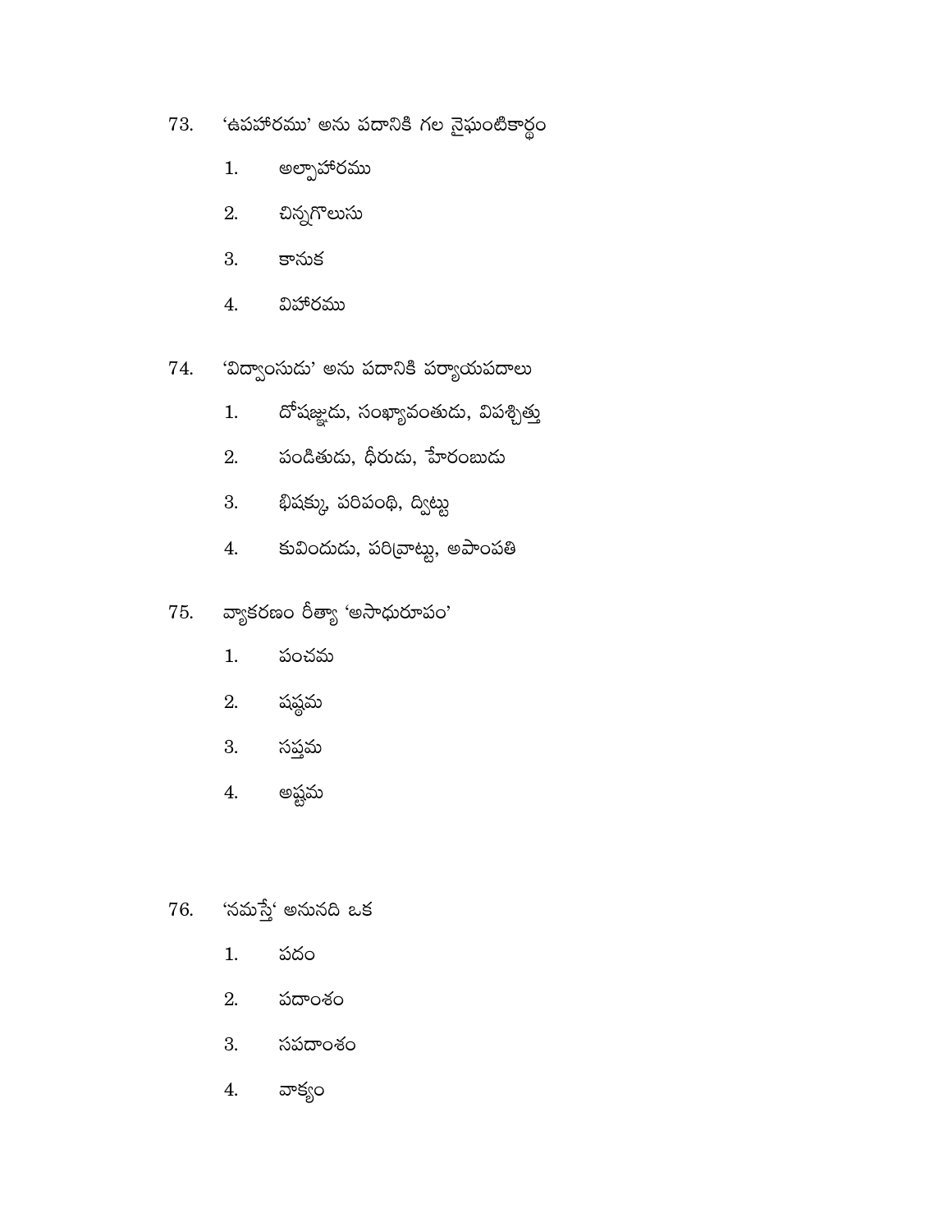73. 'ఉపహారము' అను పదానికి గల నైఘంటికార్థం

1. అల్పాహారము
2. చిన్నగొలుసు
3. కానుక
4. విహారము

74. 'విద్వాంసుడు' అను పదానికి పర్యాయపదాలు

1. దోషజ్ఞుడు, సంఖ్యావంతుడు, విపశ్చిత్తు
2. పండితుడు, ధీరుడు, హేరంబుడు
3. భిషక్కు, పరిపంథి, ద్విట్టు
4. కువిందుడు, పరివ్రాట్టు, అపాంపతి

75. వ్యాకరణం రీత్యా 'అసాధురూపం'

1. పంచమ
2. షష్ఠమ
3. సప్తమ
4. అష్టమ

76. 'నమస్తే' అనునది ఒక

1. పదం
2. పదాంశం
3. సపదాంశం
4. వాక్యం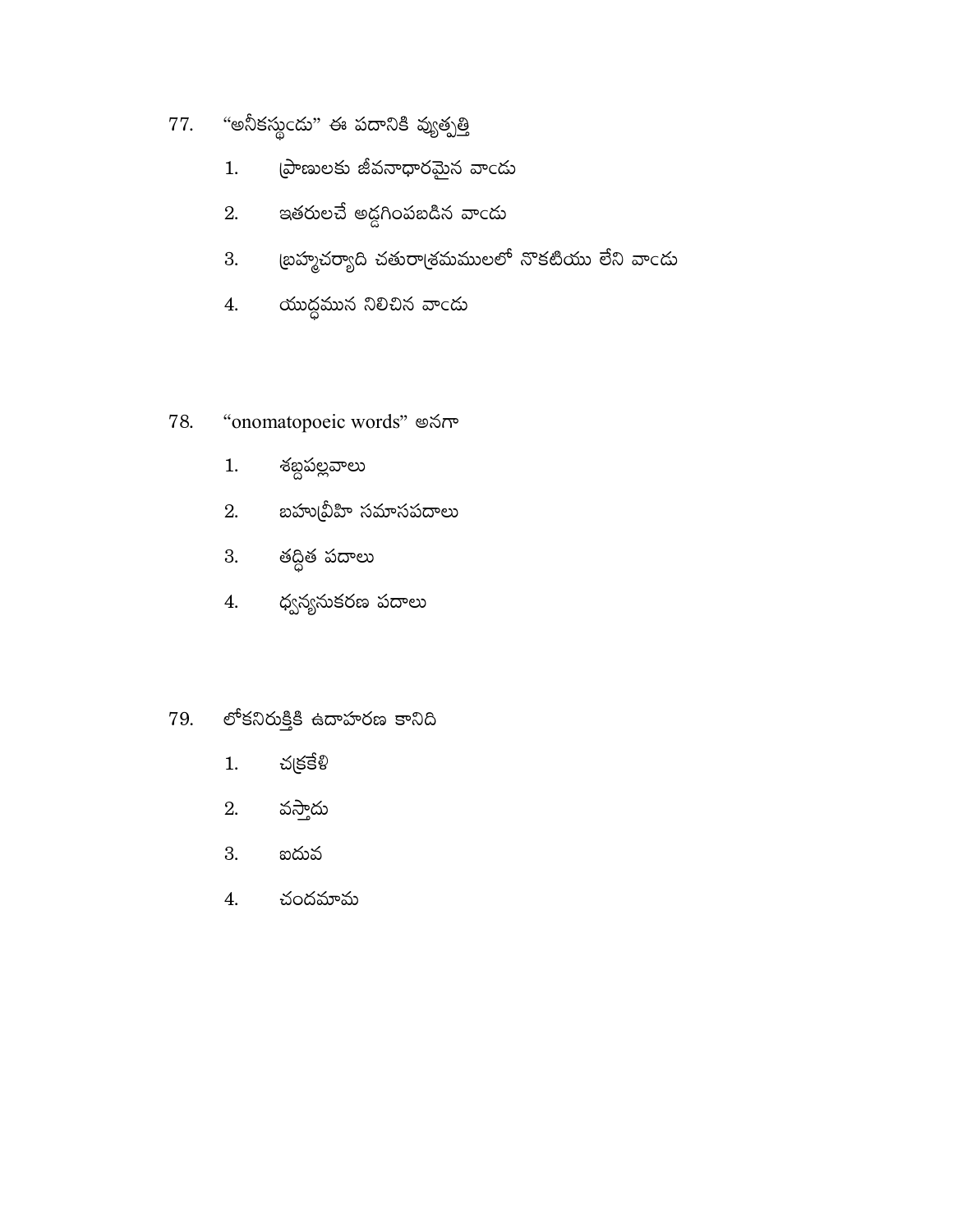77. “అనీకస్థుఁడు” ఈ పదానికి వ్యుత్పత్తి

   1. ప్రాణులకు జీవనాధారమైన వాఁడు
   2. ఇతరులచే అడ్డగింపబడిన వాఁడు
   3. బ్రహ్మచర్యాది చతురాశ్రమములలో నొకటియు లేని వాఁడు
   4. యుద్ధమున నిలిచిన వాఁడు

78. “onomatopoeic words” అనగా

   1. శబ్దపల్లవాలు
   2. బహువ్రీహి సమాసపదాలు
   3. తద్ధిత పదాలు
   4. ధ్వన్యనుకరణ పదాలు

79. లోకనిరుక్తికి ఉదాహరణ కానిది

   1. చక్రకేళి
   2. వస్తాదు
   3. ఐదువ
   4. చందమామ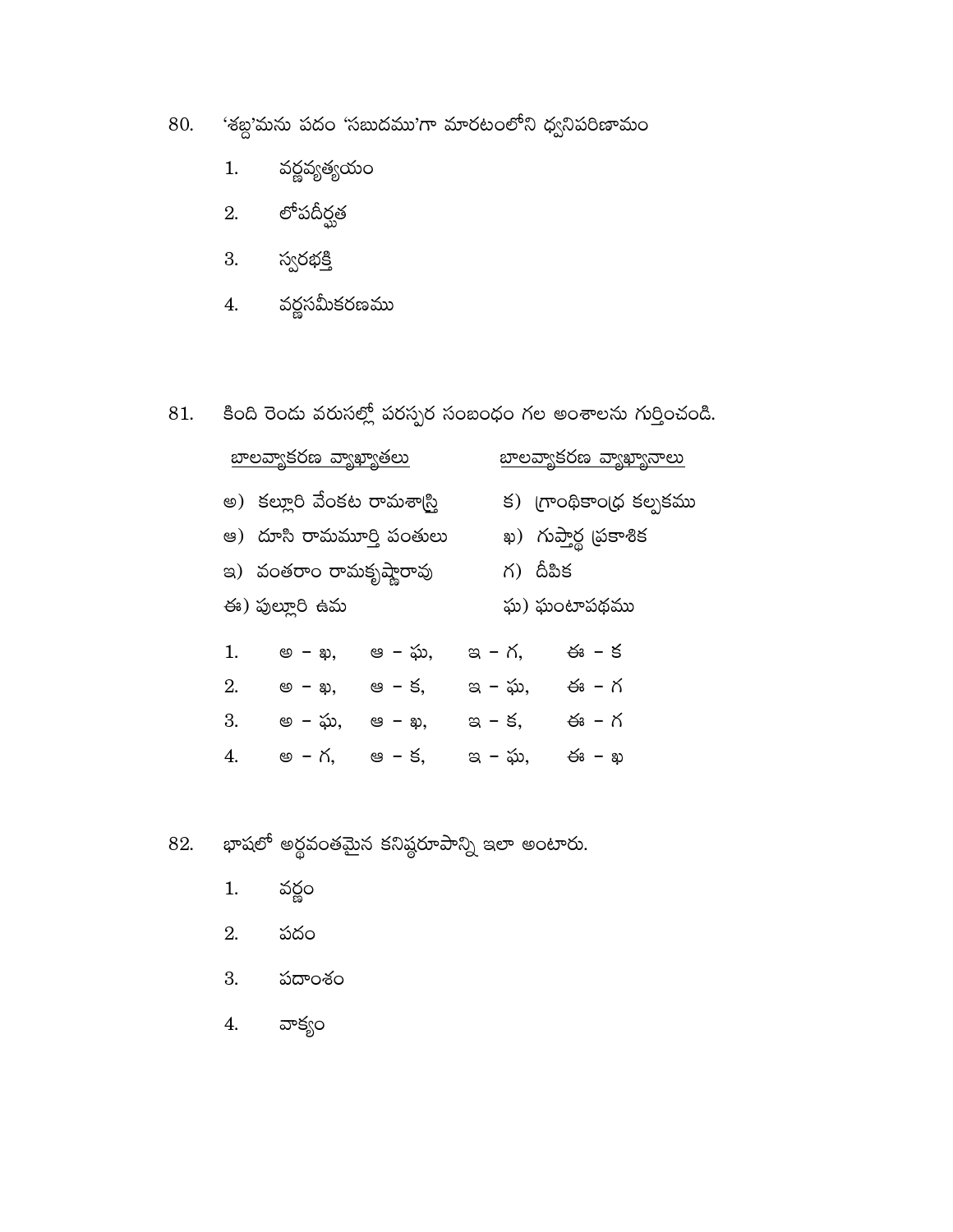80. 'శబ్ద'మను పదం 'సబుదము'గా మారటంలోని ధ్వనిపరిణామం

1. వర్ణవ్యత్యయం
2. లోపదీర్ఘత
3. స్వరభక్తి
4. వర్ణసమీకరణము

81. కింది రెండు వరుసల్లో పరస్పర సంబంధం గల అంశాలను గుర్తించండి.

| బాలవ్యాకరణ వ్యాఖ్యాతలు | బాలవ్యాకరణ వ్యాఖ్యానాలు |
|---|---|
| అ) కల్లూరి వేంకట రామశాస్త్రి | క) గ్రాంథికాంధ్ర కల్పకము |
| ఆ) దూసి రామమూర్తి పంతులు | ఖ) గుప్తార్థ ప్రకాశిక |
| ఇ) వంతరాం రామకృష్ణారావు | గ) దీపిక |
| ఈ) పుల్లూరి ఉమ | ఘ) ఘంటాపథము |

1. అ – ఖ, ఆ – ఘ, ఇ – గ, ఈ – క
2. అ – ఖ, ఆ – క, ఇ – ఘ, ఈ – గ
3. అ – ఘ, ఆ – ఖ, ఇ – క, ఈ – గ
4. అ – గ, ఆ – క, ఇ – ఘ, ఈ – ఖ

82. భాషలో అర్థవంతమైన కనిష్ఠరూపాన్ని ఇలా అంటారు.

1. వర్ణం
2. పదం
3. పదాంశం
4. వాక్యం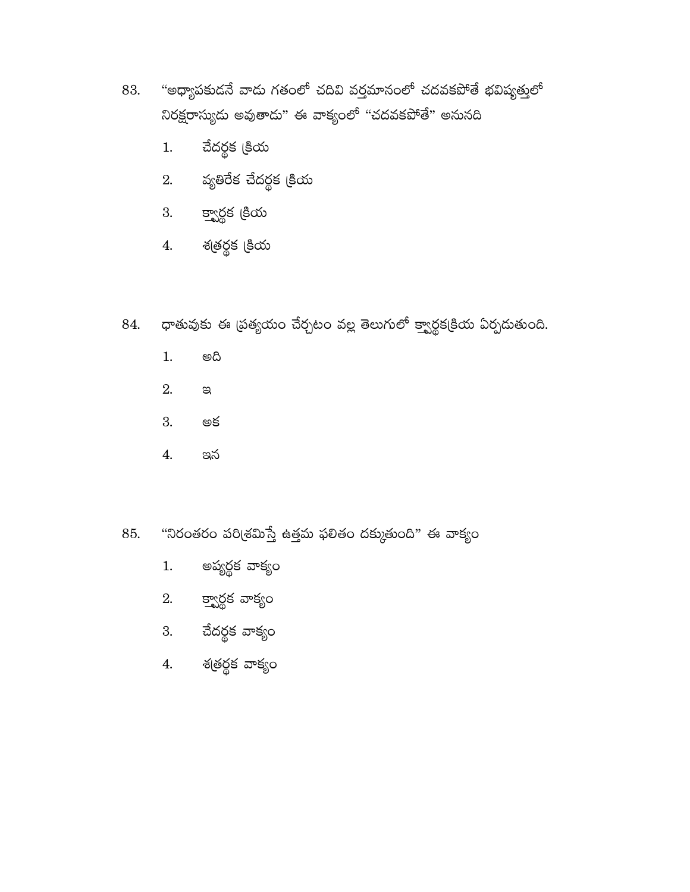83. "అధ్యాపకుడనే వాడు గతంలో చదివి వర్తమానంలో చదవకపోతే భవిష్యత్తులో నిరక్షరాస్యుడు అవుతాడు" ఈ వాక్యంలో "చదవకపోతే" అనునది

   1. చేదర్థక క్రియ
   2. వ్యతిరేక చేదర్థక క్రియ
   3. క్త్వార్థక క్రియ
   4. శత్రర్థక క్రియ

84. ధాతువుకు ఈ ప్రత్యయం చేర్చటం వల్ల తెలుగులో క్త్వార్థకక్రియ ఏర్పడుతుంది.

   1. అది
   2. ఇ
   3. అక
   4. ఇన

85. "నిరంతరం పరిశ్రమిస్తే ఉత్తమ ఫలితం దక్కుతుంది" ఈ వాక్యం

   1. అప్యర్థక వాక్యం
   2. క్త్వార్థక వాక్యం
   3. చేదర్థక వాక్యం
   4. శత్రర్థక వాక్యం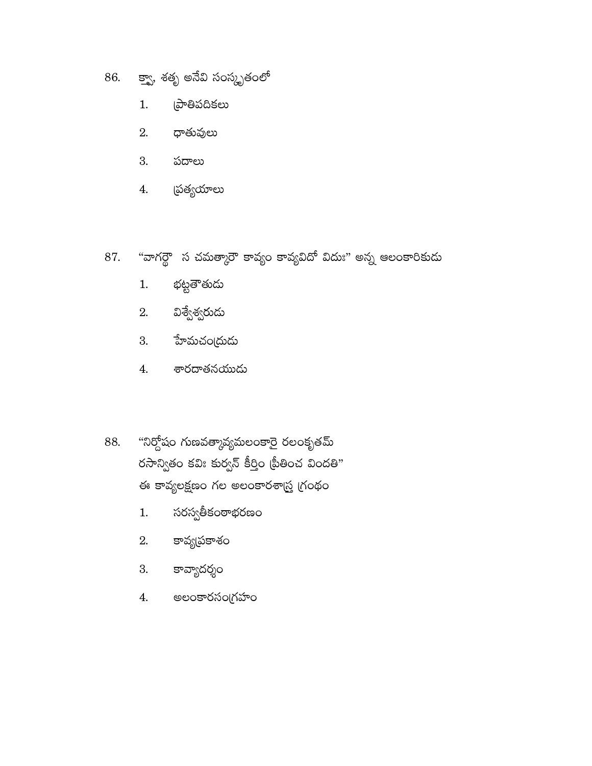86. క్త్వా, శతృ అనేవి సంస్కృతంలో

1. ప్రాతిపదికలు
2. ధాతువులు
3. పదాలు
4. ప్రత్యయాలు

87. "వాగర్థౌ స చమత్కారౌ కావ్యం కావ్యవిదో విదుః" అన్న ఆలంకారికుడు

1. భట్టతౌతుడు
2. విశ్వేశ్వరుడు
3. హేమచంద్రుడు
4. శారదాతనయుడు

88. "నిర్దోషం గుణవత్కావ్యమలంకారై రలంకృతమ్
రసాన్వితం కవిః కుర్వన్ కీర్తిం ప్రీతించ విందతి"
ఈ కావ్యలక్షణం గల అలంకారశాస్త్ర గ్రంథం

1. సరస్వతీకంఠాభరణం
2. కావ్యప్రకాశం
3. కావ్యాదర్శం
4. అలంకారసంగ్రహం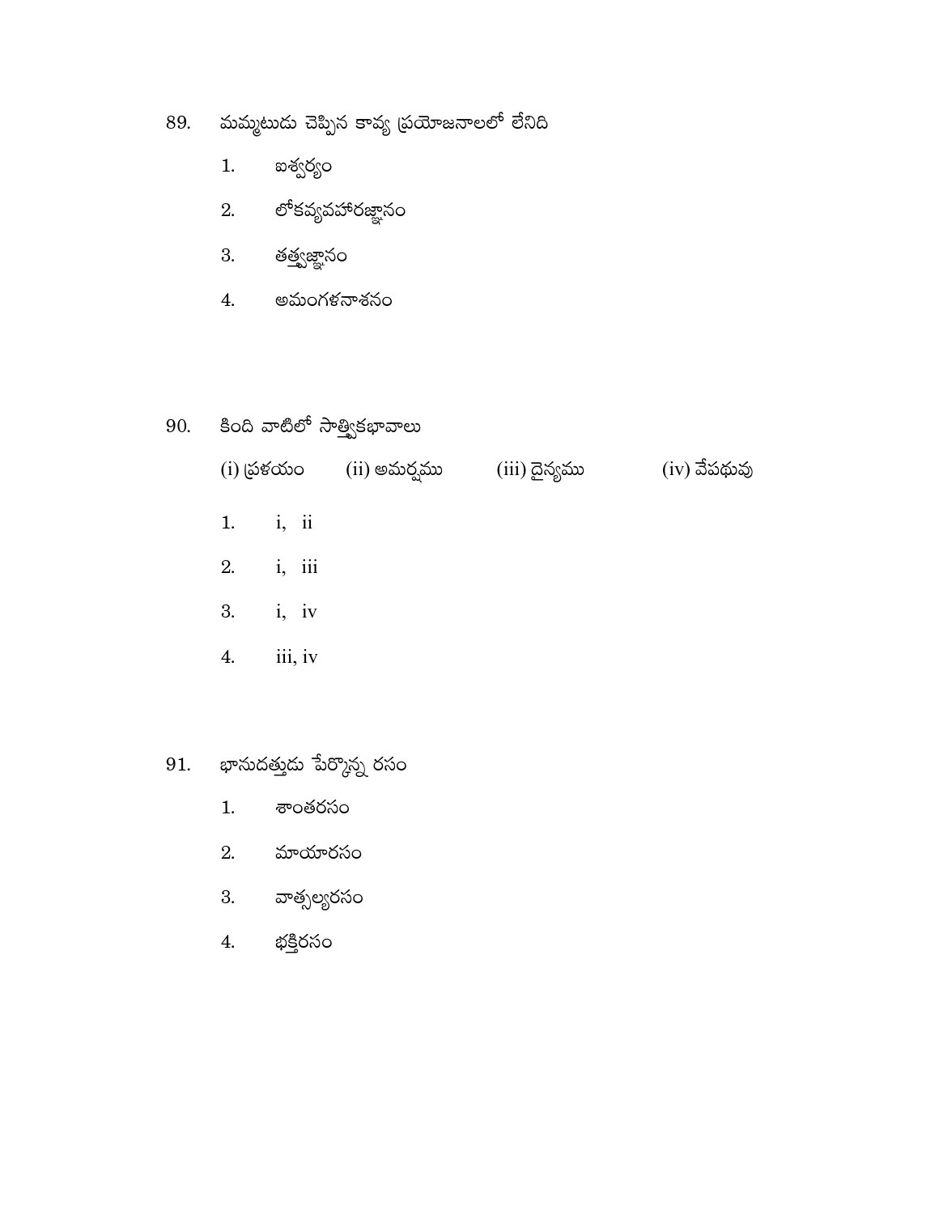89. మమ్మటుడు చెప్పిన కావ్య ప్రయోజనాలలో లేనిది

1. ఐశ్వర్యం
2. లోకవ్యవహారజ్ఞానం
3. తత్త్వజ్ఞానం
4. అమంగళనాశనం

90. కింది వాటిలో సాత్త్వికభావాలు

(i) ప్రళయం (ii) అమర్షము (iii) దైన్యము (iv) వేపథువు

1. i, ii
2. i, iii
3. i, iv
4. iii, iv

91. భానుదత్తుడు పేర్కొన్న రసం

1. శాంతరసం
2. మాయారసం
3. వాత్సల్యరసం
4. భక్తిరసం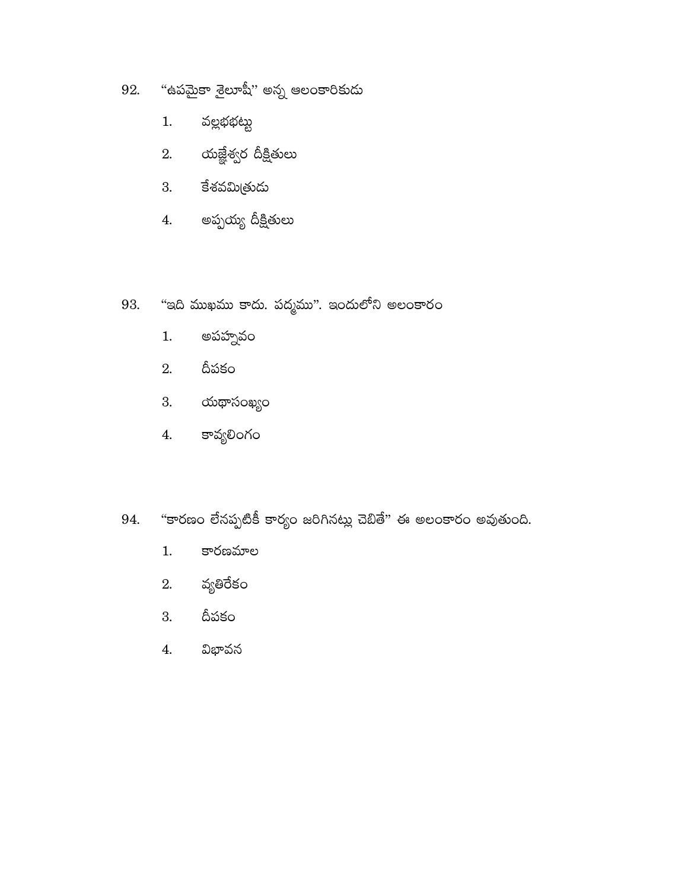92. "ఉపమైకా శైలూషీ" అన్న ఆలంకారికుడు

1. వల్లభభట్టు
2. యజ్ఞేశ్వర దీక్షితులు
3. కేశవమిత్రుడు
4. అప్పయ్య దీక్షితులు

93. "ఇది ముఖము కాదు. పద్మము". ఇందులోని అలంకారం

1. అపహ్నవం
2. దీపకం
3. యథాసంఖ్యం
4. కావ్యలింగం

94. "కారణం లేనప్పటికీ కార్యం జరిగినట్లు చెబితే" ఈ అలంకారం అవుతుంది.

1. కారణమాల
2. వ్యతిరేకం
3. దీపకం
4. విభావన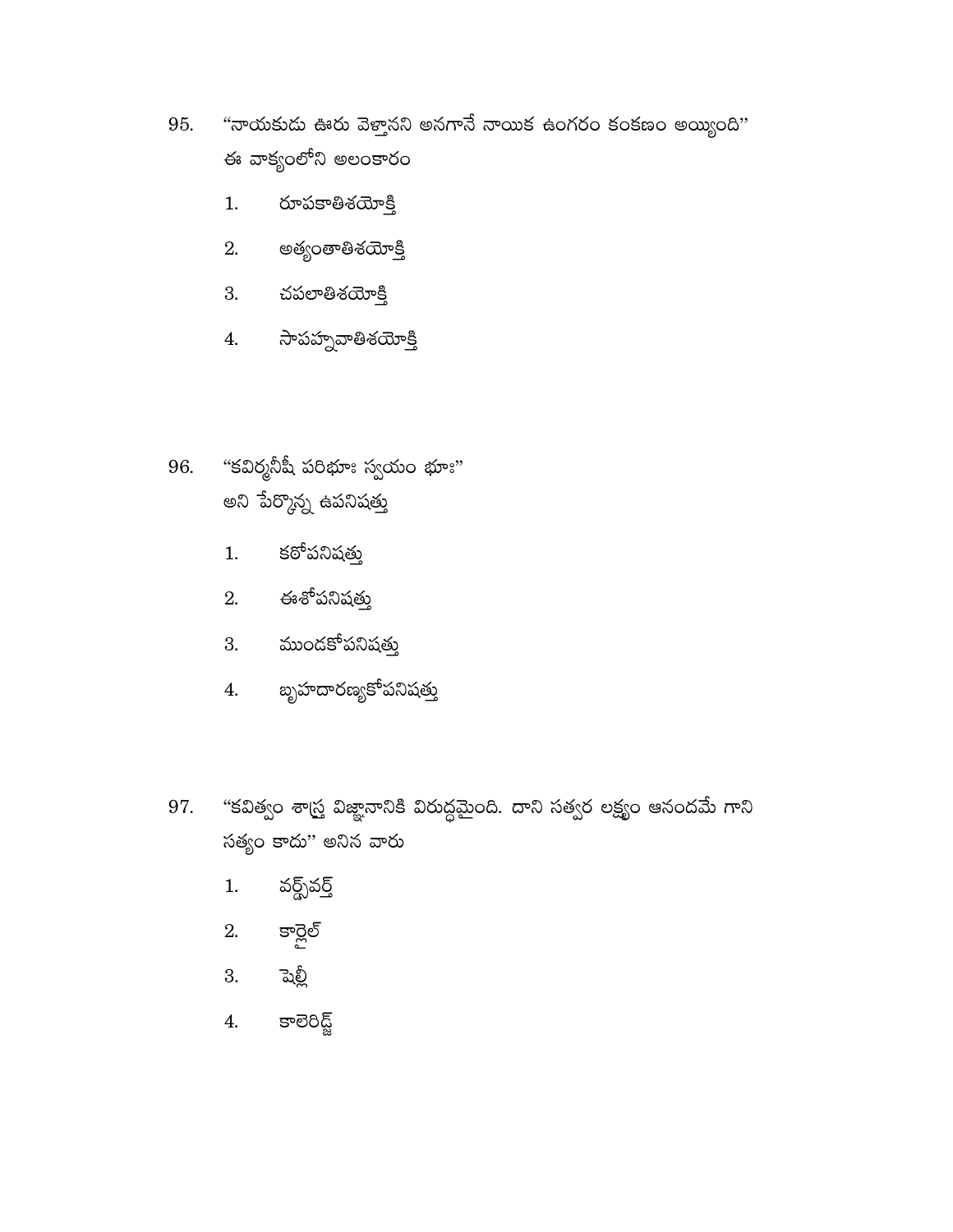95. “నాయకుడు ఊరు వెళ్తానని అనగానే నాయిక ఉంగరం కంకణం అయ్యింది”
ఈ వాక్యంలోని అలంకారం

1. రూపకాతిశయోక్తి
2. అత్యంతాతిశయోక్తి
3. చపలాతిశయోక్తి
4. సాపహ్నవాతిశయోక్తి

96. “కవిర్మనీషీ పరిభూః స్వయం భూః”
అని పేర్కొన్న ఉపనిషత్తు

1. కఠోపనిషత్తు
2. ఈశోపనిషత్తు
3. ముండకోపనిషత్తు
4. బృహదారణ్యకోపనిషత్తు

97. “కవిత్వం శాస్త్ర విజ్ఞానానికి విరుద్ధమైంది. దాని సత్వర లక్ష్యం ఆనందమే గాని సత్యం కాదు” అనిన వారు

1. వర్డ్స్‌వర్త్
2. కార్లైల్
3. షెల్లీ
4. కాలెరిడ్జ్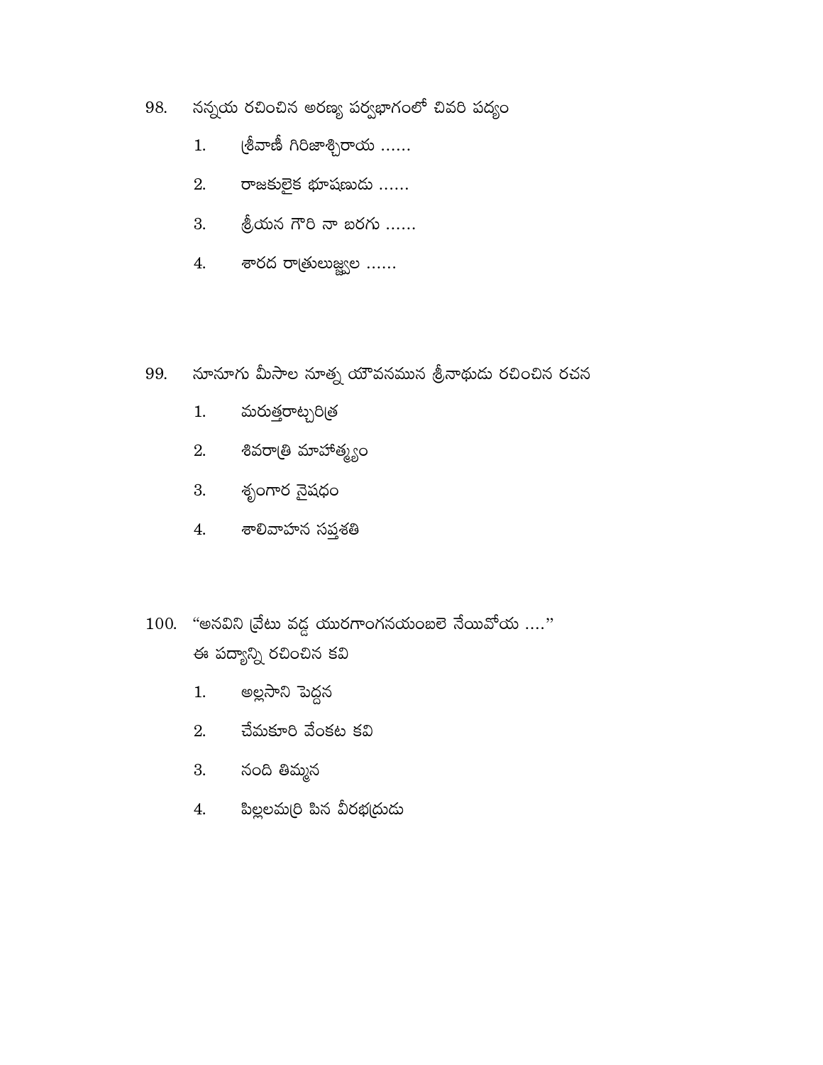98. నన్నయ రచించిన అరణ్య పర్వభాగంలో చివరి పద్యం

   1. శ్రీవాణీ గిరిజాశ్చిరాయ ......
   2. రాజకులైక భూషణుడు ......
   3. శ్రీయన గౌరి నా బరగు ......
   4. శారద రాత్రులుజ్జ్వల ......

99. నూనూగు మీసాల నూత్న యౌవనమున శ్రీనాథుడు రచించిన రచన

   1. మరుత్తరాట్చరిత్ర
   2. శివరాత్రి మాహాత్మ్యం
   3. శృంగార నైషధం
   4. శాలివాహన సప్తశతి

100. "అనవిని వ్రేటు వడ్డ యురగాంగనయంబలె నేయివోయ ...."
ఈ పద్యాన్ని రచించిన కవి

   1. అల్లసాని పెద్దన
   2. చేమకూరి వేంకట కవి
   3. నంది తిమ్మన
   4. పిల్లలమర్రి పిన వీరభద్రుడు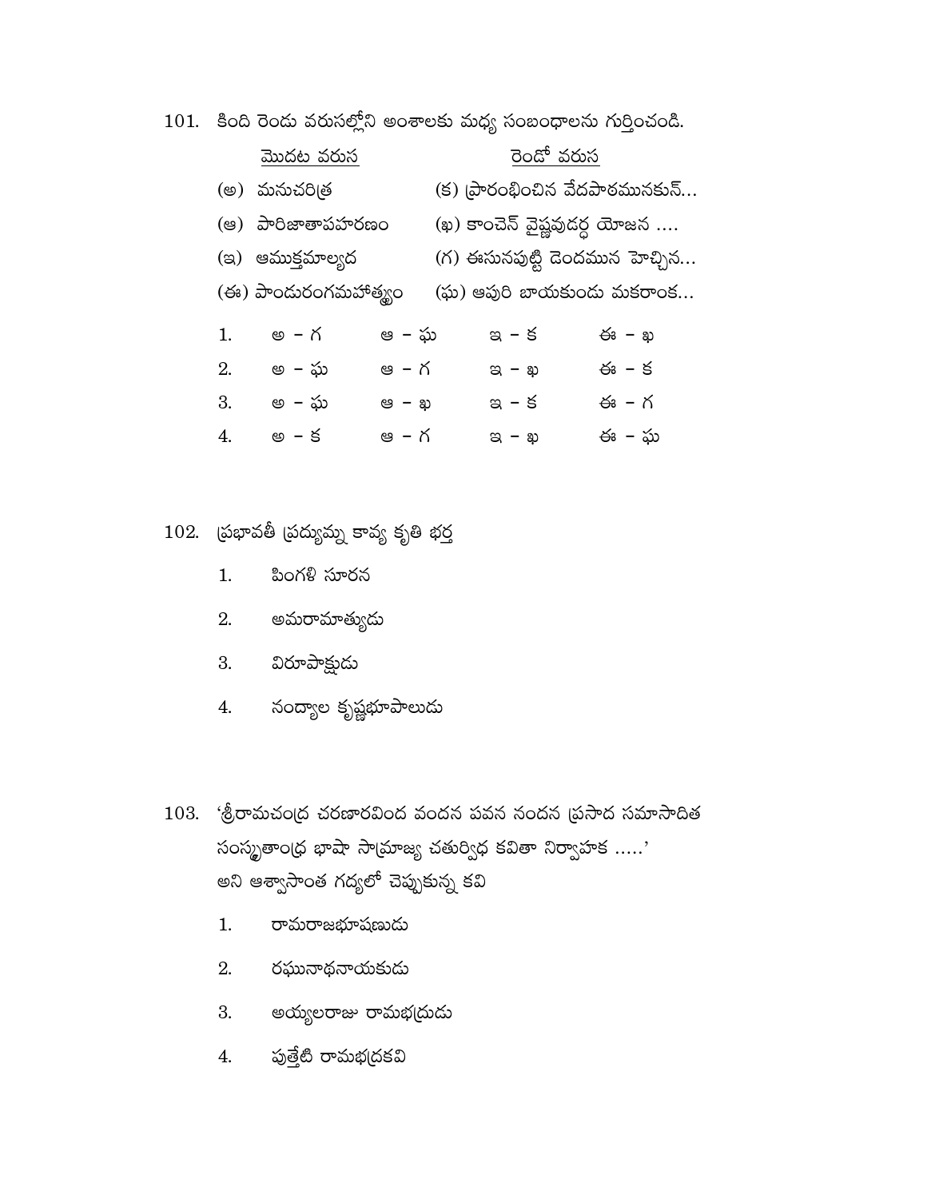101. కింది రెండు వరుసల్లోని అంశాలకు మధ్య సంబంధాలను గుర్తించండి.

| మొదట వరుస | రెండో వరుస |
|---|---|
| (అ) మనుచరిత్ర | (క) ప్రారంభించిన వేదపాఠమునకున్... |
| (ఆ) పారిజాతాపహరణం | (ఖ) కాంచెన్ వైష్ణవుడర్ధ యోజన .... |
| (ఇ) ఆముక్తమాల్యద | (గ) ఈసునపుట్టి డెందమున హెచ్చిన... |
| (ఈ) పాండురంగమహాత్మ్యం | (ఘ) ఆపురి బాయకుండు మకరాంక... |

1. అ – గ ఆ – ఘ ఇ – క ఈ – ఖ
2. అ – ఘ ఆ – గ ఇ – ఖ ఈ – క
3. అ – ఘ ఆ – ఖ ఇ – క ఈ – గ
4. అ – క ఆ – గ ఇ – ఖ ఈ – ఘ

102. ప్రభావతీ ప్రద్యుమ్న కావ్య కృతి భర్త

1. పింగళి సూరన
2. అమరామాత్యుడు
3. విరూపాక్షుడు
4. నంద్యాల కృష్ణభూపాలుడు

103. 'శ్రీరామచంద్ర చరణారవింద వందన పవన నందన ప్రసాద సమాసాదిత సంస్కృతాంధ్ర భాషా సామ్రాజ్య చతుర్విధ కవితా నిర్వాహక .....' అని ఆశ్వాసాంత గద్యలో చెప్పుకున్న కవి

1. రామరాజభూషణుడు
2. రఘునాథనాయకుడు
3. అయ్యలరాజు రామభద్రుడు
4. పుత్తేటి రామభద్రకవి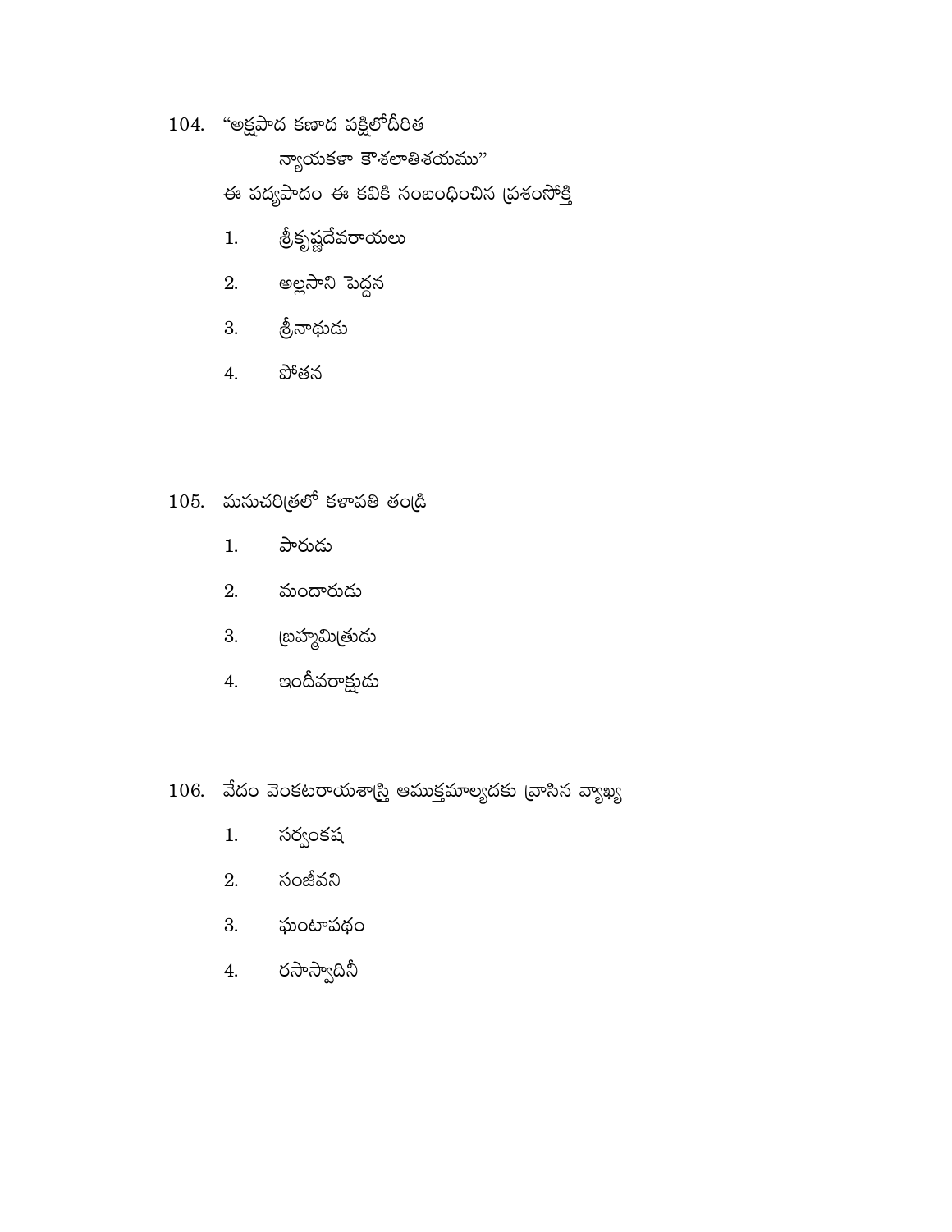104. “అక్షపాద కణాద పక్షిలోదీరిత

న్యాయకళా కౌశలాతిశయము”

ఈ పద్యపాదం ఈ కవికి సంబంధించిన ప్రశంసోక్తి

1. శ్రీకృష్ణదేవరాయలు
2. అల్లసాని పెద్దన
3. శ్రీనాథుడు
4. పోతన

105. మనుచరిత్రలో కళావతి తండ్రి

1. పారుడు
2. మందారుడు
3. బ్రహ్మమిత్రుడు
4. ఇందీవరాక్షుడు

106. వేదం వెంకటరాయశాస్త్రి ఆముక్తమాల్యదకు వ్రాసిన వ్యాఖ్య

1. సర్వంకష
2. సంజీవని
3. ఘంటాపథం
4. రసాస్వాదినీ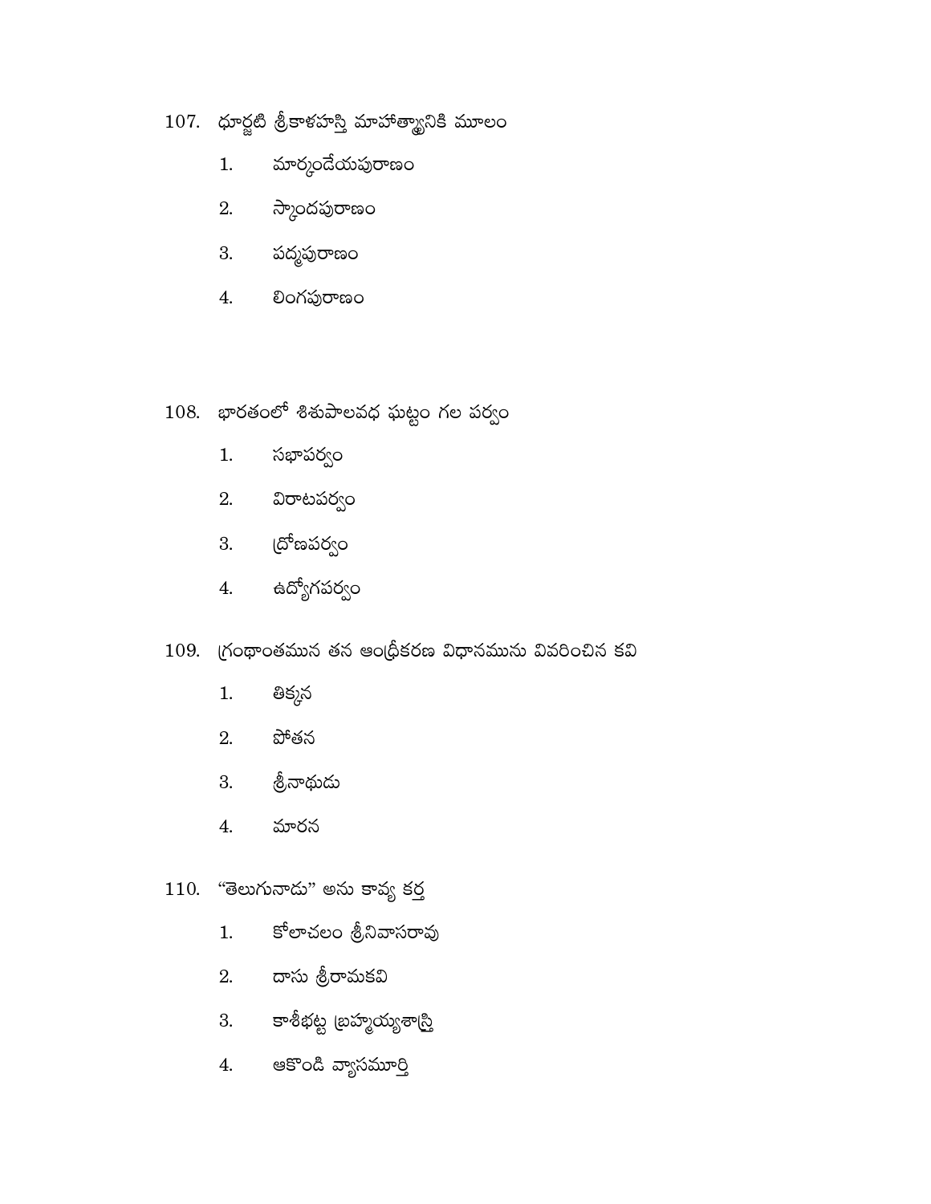107. ధూర్జటి శ్రీకాళహస్తి మాహాత్మ్యానికి మూలం

1. మార్కండేయపురాణం
2. స్కాందపురాణం
3. పద్మపురాణం
4. లింగపురాణం

108. భారతంలో శిశుపాలవధ ఘట్టం గల పర్వం

1. సభాపర్వం
2. విరాటపర్వం
3. ద్రోణపర్వం
4. ఉద్యోగపర్వం

109. గ్రంథాంతమున తన ఆంధ్రీకరణ విధానమును వివరించిన కవి

1. తిక్కన
2. పోతన
3. శ్రీనాథుడు
4. మారన

110. "తెలుగునాడు" అను కావ్య కర్త

1. కోలాచలం శ్రీనివాసరావు
2. దాసు శ్రీరామకవి
3. కాశీభట్ట బ్రహ్మయ్యశాస్త్రి
4. ఆకొండి వ్యాసమూర్తి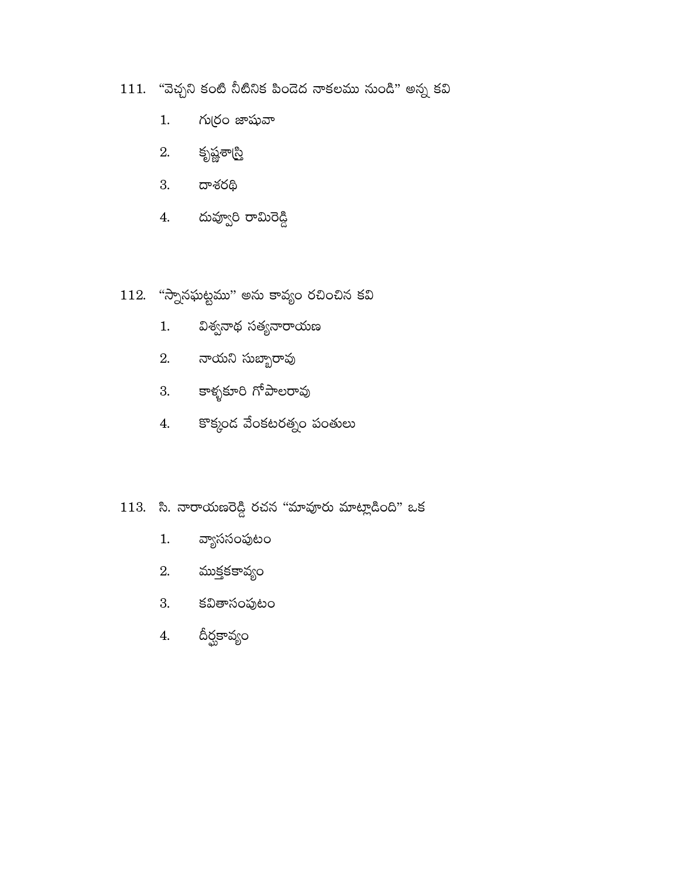111. “వెచ్చని కంటి నీటినిక పిండెద నాకలము నుండి” అన్న కవి

   1. గుర్రం జాషువా

   2. కృష్ణశాస్త్రి

   3. దాశరథి

   4. దువ్వూరి రామిరెడ్డి

112. “స్నానఘట్టము” అను కావ్యం రచించిన కవి

   1. విశ్వనాథ సత్యనారాయణ

   2. నాయని సుబ్బారావు

   3. కాళ్ళకూరి గోపాలరావు

   4. కొక్కండ వేంకటరత్నం పంతులు

113. సి. నారాయణరెడ్డి రచన “మావూరు మాట్లాడింది” ఒక

   1. వ్యాససంపుటం

   2. ముక్తకకావ్యం

   3. కవితాసంపుటం

   4. దీర్ఘకావ్యం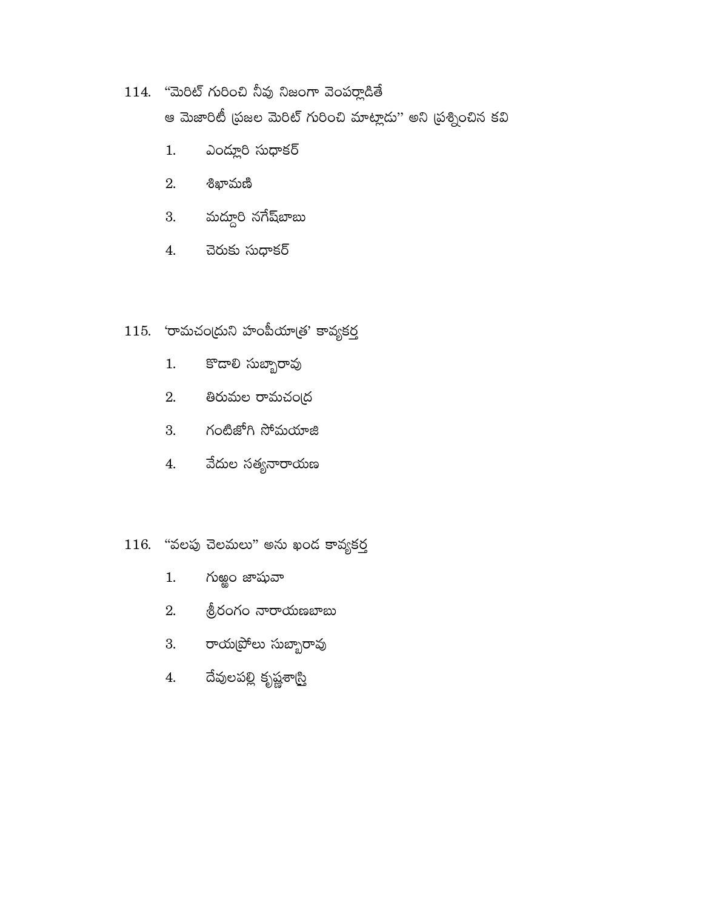114. “మెరిట్ గురించి నీవు నిజంగా వెంపర్లాడితే
ఆ మెజారిటీ ప్రజల మెరిట్ గురించి మాట్లాడు” అని ప్రశ్నించిన కవి

1. ఎండ్లూరి సుధాకర్
2. శిఖామణి
3. మద్దూరి నగేష్‌బాబు
4. చెరుకు సుధాకర్

115. ‘రామచంద్రుని హంపీయాత్ర’ కావ్యకర్త

1. కొడాలి సుబ్బారావు
2. తిరుమల రామచంద్ర
3. గంటిజోగి సోమయాజి
4. వేదుల సత్యనారాయణ

116. “వలపు చెలమలు” అను ఖండ కావ్యకర్త

1. గుఱ్ఱం జాషువా
2. శ్రీరంగం నారాయణబాబు
3. రాయప్రోలు సుబ్బారావు
4. దేవులపల్లి కృష్ణశాస్త్రి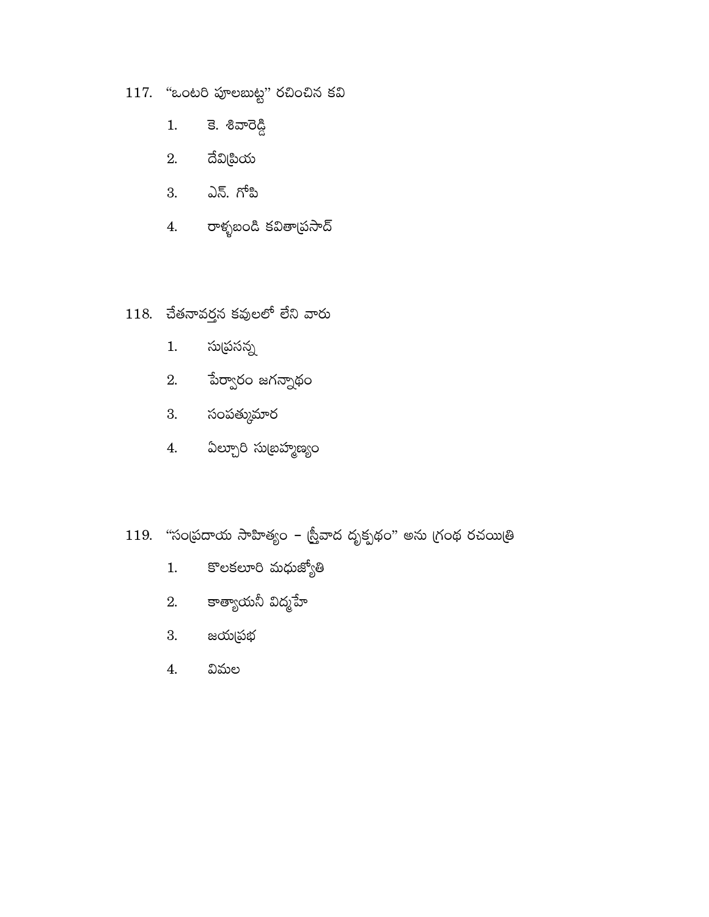117. "ఒంటరి పూలబుట్ట" రచించిన కవి

1. కె. శివారెడ్డి
2. దేవిప్రియ
3. ఎన్. గోపి
4. రాళ్ళబండి కవితాప్రసాద్

118. చేతనావర్తన కవులలో లేని వారు

1. సుప్రసన్న
2. పేర్వారం జగన్నాథం
3. సంపత్కుమార
4. ఏల్చూరి సుబ్రహ్మణ్యం

119. "సంప్రదాయ సాహిత్యం – స్త్రీవాద దృక్పథం" అను గ్రంథ రచయిత్రి

1. కొలకలూరి మధుజ్యోతి
2. కాత్యాయనీ విద్మహే
3. జయప్రభ
4. విమల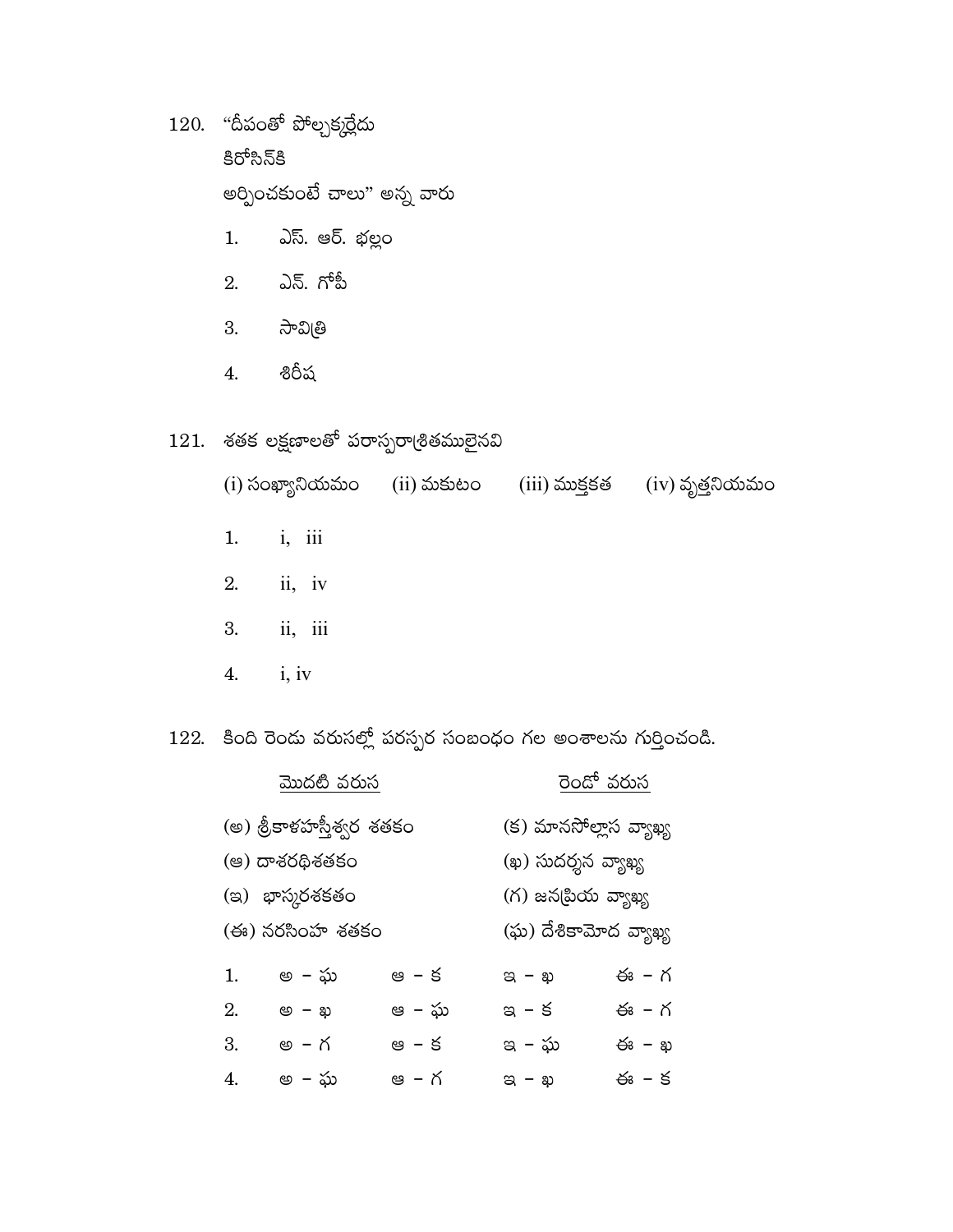120. "దీపంతో పోల్చక్కర్లేదు
కిరోసిన్‌కి
అర్పించకుంటే చాలు" అన్న వారు

1. ఎస్. ఆర్. భల్లం
2. ఎన్. గోపీ
3. సావిత్రి
4. శిరీష

121. శతక లక్షణాలతో పరాస్పరాశ్రితములైనవి

(i) సంఖ్యానియమం (ii) మకుటం (iii) ముక్తకత (iv) వృత్తనియమం

1. i, iii
2. ii, iv
3. ii, iii
4. i, iv

122. కింది రెండు వరుసల్లో పరస్పర సంబంధం గల అంశాలను గుర్తించండి.

| మొదటి వరుస | రెండో వరుస |
|---|---|
| (అ) శ్రీకాళహస్తీశ్వర శతకం | (క) మానసోల్లాస వ్యాఖ్య |
| (ఆ) దాశరథిశతకం | (ఖ) సుదర్శన వ్యాఖ్య |
| (ఇ) భాస్కరశకతం | (గ) జనప్రియ వ్యాఖ్య |
| (ఈ) నరసింహ శతకం | (ఘ) దేశికామోద వ్యాఖ్య |

| | | | | |
|---|---|---|---|---|
| 1. | అ – ఘ | ఆ – క | ఇ – ఖ | ఈ – గ |
| 2. | అ – ఖ | ఆ – ఘ | ఇ – క | ఈ – గ |
| 3. | అ – గ | ఆ – క | ఇ – ఘ | ఈ – ఖ |
| 4. | అ – ఘ | ఆ – గ | ఇ – ఖ | ఈ – క |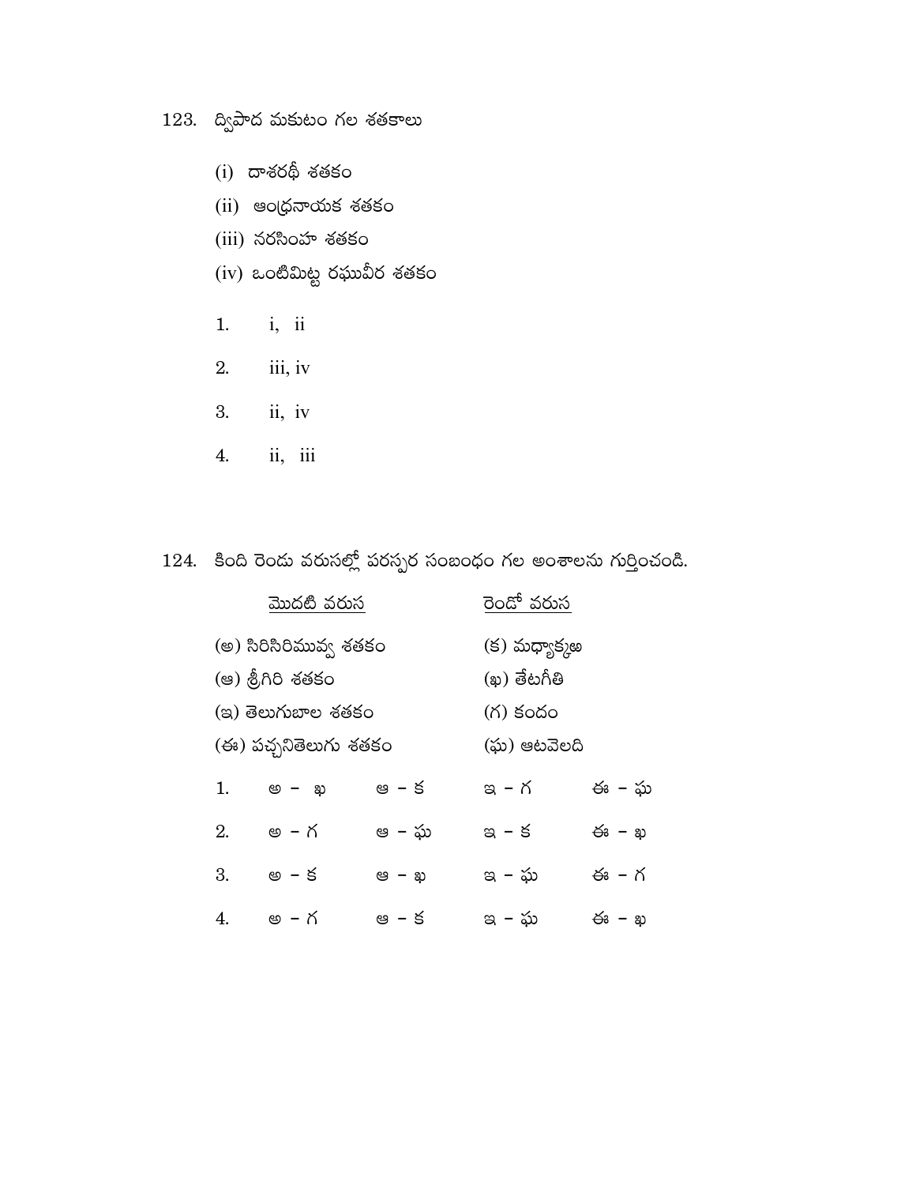123. ద్విపాద మకుటం గల శతకాలు

(i) దాశరథీ శతకం

(ii) ఆంధ్రనాయక శతకం

(iii) నరసింహా శతకం

(iv) ఒంటిమిట్ట రఘువీర శతకం

1. i, ii
2. iii, iv
3. ii, iv
4. ii, iii

124. కింది రెండు వరుసల్లో పరస్పర సంబంధం గల అంశాలను గుర్తించండి.

| <u>మొదటి వరుస</u> | <u>రెండో వరుస</u> |
|---|---|
| (అ) సిరిసిరిమువ్వ శతకం | (క) మధ్యాక్కఱ |
| (ఆ) శ్రీగిరి శతకం | (ఖ) తేటగీతి |
| (ఇ) తెలుగుబాల శతకం | (గ) కందం |
| (ఈ) పచ్చనితెలుగు శతకం | (ఘ) ఆటవెలది |

1. అ – ఖ   ఆ – క   ఇ – గ   ఈ – ఘ
2. అ – గ   ఆ – ఘ   ఇ – క   ఈ – ఖ
3. అ – క   ఆ – ఖ   ఇ – ఘ   ఈ – గ
4. అ – గ   ఆ – క   ఇ – ఘ   ఈ – ఖ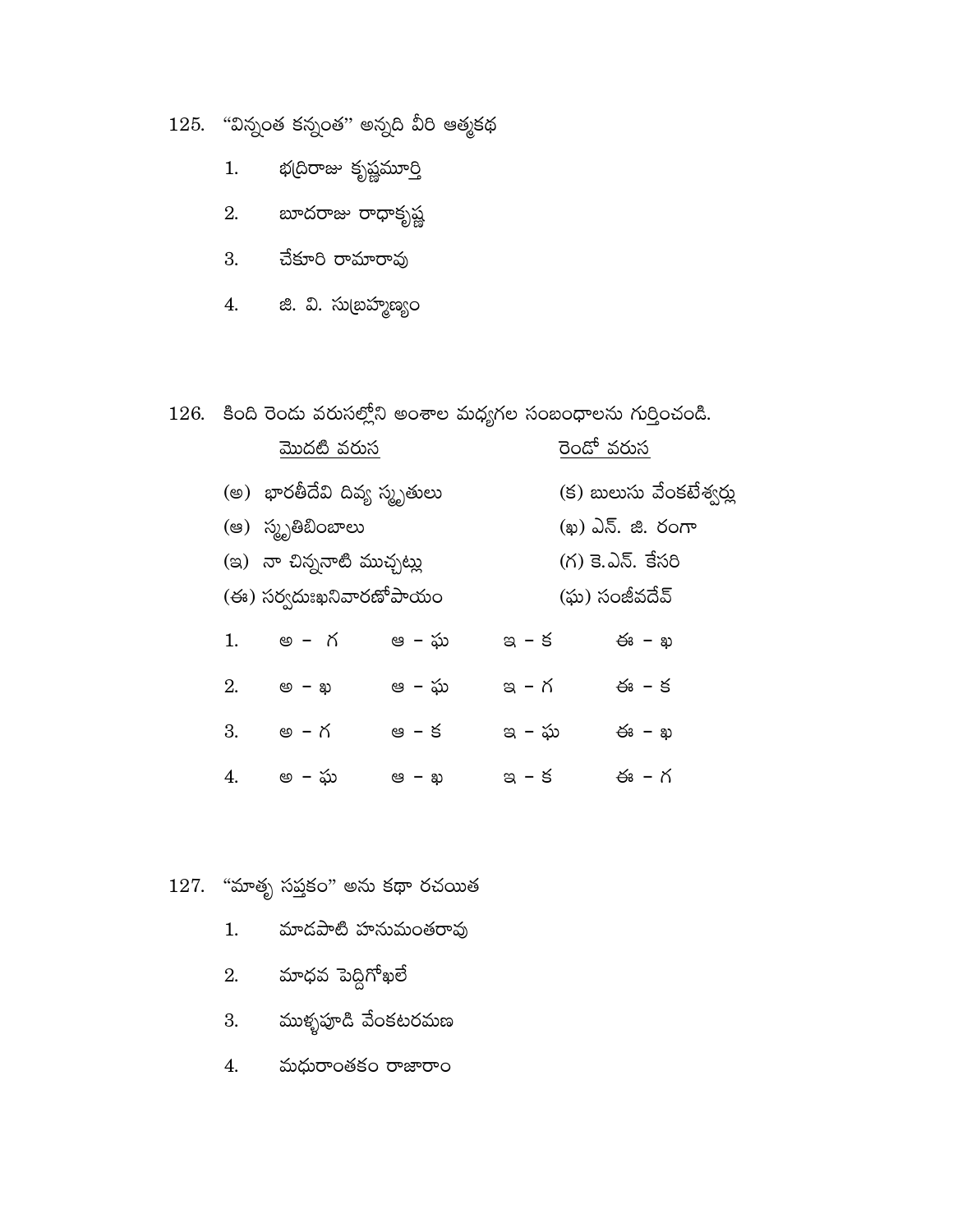125. "విన్నంత కన్నంత" అన్నది వీరి ఆత్మకథ

1. భద్రిరాజు కృష్ణమూర్తి
2. బూదరాజు రాధాకృష్ణ
3. చేకూరి రామారావు
4. జి. వి. సుబ్రహ్మణ్యం

126. కింది రెండు వరుసల్లోని అంశాల మధ్యగల సంబంధాలను గుర్తించండి.

| మొదటి వరుస | రెండో వరుస |
|---|---|
| (అ) భారతీదేవి దివ్య స్మృతులు | (క) బులుసు వేంకటేశ్వర్లు |
| (ఆ) స్మృతిబింబాలు | (ఖ) ఎన్. జి. రంగా |
| (ఇ) నా చిన్ననాటి ముచ్చట్లు | (గ) కె.ఎన్. కేసరి |
| (ఈ) సర్వదుఃఖనివారణోపాయం | (ఘ) సంజీవదేవ్ |

1. అ – గ  ఆ – ఘ  ఇ – క  ఈ – ఖ
2. అ – ఖ  ఆ – ఘ  ఇ – గ  ఈ – క
3. అ – గ  ఆ – క  ఇ – ఘ  ఈ – ఖ
4. అ – ఘ  ఆ – ఖ  ఇ – క  ఈ – గ

127. "మాతృ సప్తకం" అను కథా రచయిత

1. మాడపాటి హనుమంతరావు
2. మాధవ పెద్దిగోఖలే
3. ముళ్ళపూడి వేంకటరమణ
4. మధురాంతకం రాజారాం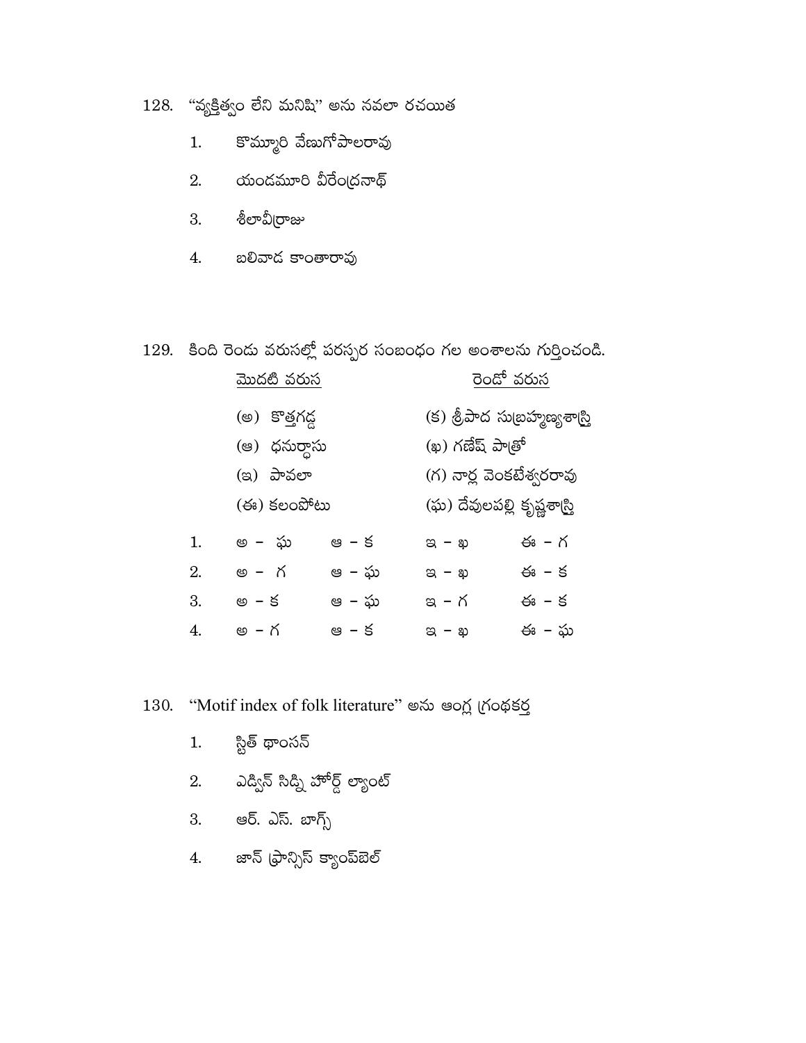128. "వ్యక్తిత్వం లేని మనిషి" అను నవలా రచయిత

1. కొమ్మూరి వేణుగోపాలరావు
2. యండమూరి వీరేంద్రనాథ్
3. శీలావీర్రాజు
4. బలివాడ కాంతారావు

129. కింది రెండు వరుసల్లో పరస్పర సంబంధం గల అంశాలను గుర్తించండి.

| <u>మొదటి వరుస</u> | <u>రెండో వరుస</u> |
|---|---|
| (అ) కొత్తగడ్డ | (క) శ్రీపాద సుబ్రహ్మణ్యశాస్త్రి |
| (ఆ) ధనుర్దాసు | (ఖ) గణేష్ పాత్రో |
| (ఇ) పావలా | (గ) నార్ల వెంకటేశ్వరరావు |
| (ఈ) కలంపోటు | (ఘ) దేవులపల్లి కృష్ణశాస్త్రి |

| | | | | |
|---|---|---|---|---|
| 1. | అ – ఘ | ఆ – క | ఇ – ఖ | ఈ – గ |
| 2. | అ – గ | ఆ – ఘ | ఇ – ఖ | ఈ – క |
| 3. | అ – క | ఆ – ఘ | ఇ – గ | ఈ – క |
| 4. | అ – గ | ఆ – క | ఇ – ఖ | ఈ – ఘ |

130. "Motif index of folk literature" అను ఆంగ్ల గ్రంథకర్త

1. స్టిత్ థాంసన్
2. ఎడ్విన్ సిడ్ని హోర్డ్ ల్యాంట్
3. ఆర్. ఎస్. బాగ్స్
4. జాన్ ఫ్రాన్సిస్ క్యాంప్‌బెల్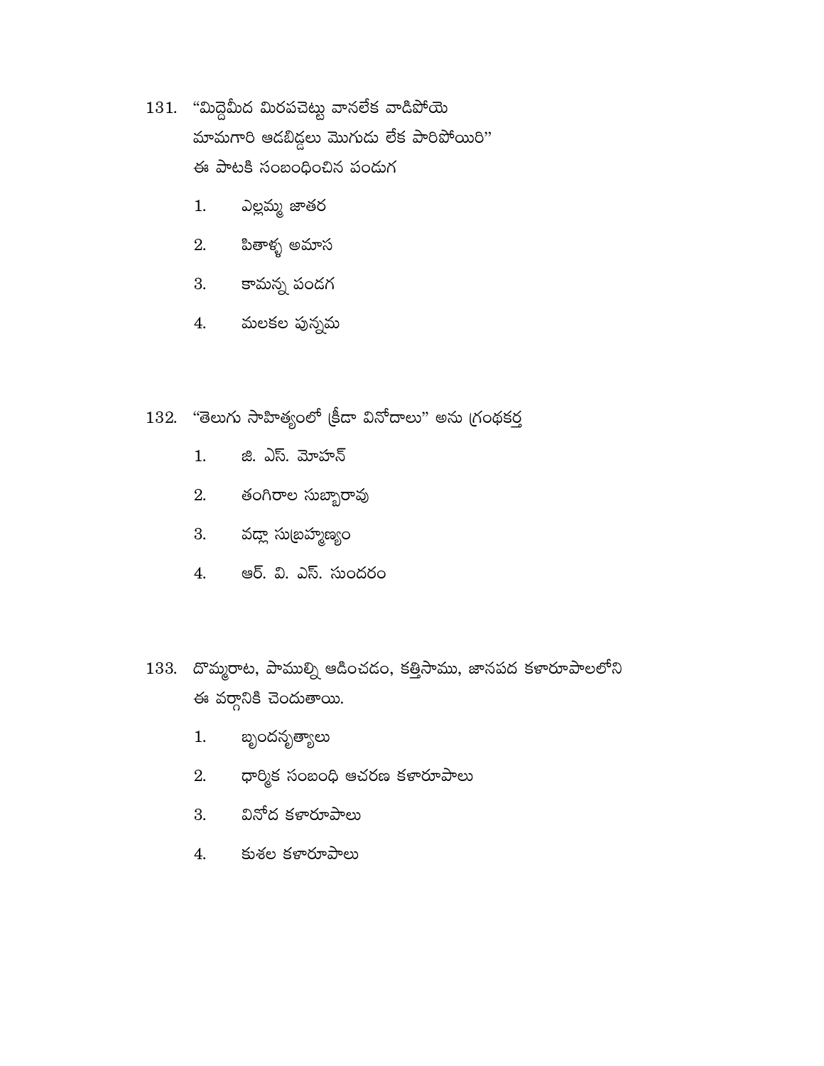131. "మిద్దెమీద మిరపచెట్టు వానలేక వాడిపోయె
మామగారి ఆడబిడ్డలు మొగుడు లేక పారిపోయిరి"
ఈ పాటకి సంబంధించిన పండుగ

1. ఎల్లమ్మ జాతర
2. పితాళ్ళ అమాస
3. కామన్న పండగ
4. మలకల పున్నమ

132. "తెలుగు సాహిత్యంలో క్రీడా వినోదాలు" అను గ్రంథకర్త

1. జి. ఎస్. మోహన్
2. తంగిరాల సుబ్బారావు
3. వడ్లా సుబ్రహ్మణ్యం
4. ఆర్. వి. ఎస్. సుందరం

133. దొమ్మరాట, పాముల్ని ఆడించడం, కత్తిసాము, జానపద కళారూపాలలోని ఈ వర్గానికి చెందుతాయి.

1. బృందనృత్యాలు
2. ధార్మిక సంబంధి ఆచరణ కళారూపాలు
3. వినోద కళారూపాలు
4. కుశల కళారూపాలు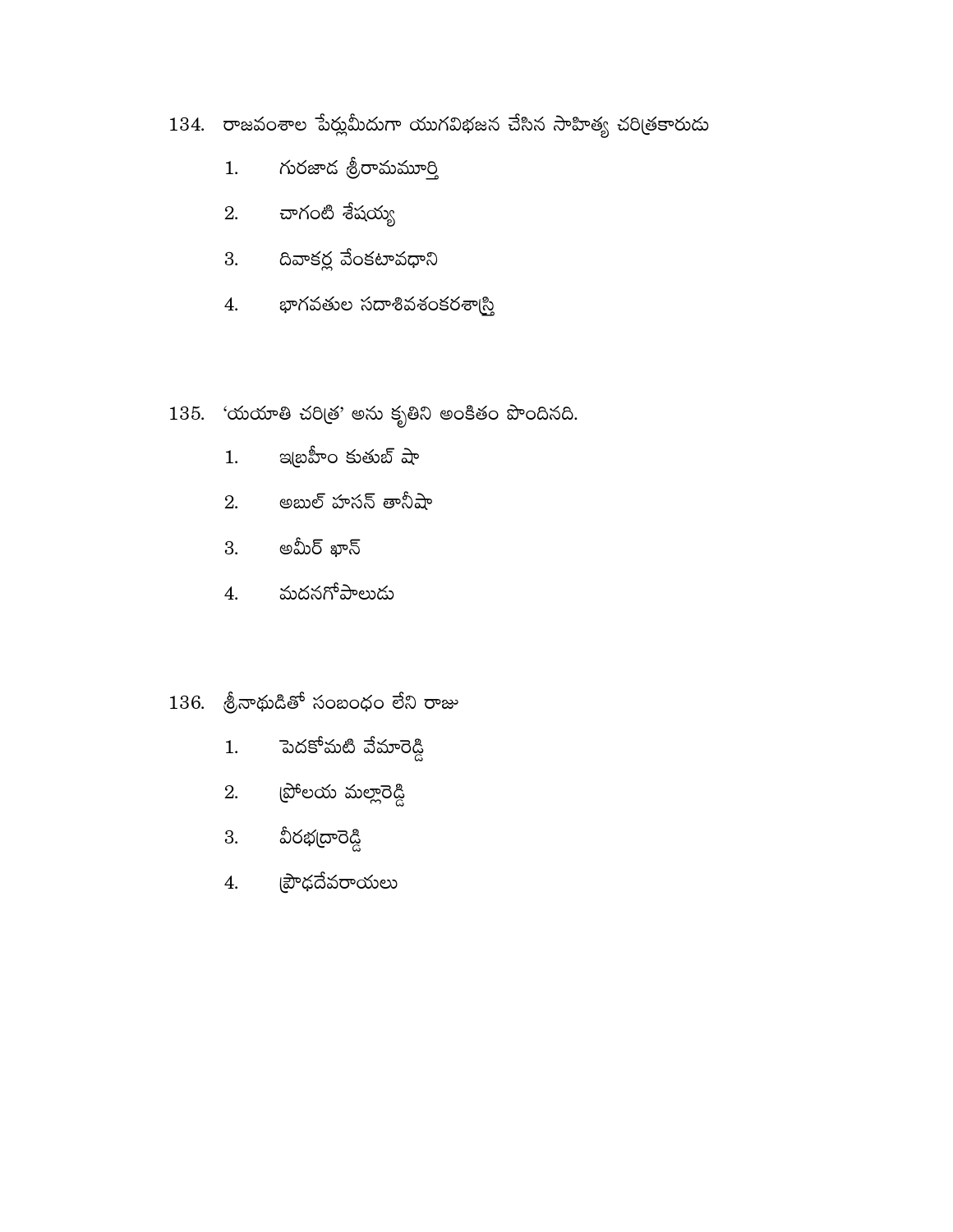134. రాజవంశాల పేర్లమీదుగా యుగవిభజన చేసిన సాహిత్య చరిత్రకారుడు

1. గురజాడ శ్రీరామమూర్తి
2. చాగంటి శేషయ్య
3. దివాకర్ల వేంకటావధాని
4. భాగవతుల సదాశివశంకరశాస్త్రి

135. 'యయాతి చరిత్ర' అను కృతిని అంకితం పొందినది.

1. ఇబ్రహీం కుతుబ్ షా
2. అబుల్ హసన్ తానీషా
3. అమీర్ ఖాన్
4. మదనగోపాలుడు

136. శ్రీనాథుడితో సంబంధం లేని రాజు

1. పెదకోమటి వేమారెడ్డి
2. ప్రోలయ మల్లారెడ్డి
3. వీరభద్రారెడ్డి
4. ప్రౌఢదేవరాయలు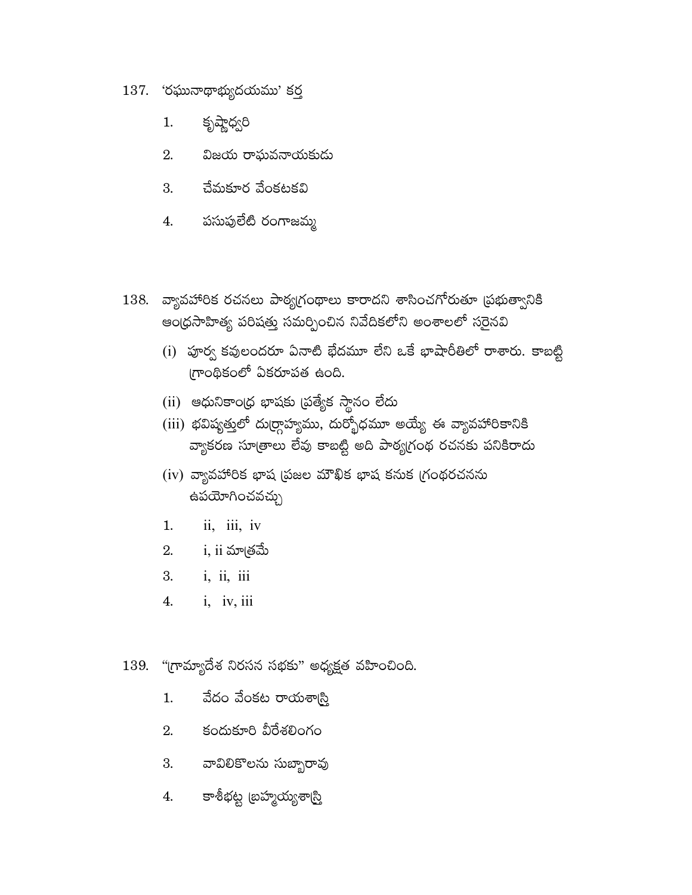137. 'రఘునాథాభ్యుదయము' కర్త

1. కృష్ణాధ్వరి
2. విజయ రాఘవనాయకుడు
3. చేమకూర వేంకటకవి
4. పసుపులేటి రంగాజమ్మ

138. వ్యావహారిక రచనలు పాఠ్యగ్రంథాలు కారాదని శాసించగోరుతూ ప్రభుత్వానికి ఆంధ్రసాహిత్య పరిషత్తు సమర్పించిన నివేదికలోని అంశాలలో సరైనవి

(i) పూర్వ కవులందరూ ఏనాటి భేదమూ లేని ఒకే భాషారీతిలో రాశారు. కాబట్టి గ్రాంథికంలో ఏకరూపత ఉంది.

(ii) ఆధునికాంధ్ర భాషకు ప్రత్యేక స్థానం లేదు

(iii) భవిష్యత్తులో దుర్గ్రాహ్యము, దుర్బోధమూ అయ్యే ఈ వ్యావహారికానికి వ్యాకరణ సూత్రాలు లేవు కాబట్టి అది పాఠ్యగ్రంథ రచనకు పనికిరాదు

(iv) వ్యావహారిక భాష ప్రజల మౌఖిక భాష కనుక గ్రంథరచనను ఉపయోగించవచ్చు

1. ii, iii, iv
2. i, ii మాత్రమే
3. i, ii, iii
4. i, iv, iii

139. "గ్రామ్యాదేశ నిరసన సభకు" అధ్యక్షత వహించింది.

1. వేదం వేంకట రాయశాస్త్రి
2. కందుకూరి వీరేశలింగం
3. వావిలికొలను సుబ్బారావు
4. కాశీభట్ట బ్రహ్మయ్యశాస్త్రి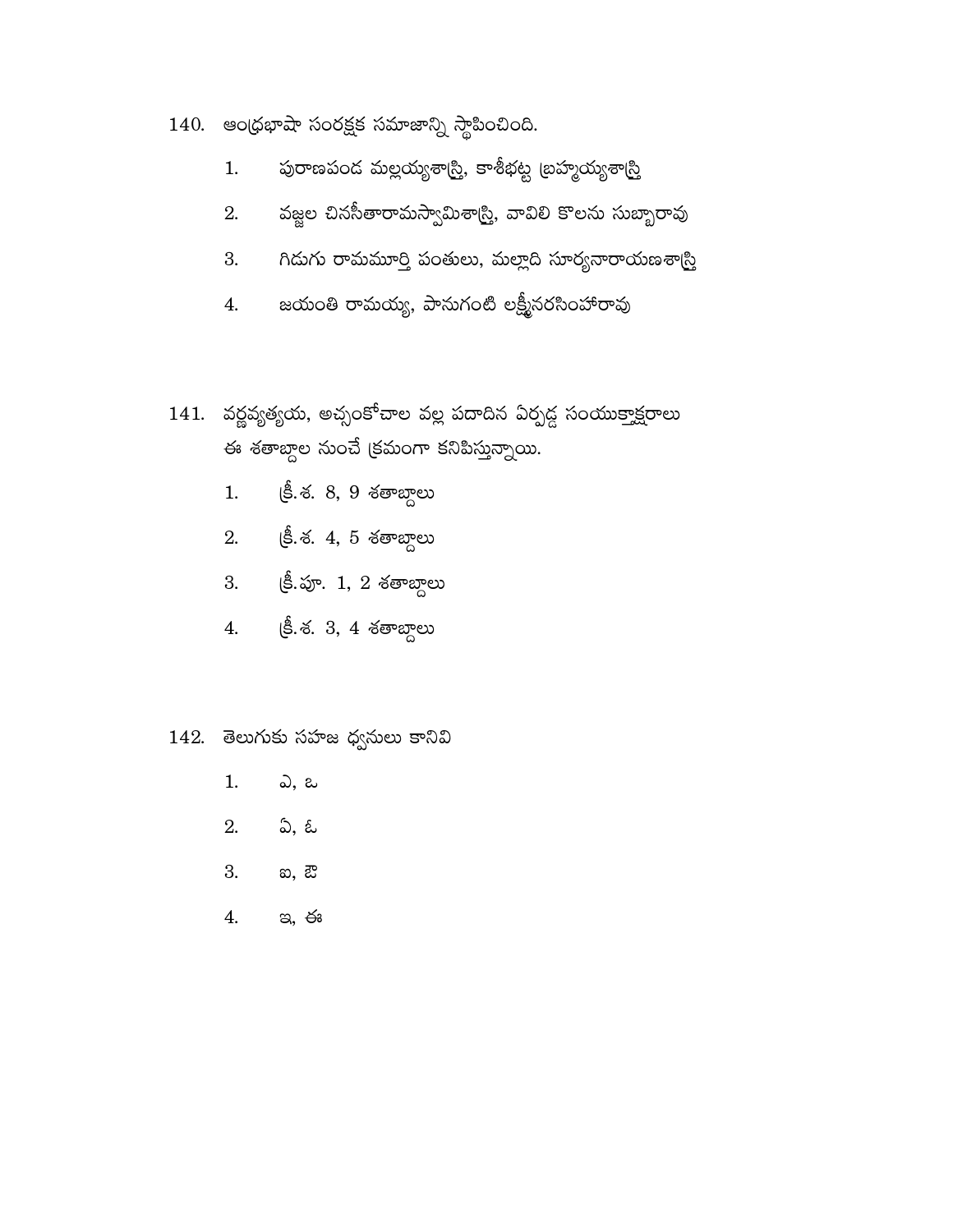140. ఆంధ్రభాషా సంరక్షక సమాజాన్ని స్థాపించింది.

1. పురాణపండ మల్లయ్యశాస్త్రి, కాశీభట్ట బ్రహ్మయ్యశాస్త్రి
2. వజ్జల చినసీతారామస్వామిశాస్త్రి, వావిలి కొలను సుబ్బారావు
3. గిడుగు రామమూర్తి పంతులు, మల్లాది సూర్యనారాయణశాస్త్రి
4. జయంతి రామయ్య, పానుగంటి లక్ష్మీనరసింహారావు

141. వర్ణవ్యత్యయ, అచ్చంకోచాల వల్ల పదాదిన ఏర్పడ్డ సంయుక్తాక్షరాలు ఈ శతాబ్దాల నుంచే క్రమంగా కనిపిస్తున్నాయి.

1. క్రీ.శ. 8, 9 శతాబ్దాలు
2. క్రీ.శ. 4, 5 శతాబ్దాలు
3. క్రీ.పూ. 1, 2 శతాబ్దాలు
4. క్రీ.శ. 3, 4 శతాబ్దాలు

142. తెలుగుకు సహజ ధ్వనులు కానివి

1. ఎ, ఒ
2. ఏ, ఓ
3. ఐ, ఔ
4. ఇ, ఈ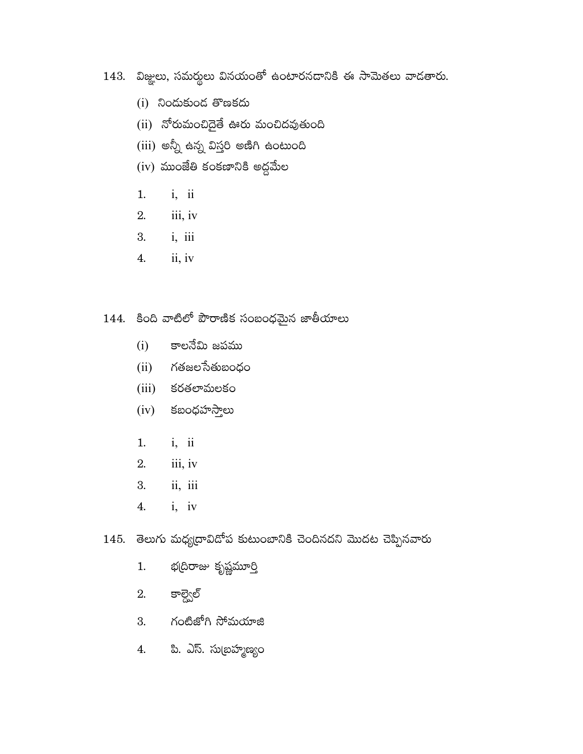143. విజ్ఞులు, సమర్థులు వినయంతో ఉంటారనడానికి ఈ సామెతలు వాడతారు.

(i) నిండుకుండ తొణకదు

(ii) నోరుమంచిదైతే ఊరు మంచిదవుతుంది

(iii) అన్నీ ఉన్న విస్తరి అణిగి ఉంటుంది

(iv) ముంజేతి కంకణానికి అద్దమేల

1. i, ii
2. iii, iv
3. i, iii
4. ii, iv

144. కింది వాటిలో పౌరాణిక సంబంధమైన జాతీయాలు

(i) కాలనేమి జపము

(ii) గతజలసేతుబంధం

(iii) కరతలామలకం

(iv) కబంధహస్తాలు

1. i, ii
2. iii, iv
3. ii, iii
4. i, iv

145. తెలుగు మధ్యద్రావిడోప కుటుంబానికి చెందినదని మొదట చెప్పినవారు

1. భద్రిరాజు కృష్ణమూర్తి
2. కాల్డ్వెల్
3. గంటిజోగి సోమయాజి
4. పి. ఎస్. సుబ్రహ్మణ్యం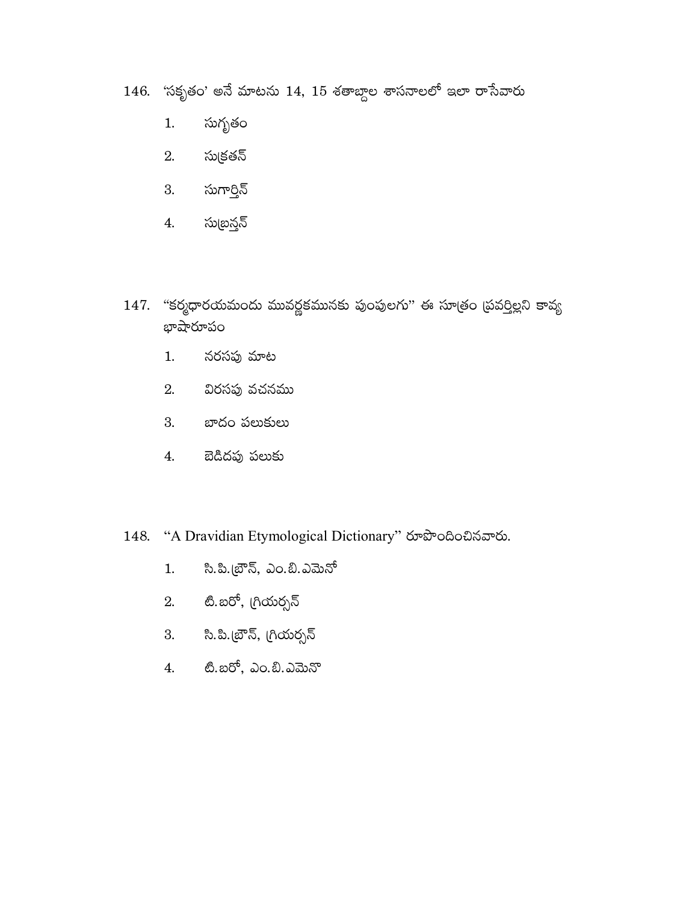146. 'సకృతం' అనే మాటను 14, 15 శతాబ్దాల శాసనాలలో ఇలా రాసేవారు

1. సుగృతం
2. సుక్రతన్
3. సుగార్తిన్
4. సుబ్రన్తన్

147. "కర్మధారయమందు మువర్ణకమునకు పుంపులగు" ఈ సూత్రం ప్రవర్తిల్లని కావ్య భాషారూపం

1. నరసపు మాట
2. విరసపు వచనము
3. బాదం పలుకులు
4. బెడిదపు పలుకు

148. "A Dravidian Etymological Dictionary" రూపొందించినవారు.

1. సి.పి.బ్రౌన్, ఎం.బి.ఎమెనో
2. టి.బరో, గ్రియర్సన్
3. సి.పి.బ్రౌన్, గ్రియర్సన్
4. టి.బరో, ఎం.బి.ఎమెనొ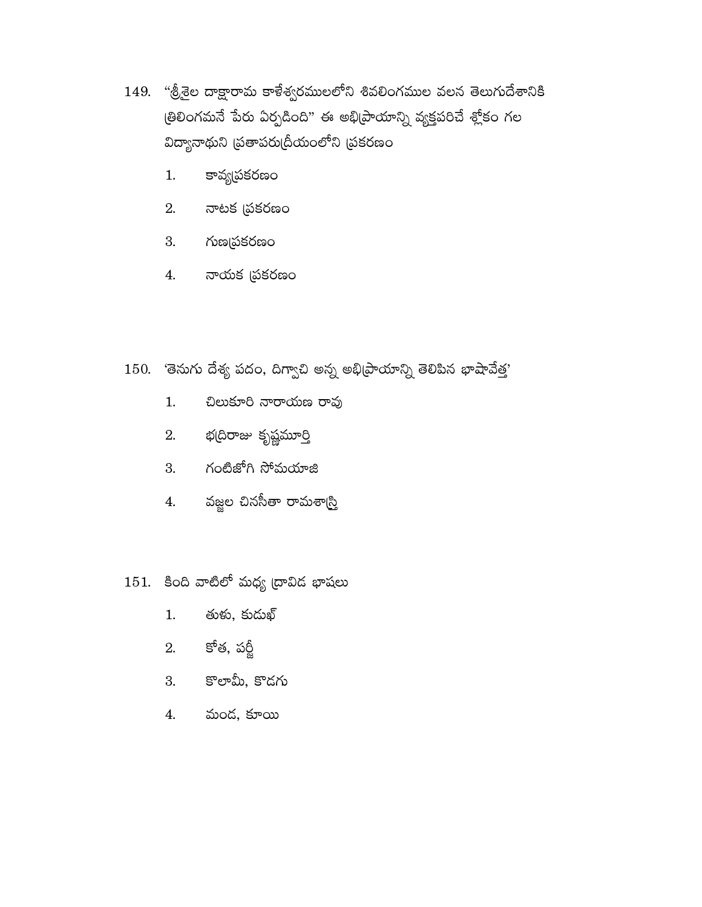149. "శ్రీశైల దాక్షారామ కాళేశ్వరములలోని శివలింగముల వలన తెలుగుదేశానికి త్రిలింగమనే పేరు ఏర్పడింది" ఈ అభిప్రాయాన్ని వ్యక్తపరిచే శ్లోకం గల విద్యానాథుని ప్రతాపరుద్రీయంలోని ప్రకరణం

1. కావ్యప్రకరణం
2. నాటక ప్రకరణం
3. గుణప్రకరణం
4. నాయక ప్రకరణం

150. 'తెనుగు దేశ్య పదం, దిగ్వాచి అన్న అభిప్రాయాన్ని తెలిపిన భాషావేత్త'

1. చిలుకూరి నారాయణ రావు
2. భద్రిరాజు కృష్ణమూర్తి
3. గంటిజోగి సోమయాజి
4. వజ్జల చినసీతా రామశాస్త్రి

151. కింది వాటిలో మధ్య ద్రావిడ భాషలు

1. తుళు, కుడుఖ్
2. కోత, పర్జీ
3. కొలామీ, కొడగు
4. మండ, కూయి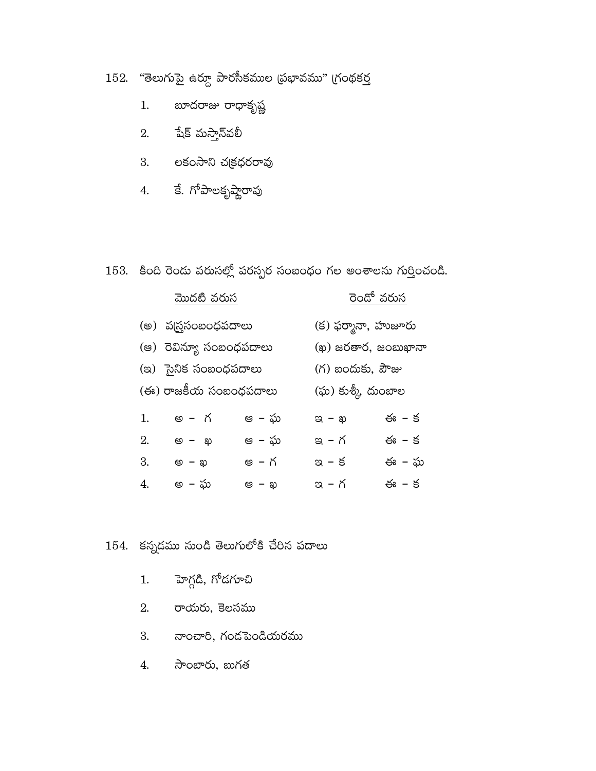152. “తెలుగుపై ఉర్దూ పారసీకముల ప్రభావము” గ్రంథకర్త

1. బూదరాజు రాధాకృష్ణ
2. షేక్ మస్తాన్‌వలీ
3. లకంసాని చక్రధరరావు
4. కే. గోపాలకృష్ణారావు

153. కింది రెండు వరుసల్లో పరస్పర సంబంధం గల అంశాలను గుర్తించండి.

| మొదటి వరుస | రెండో వరుస |
|---|---|
| (అ) వస్త్రసంబంధపదాలు | (క) ఫర్మానా, హుజూరు |
| (ఆ) రెవిన్యూ సంబంధపదాలు | (ఖ) జరతార, జంబుఖానా |
| (ఇ) సైనిక సంబంధపదాలు | (గ) బందుకు, ఫౌజు |
| (ఈ) రాజకీయ సంబంధపదాలు | (ఘ) కుశ్కీ, దుంబాల |

| | | | | |
|---|---|---|---|---|
| 1. | అ – గ | ఆ – ఘ | ఇ – ఖ | ఈ – క |
| 2. | అ – ఖ | ఆ – ఘ | ఇ – గ | ఈ – క |
| 3. | అ – ఖ | ఆ – గ | ఇ – క | ఈ – ఘ |
| 4. | అ – ఘ | ఆ – ఖ | ఇ – గ | ఈ – క |

154. కన్నడము నుండి తెలుగులోకి చేరిన పదాలు

1. హెగ్గడి, గోడగూచి
2. రాయరు, కెలసము
3. నాంచారి, గండపెండియరము
4. సాంబారు, బుగత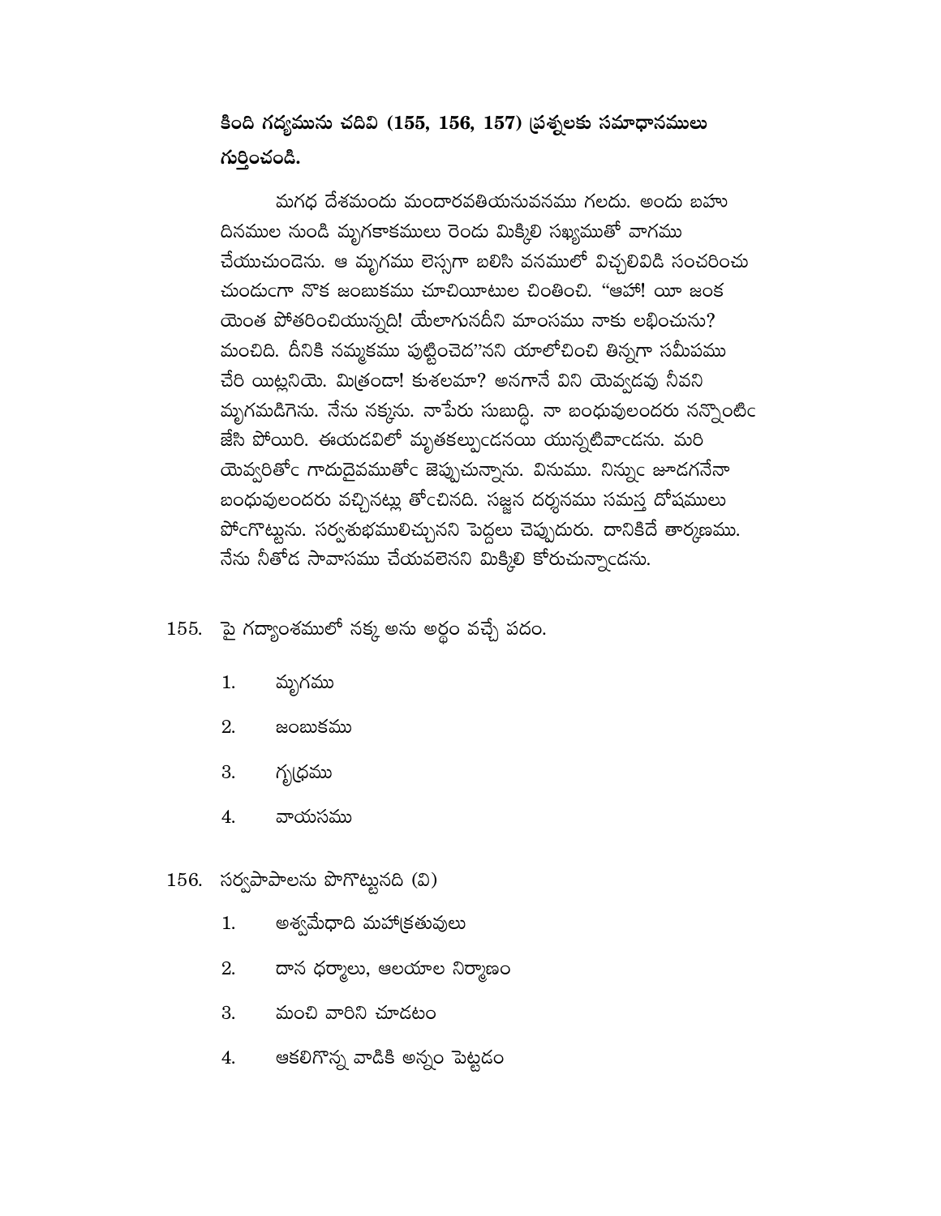**కింది గద్యమును చదివి (155, 156, 157) ప్రశ్నలకు సమాధానములు గుర్తించండి.**

మగధ దేశమందు మందారవతియనువనము గలదు. అందు బహు దినముల నుండి మృగకాకములు రెండు మిక్కిలి సఖ్యముతో వాగము చేయుచుండెను. ఆ మృగము లెస్సగా బలిసి వనములో విచ్చలివిడి సంచరించు చుండుఁగా నొక జంబుకము చూచియిటుల చింతించి. "ఆహా! యీ జంక యెంత పోతరించియున్నది! యేలాగునదీని మాంసము నాకు లభించును? మంచిది. దీనికి నమ్మకము పుట్టించెద"నని యాలోచించి తిన్నగా సమీపము చేరి యిట్లనియె. మిత్రండా! కుశలమా? అనగానే విని యెవ్వడవు నీవని మృగమడిగెను. నేను నక్కను. నాపేరు సుబుద్ధి. నా బంధువులందరు నన్నొంటిఁ జేసి పోయిరి. ఈయడవిలో మృతకల్పుఁడనయి యున్నటివాఁడను. మరి యెవ్వరితోఁ గాదుదైవముతోఁ జెప్పుచున్నాను. వినుము. నిన్నుఁ జూడగనేనా బంధువులందరు వచ్చినట్లు తోఁచినది. సజ్జన దర్శనము సమస్త దోషములు పోఁగొట్టును. సర్వశుభములిచ్చునని పెద్దలు చెప్పుదురు. దానికిదే తార్కణము. నేను నీతోడ సావాసము చేయవలెనని మిక్కిలి కోరుచున్నాఁడను.

155. పై గద్యాంశములో నక్క అను అర్థం వచ్చే పదం.

1. మృగము
2. జంబుకము
3. గృధ్రము
4. వాయసము

156. సర్వపాపాలను పొగొట్టునది (వి)

1. అశ్వమేధాది మహాక్రతువులు
2. దాన ధర్మాలు, ఆలయాల నిర్మాణం
3. మంచి వారిని చూడటం
4. ఆకలిగొన్న వాడికి అన్నం పెట్టడం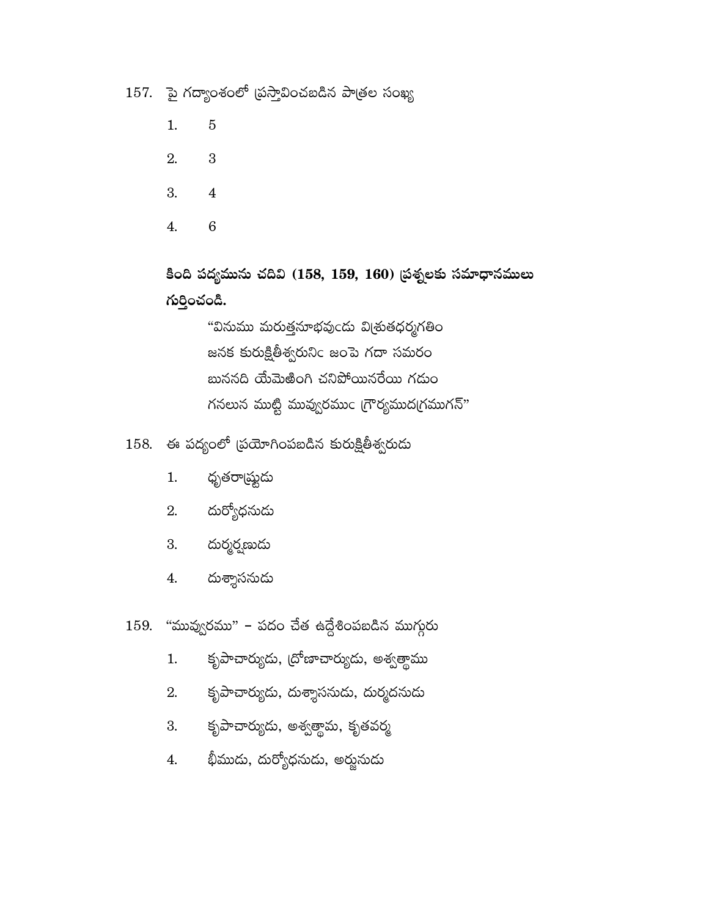157. పై గద్యాంశంలో ప్రస్తావించబడిన పాత్రల సంఖ్య

1. 5
2. 3
3. 4
4. 6

**కింది పద్యమును చదివి (158, 159, 160) ప్రశ్నలకు సమాధానములు గుర్తించండి.**

> "వినుము మరుత్తనూభవుఁడు విశ్రుతధర్మగతిం
> జనక కురుక్షితీశ్వరునిఁ జంపె గదా సమరం
> బుననది యేమెఱింగి చనిపోయినరేయి గడుం
> గనలున ముట్టి మువ్వరముఁ గ్రౌర్యముదగ్రముగన్"

158. ఈ పద్యంలో ప్రయోగింపబడిన కురుక్షితీశ్వరుడు

1. ధృతరాష్ట్రుడు
2. దుర్యోధనుడు
3. దుర్మర్షణుడు
4. దుశ్శాసనుడు

159. "మువ్వరము" – పదం చేత ఉద్దేశింపబడిన ముగ్గురు

1. కృపాచార్యుడు, ద్రోణాచార్యుడు, అశ్వత్థాము
2. కృపాచార్యుడు, దుశ్శాసనుడు, దుర్మదనుడు
3. కృపాచార్యుడు, అశ్వత్థామ, కృతవర్మ
4. భీముడు, దుర్యోధనుడు, అర్జునుడు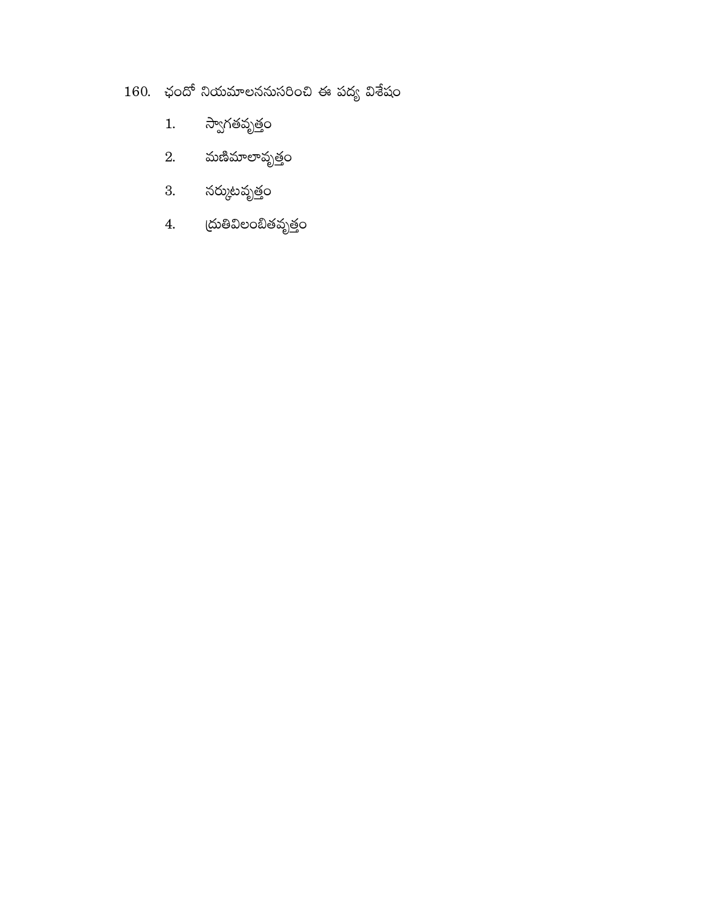160. ఛందో నియమాలననుసరించి ఈ పద్య విశేషం

1. స్వాగతవృత్తం
2. మణిమాలావృత్తం
3. నర్కుటవృత్తం
4. ద్రుతవిలంబితవృత్తం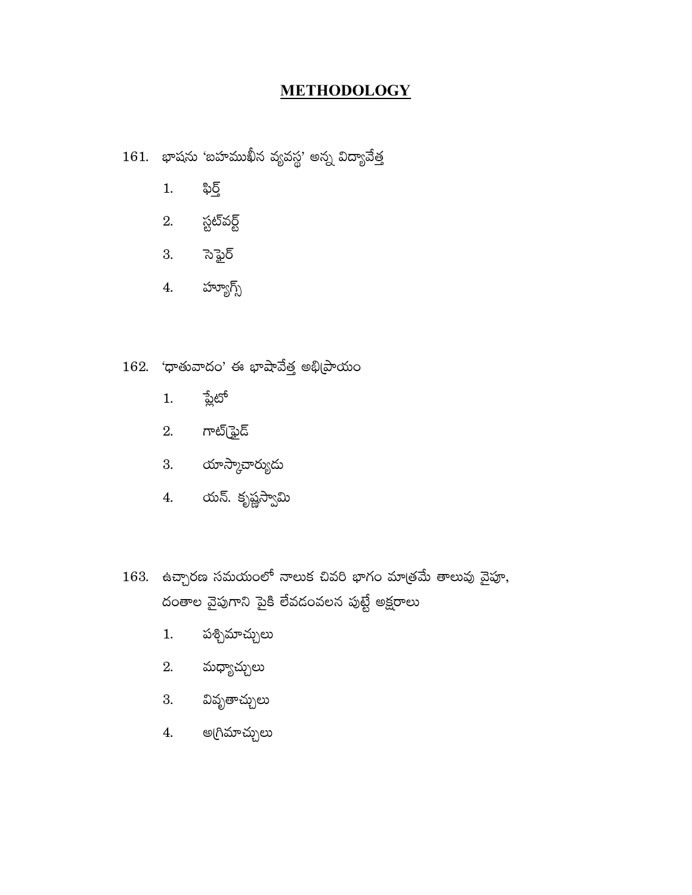## METHODOLOGY

161. భాషను 'బహుముఖీన వ్యవస్థ' అన్న విద్యావేత్త

   1. ఫిర్త్
   2. స్టట్‌వర్ట్
   3. సెఫైర్
   4. హ్యూగ్స్

162. 'ధాతువాదం' ఈ భాషావేత్త అభిప్రాయం

   1. ప్లేటో
   2. గాట్‌ఫ్రైడ్
   3. యాస్కాచార్యుడు
   4. యన్. కృష్ణస్వామి

163. ఉచ్చారణ సమయంలో నాలుక చివరి భాగం మాత్రమే తాలువు వైపూ, దంతాల వైపుగాని పైకి లేవడంవలన పుట్టే అక్షరాలు

   1. పశ్చిమాచ్చులు
   2. మధ్యాచ్చులు
   3. వివృతాచ్చులు
   4. అగ్రిమాచ్చులు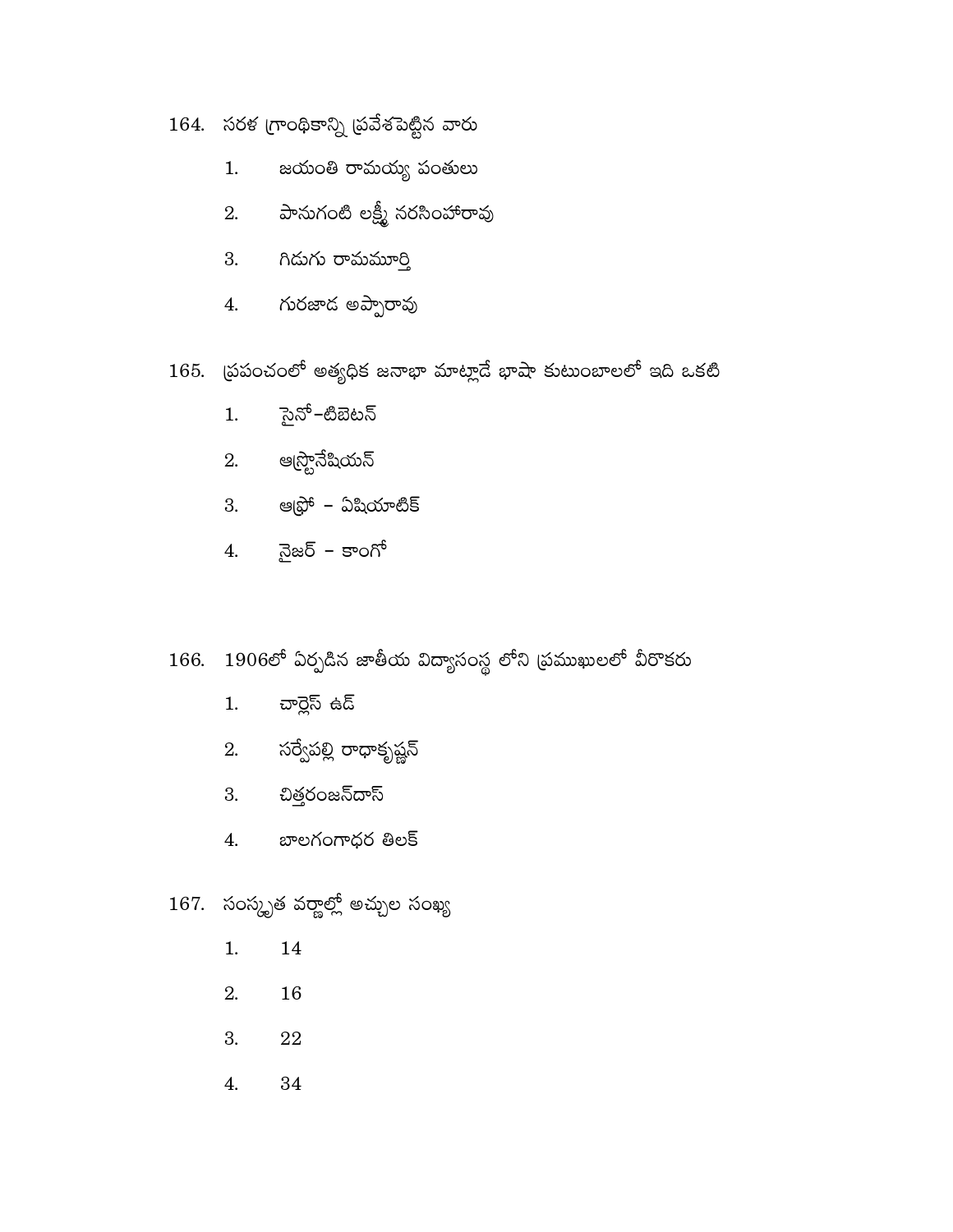164. సరళ గ్రాంథికాన్ని ప్రవేశపెట్టిన వారు

1. జయంతి రామయ్య పంతులు
2. పానుగంటి లక్ష్మీ నరసింహారావు
3. గిడుగు రామమూర్తి
4. గురజాడ అప్పారావు

165. ప్రపంచంలో అత్యధిక జనాభా మాట్లాదే భాషా కుటుంబాలలో ఇది ఒకటి

1. సైనో–టిబెటన్
2. ఆస్ట్రోనేషియన్
3. ఆఫ్రో – ఏషియాటిక్
4. నైజర్ – కాంగో

166. 1906లో ఏర్పడిన జాతీయ విద్యాసంస్థ లోని ప్రముఖులలో వీరొకరు

1. చార్లెస్ ఉడ్
2. సర్వేపల్లి రాధాకృష్ణన్
3. చిత్తరంజన్‌దాస్
4. బాలగంగాధర తిలక్

167. సంస్కృత వర్ణాల్లో అచ్చుల సంఖ్య

1. 14
2. 16
3. 22
4. 34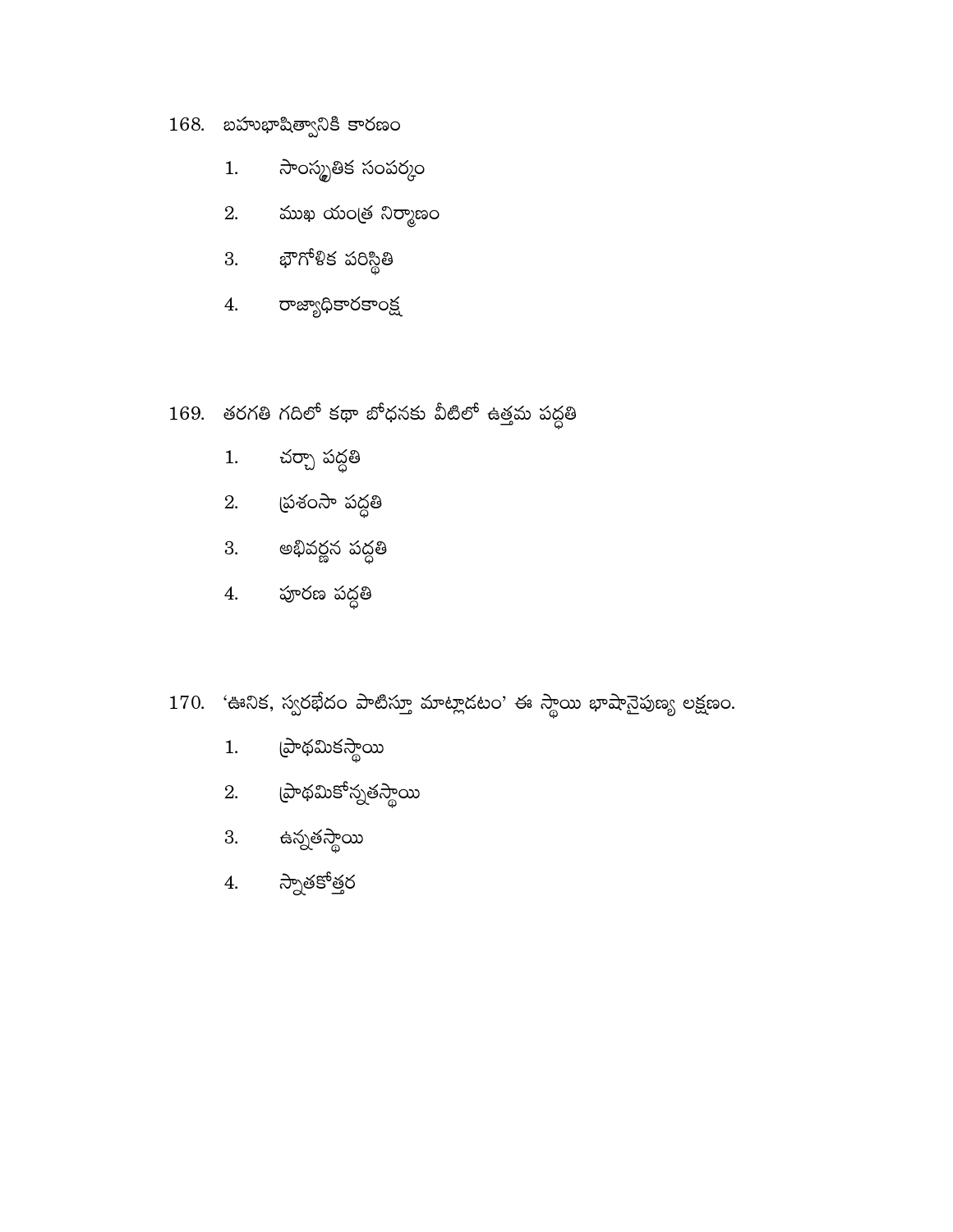168. బహుభాషిత్వానికి కారణం

1. సాంస్కృతిక సంపర్కం
2. ముఖ యంత్ర నిర్మాణం
3. భౌగోళిక పరిస్థితి
4. రాజ్యాధికారకాంక్ష

169. తరగతి గదిలో కథా బోధనకు వీటిలో ఉత్తమ పద్ధతి

1. చర్చా పద్ధతి
2. ప్రశంసా పద్ధతి
3. అభివర్ణన పద్ధతి
4. పూరణ పద్ధతి

170. 'ఊనిక, స్వరభేదం పాటిస్తూ మాట్లాడటం' ఈ స్థాయి భాషానైపుణ్య లక్షణం.

1. ప్రాథమికస్థాయి
2. ప్రాథమికోన్నతస్థాయి
3. ఉన్నతస్థాయి
4. స్నాతకోత్తర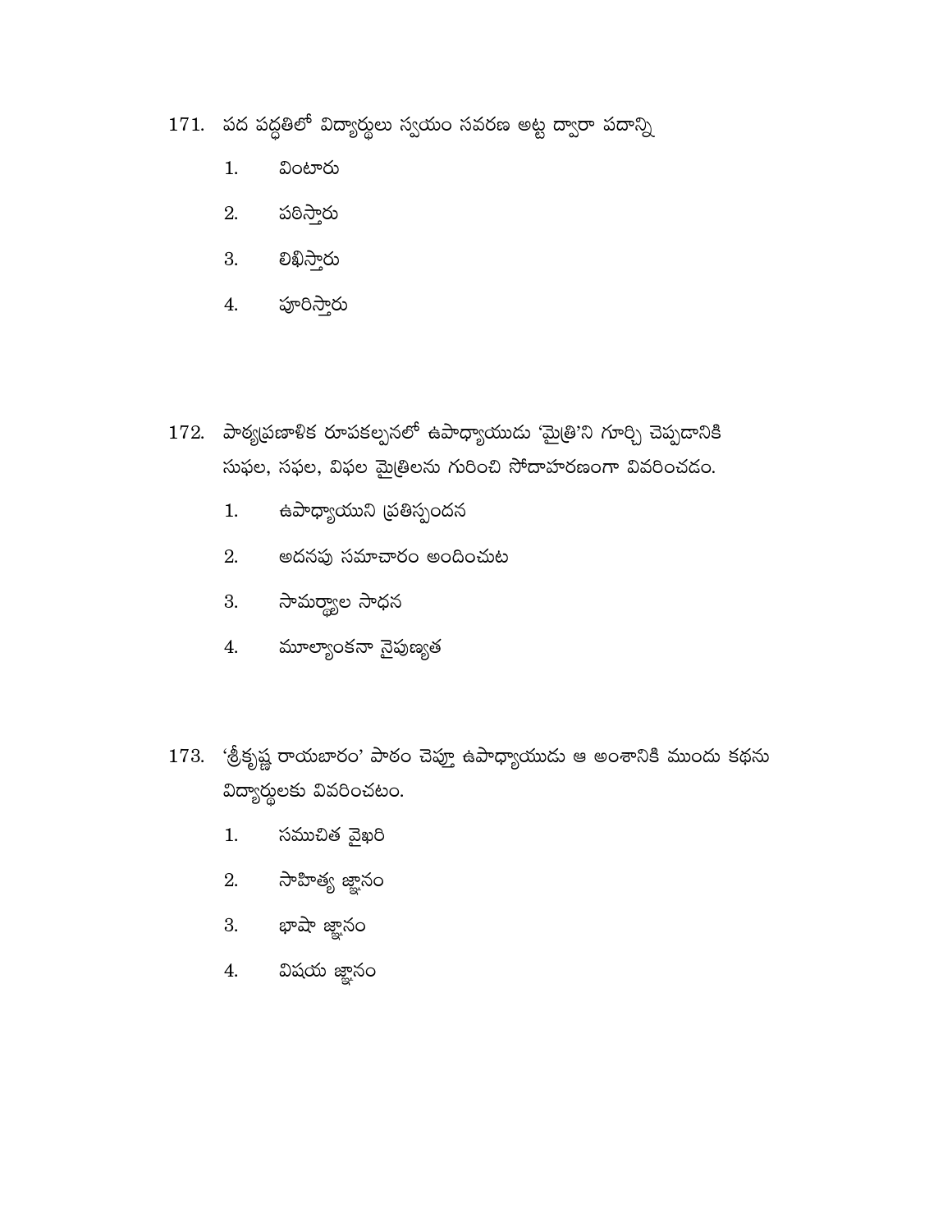171. పద పద్ధతిలో విద్యార్థులు స్వయం సవరణ అట్ట ద్వారా పదాన్ని

1. వింటారు
2. పఠిస్తారు
3. లిఖిస్తారు
4. పూరిస్తారు

172. పాఠ్యప్రణాళిక రూపకల్పనలో ఉపాధ్యాయుడు 'మైత్రి'ని గూర్చి చెప్పడానికి సుఫల, సఫల, విఫల మైత్రిలను గురించి సోదాహరణంగా వివరించడం.

1. ఉపాధ్యాయుని ప్రతిస్పందన
2. అదనపు సమాచారం అందించుట
3. సామర్థ్యాల సాధన
4. మూల్యాంకనా నైపుణ్యత

173. 'శ్రీకృష్ణ రాయబారం' పాఠం చెప్తూ ఉపాధ్యాయుడు ఆ అంశానికి ముందు కథను విద్యార్థులకు వివరించటం.

1. సముచిత వైఖరి
2. సాహిత్య జ్ఞానం
3. భాషా జ్ఞానం
4. విషయ జ్ఞానం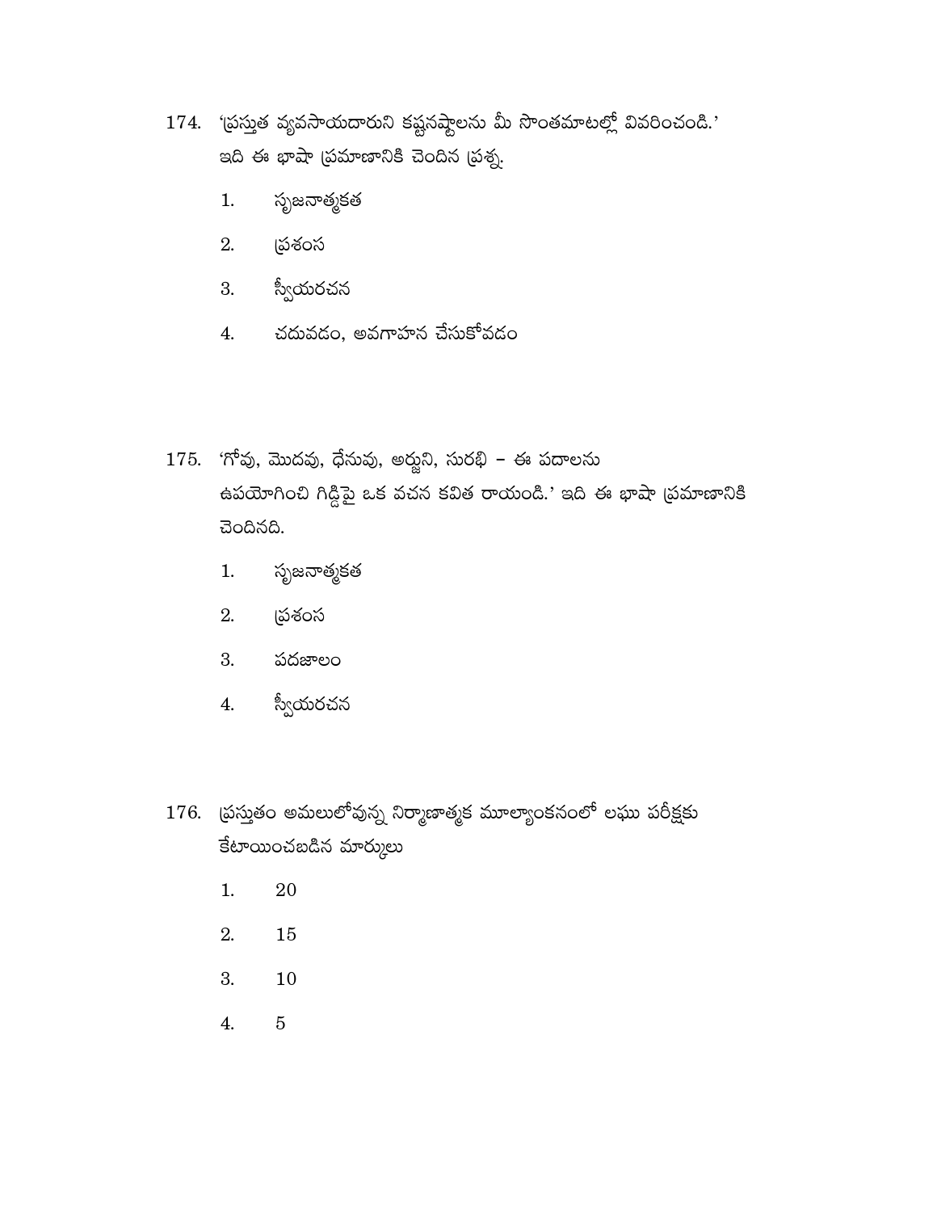174. 'ప్రస్తుత వ్యవసాయదారుని కష్టనష్టాలను మీ సొంతమాటల్లో వివరించండి.' ఇది ఈ భాషా ప్రమాణానికి చెందిన ప్రశ్న.

1. సృజనాత్మకత
2. ప్రశంస
3. స్వీయరచన
4. చదువడం, అవగాహన చేసుకోవడం

175. 'గోవు, మొదవు, ధేనువు, అర్జుని, సురభి – ఈ పదాలను ఉపయోగించి గిడ్డిపై ఒక వచన కవిత రాయండి.' ఇది ఈ భాషా ప్రమాణానికి చెందినది.

1. సృజనాత్మకత
2. ప్రశంస
3. పదజాలం
4. స్వీయరచన

176. ప్రస్తుతం అమలులోవున్న నిర్మాణాత్మక మూల్యాంకనంలో లఘు పరీక్షకు కేటాయించబడిన మార్కులు

1. 20
2. 15
3. 10
4. 5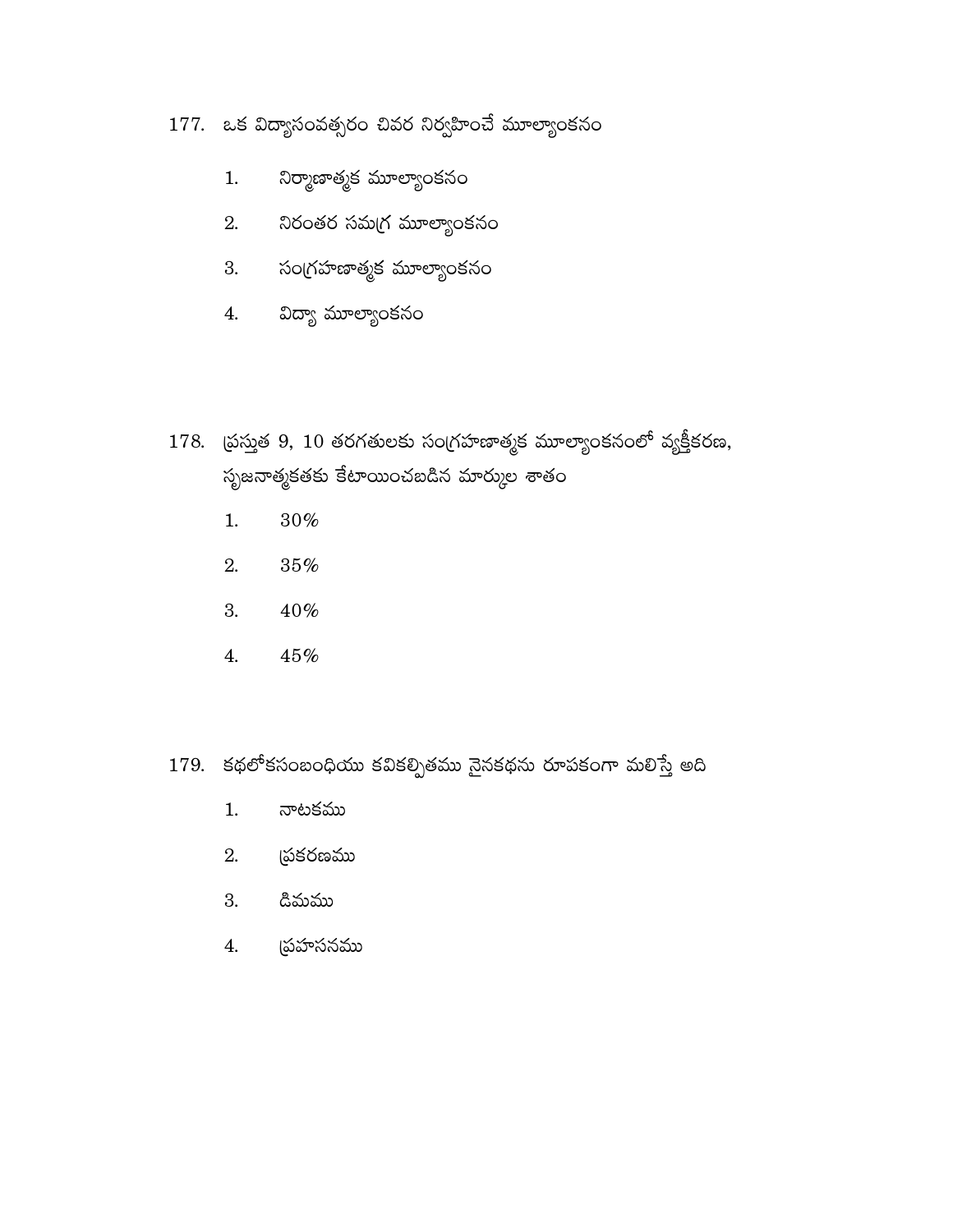177. ఒక విద్యాసంవత్సరం చివర నిర్వహించే మూల్యాంకనం

1. నిర్మాణాత్మక మూల్యాంకనం
2. నిరంతర సమగ్ర మూల్యాంకనం
3. సంగ్రహణాత్మక మూల్యాంకనం
4. విద్యా మూల్యాంకనం

178. ప్రస్తుత 9, 10 తరగతులకు సంగ్రహణాత్మక మూల్యాంకనంలో వ్యక్తీకరణ, సృజనాత్మకతకు కేటాయించబడిన మార్కుల శాతం

1. 30%
2. 35%
3. 40%
4. 45%

179. కథలోకసంబంధియు కవికల్పితము నైనకథను రూపకంగా మలిస్తే అది

1. నాటకము
2. ప్రకరణము
3. డిమము
4. ప్రహసనము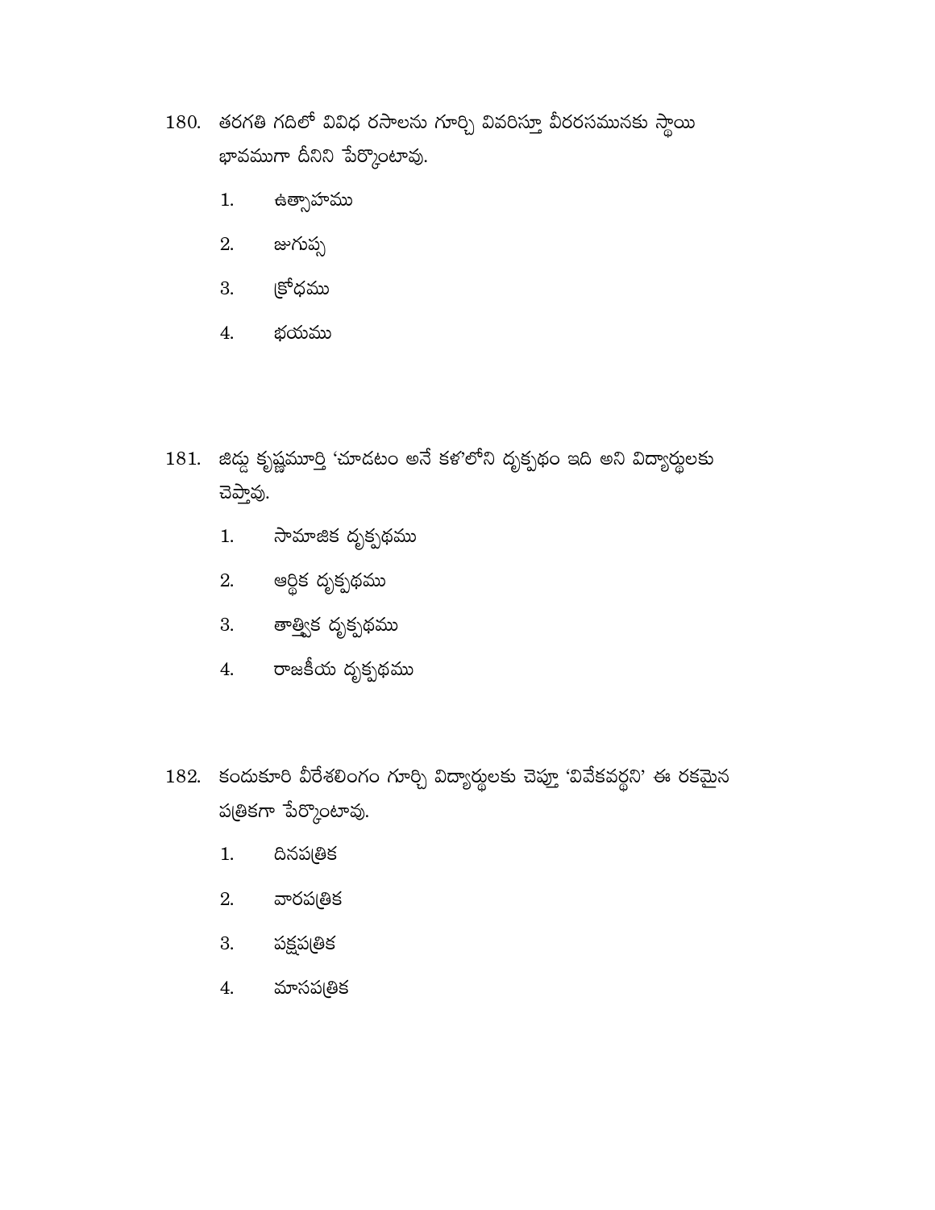180. తరగతి గదిలో వివిధ రసాలను గూర్చి వివరిస్తూ వీరరసమునకు స్థాయి భావముగా దీనిని పేర్కొంటావు.

1. ఉత్సాహము
2. జుగుప్స
3. క్రోధము
4. భయము

181. జిడ్డు కృష్ణమూర్తి 'చూడటం అనే కళ'లోని దృక్పథం ఇది అని విద్యార్థులకు చెప్తావు.

1. సామాజిక దృక్పథము
2. ఆర్థిక దృక్పథము
3. తాత్త్విక దృక్పథము
4. రాజకీయ దృక్పథము

182. కందుకూరి వీరేశలింగం గూర్చి విద్యార్థులకు చెప్తూ 'వివేకవర్ధని' ఈ రకమైన పత్రికగా పేర్కొంటావు.

1. దినపత్రిక
2. వారపత్రిక
3. పక్షపత్రిక
4. మాసపత్రిక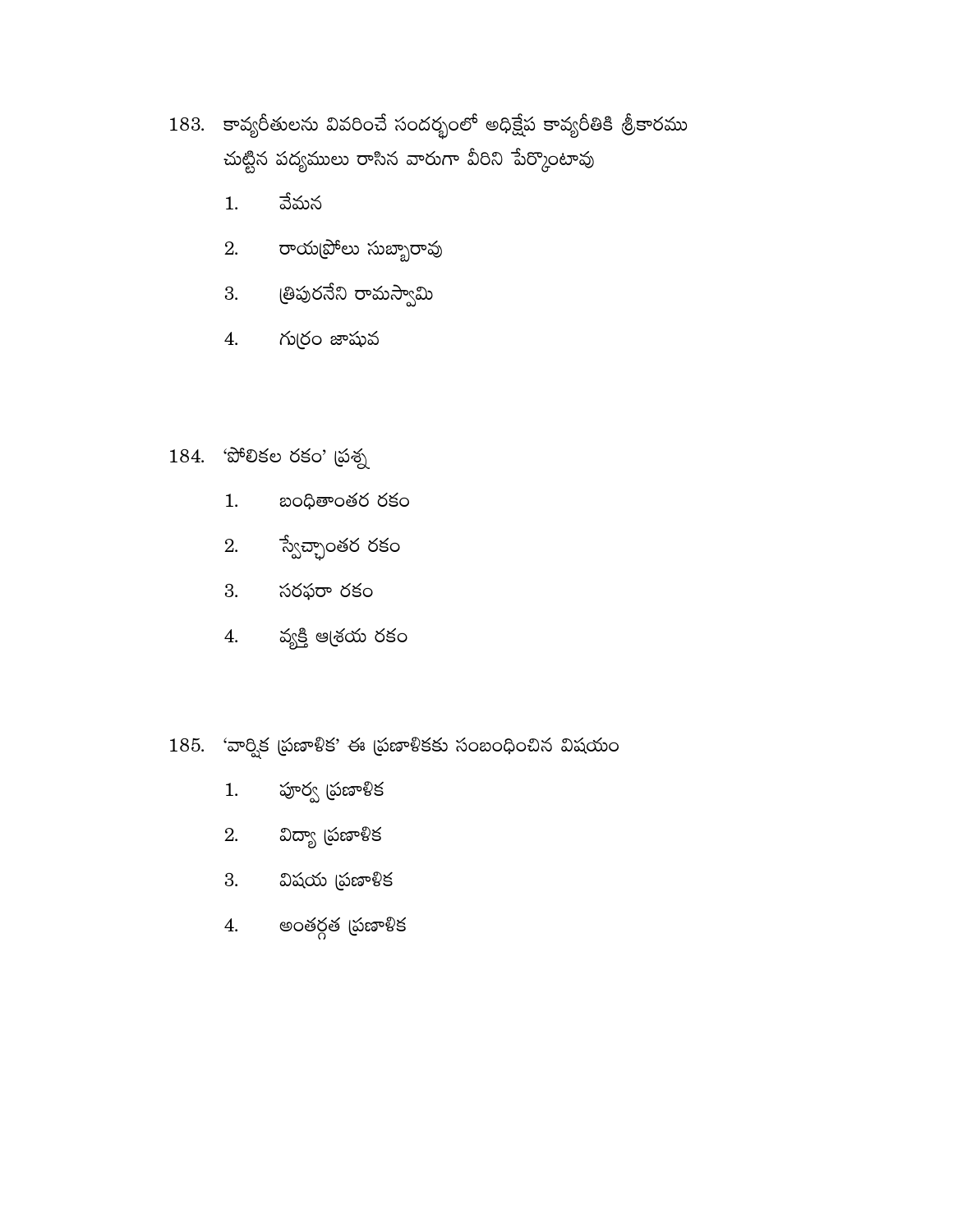183. కావ్యరీతులను వివరించే సందర్భంలో అధిక్షేప కావ్యరీతికి శ్రీకారము చుట్టిన పద్యములు రాసిన వారుగా వీరిని పేర్కొంటావు

1. వేమన
2. రాయప్రోలు సుబ్బారావు
3. త్రిపురనేని రామస్వామి
4. గుర్రం జాషువ

184. 'పోలికల రకం' ప్రశ్న

1. బంధితాంతర రకం
2. స్వేచ్ఛాంతర రకం
3. సరఫరా రకం
4. వ్యక్తి ఆశ్రయ రకం

185. 'వార్షిక ప్రణాళిక' ఈ ప్రణాళికకు సంబంధించిన విషయం

1. పూర్వ ప్రణాళిక
2. విద్యా ప్రణాళిక
3. విషయ ప్రణాళిక
4. అంతర్గత ప్రణాళిక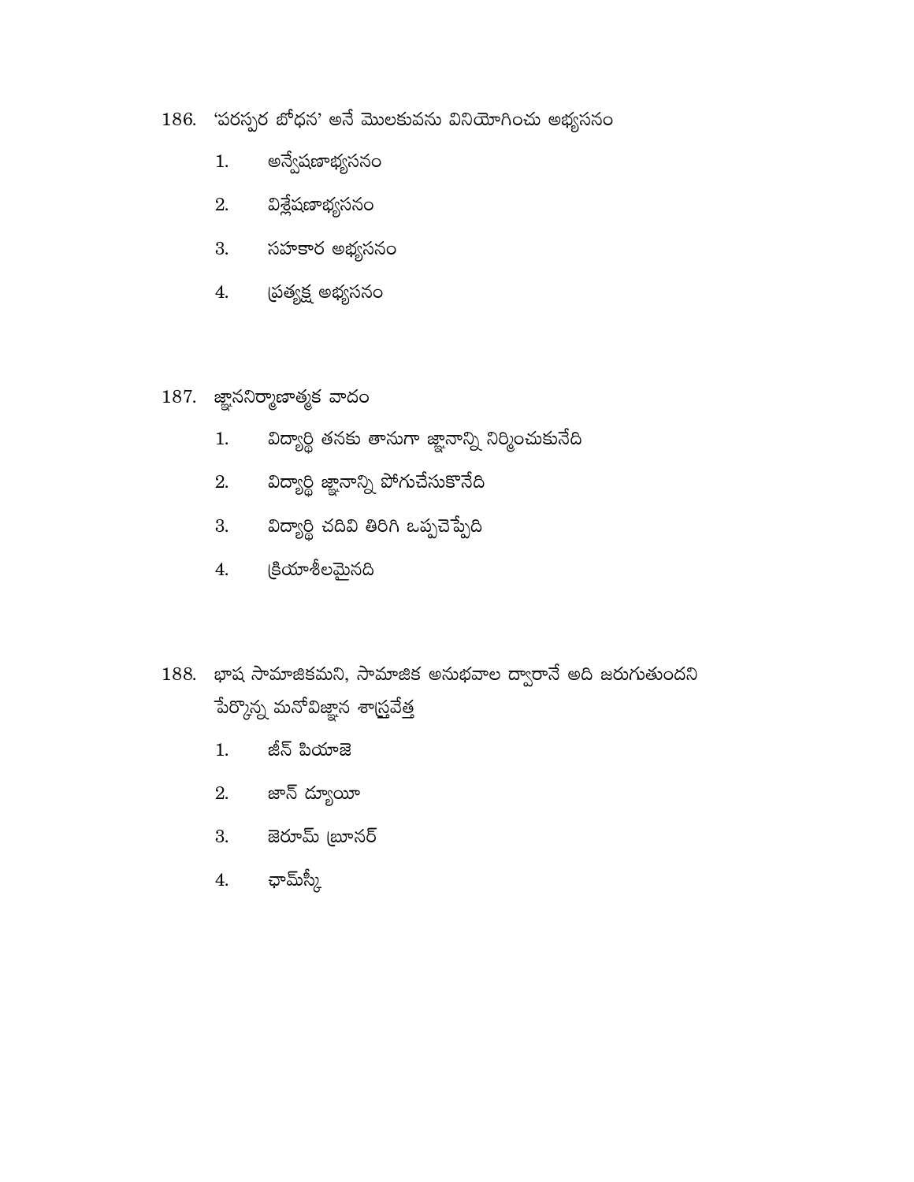186. 'పరస్పర బోధన' అనే మెలకువను వినియోగించు అభ్యసనం

1. అన్వేషణాభ్యసనం
2. విశ్లేషణాభ్యసనం
3. సహకార అభ్యసనం
4. ప్రత్యక్ష అభ్యసనం

187. జ్ఞాననిర్మాణాత్మక వాదం

1. విద్యార్థి తనకు తానుగా జ్ఞానాన్ని నిర్మించుకునేది
2. విద్యార్థి జ్ఞానాన్ని పోగుచేసుకొనేది
3. విద్యార్థి చదివి తిరిగి ఒప్పచెప్పేది
4. క్రియాశీలమైనది

188. భాష సామాజికమని, సామాజిక అనుభవాల ద్వారానే అది జరుగుతుందని పేర్కొన్న మనోవిజ్ఞాన శాస్త్రవేత్త

1. జీన్ పియాజె
2. జాన్ డ్యూయీ
3. జెరూమ్ బ్రూనర్
4. ఛామ్‌స్కీ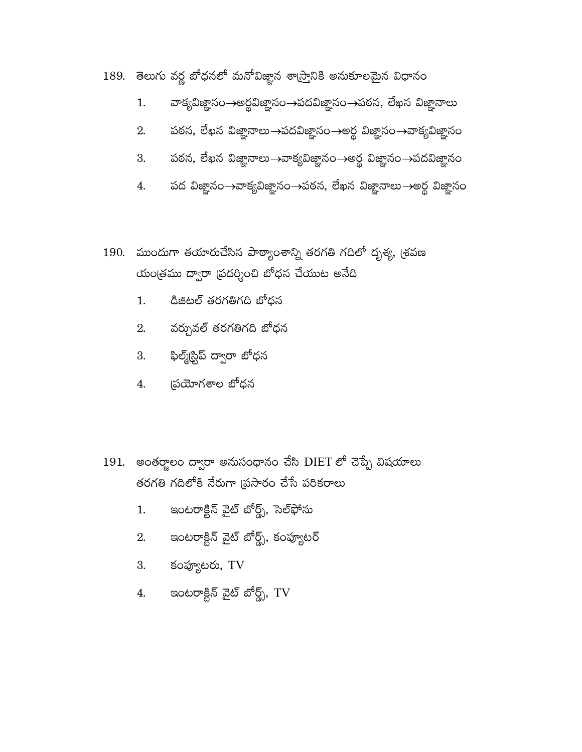189. తెలుగు వర్ణ బోధనలో మనోవిజ్ఞాన శాస్త్రానికి అనుకూలమైన విధానం

1. వాక్యవిజ్ఞానం→అర్థవిజ్ఞానం→పదవిజ్ఞానం→పఠన, లేఖన విజ్ఞానాలు
2. పఠన, లేఖన విజ్ఞానాలు→పదవిజ్ఞానం→అర్థ విజ్ఞానం→వాక్యవిజ్ఞానం
3. పఠన, లేఖన విజ్ఞానాలు→వాక్యవిజ్ఞానం→అర్థ విజ్ఞానం→పదవిజ్ఞానం
4. పద విజ్ఞానం→వాక్యవిజ్ఞానం→పఠన, లేఖన విజ్ఞానాలు→అర్థ విజ్ఞానం

190. ముందుగా తయారుచేసిన పాఠ్యాంశాన్ని తరగతి గదిలో దృశ్య, శ్రవణ యంత్రము ద్వారా ప్రదర్శించి బోధన చేయుట అనేది

1. డిజిటల్ తరగతిగది బోధన
2. వర్చువల్ తరగతిగది బోధన
3. ఫిల్మ్‌స్ట్రిప్ ద్వారా బోధన
4. ప్రయోగశాల బోధన

191. అంతర్జాలం ద్వారా అనుసంధానం చేసి DIET లో చెప్పే విషయాలు తరగతి గదిలోకి నేరుగా ప్రసారం చేసే పరికరాలు

1. ఇంటరాక్టివ్ వైట్ బోర్డ్స్, సెల్‌ఫోను
2. ఇంటరాక్టివ్ వైట్ బోర్డ్స్, కంప్యూటర్
3. కంప్యూటరు, TV
4. ఇంటరాక్టివ్ వైట్ బోర్డ్స్, TV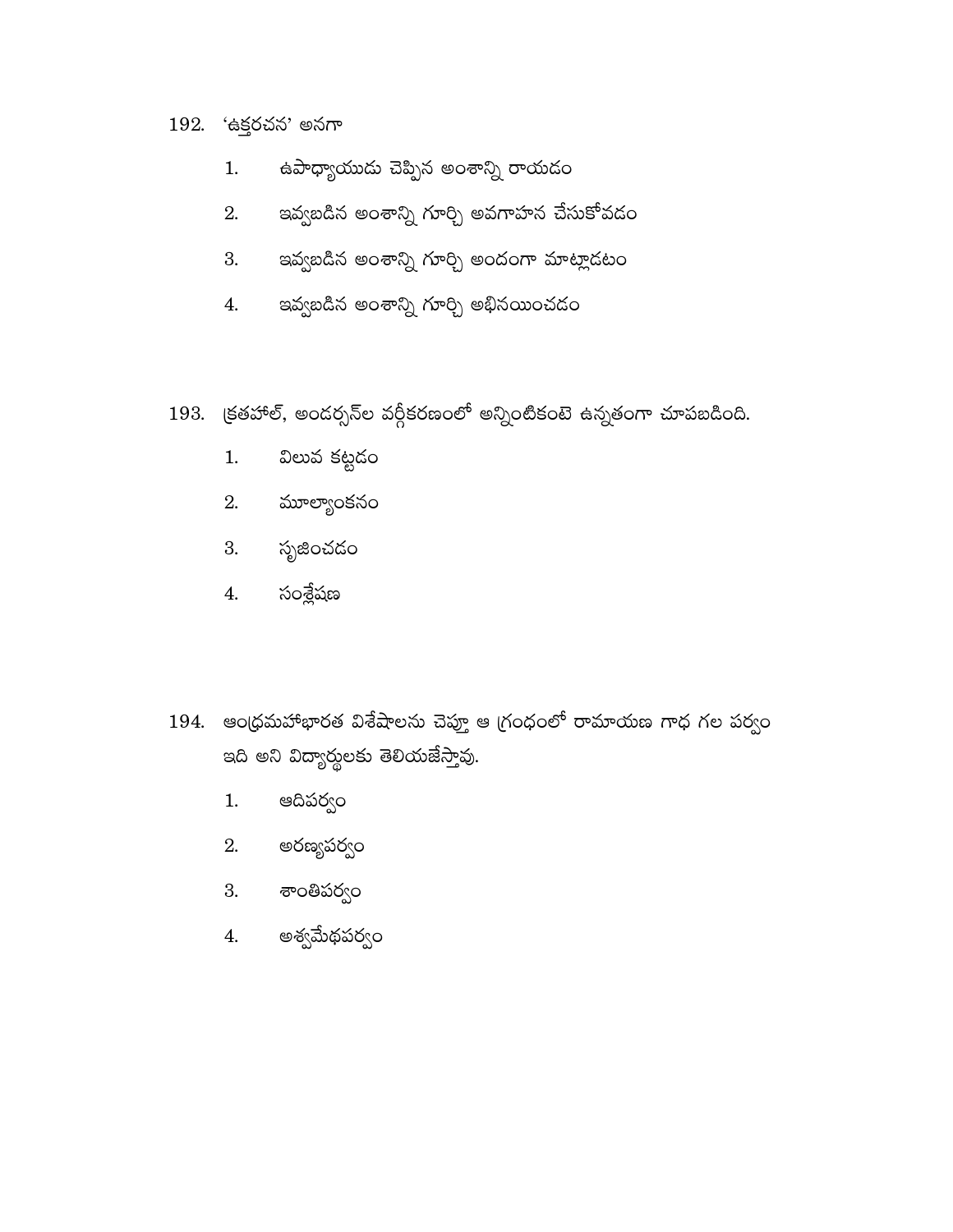192. 'ఉక్తరచన' అనగా

1. ఉపాధ్యాయుడు చెప్పిన అంశాన్ని రాయడం
2. ఇవ్వబడిన అంశాన్ని గూర్చి అవగాహన చేసుకోవడం
3. ఇవ్వబడిన అంశాన్ని గూర్చి అందంగా మాట్లాడటం
4. ఇవ్వబడిన అంశాన్ని గూర్చి అభినయించడం

193. క్రతహోల్, అండర్సన్‌ల వర్గీకరణంలో అన్నింటికంటె ఉన్నతంగా చూపబడింది.

1. విలువ కట్టడం
2. మూల్యాంకనం
3. సృజించడం
4. సంశ్లేషణ

194. ఆంధ్రమహాభారత విశేషాలను చెప్తూ ఆ గ్రంథంలో రామాయణ గాథ గల పర్వం ఇది అని విద్యార్థులకు తెలియజేస్తావు.

1. ఆదిపర్వం
2. అరణ్యపర్వం
3. శాంతిపర్వం
4. అశ్వమేధపర్వం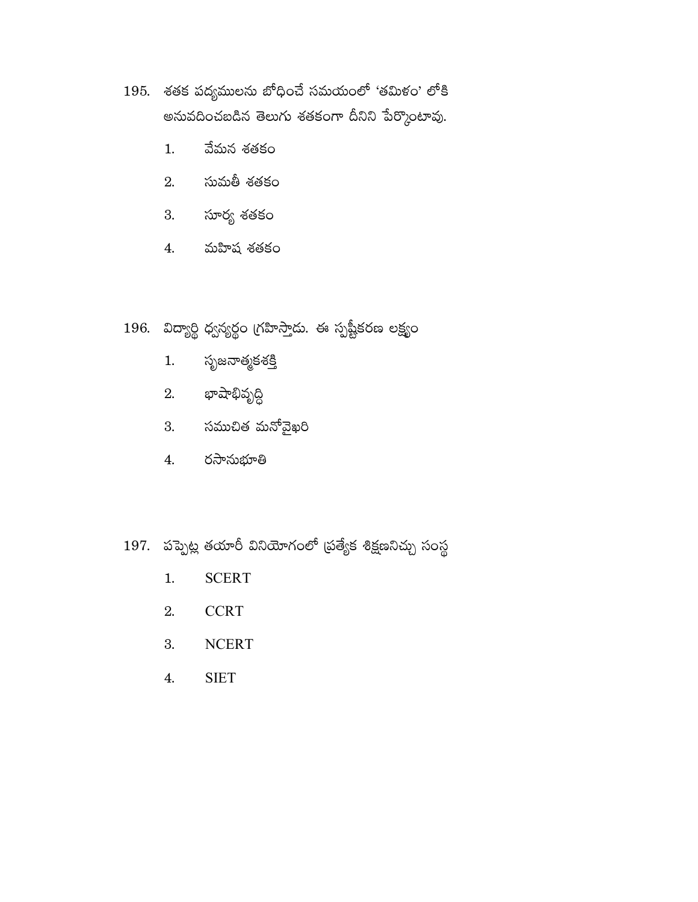195. శతక పద్యములను బోధించే సమయంలో 'తమిళం' లోకి అనువదించబడిన తెలుగు శతకంగా దీనిని పేర్కొంటావు.

1. వేమన శతకం
2. సుమతీ శతకం
3. సూర్య శతకం
4. మహిష శతకం

196. విద్యార్థి ధ్వన్యర్థం గ్రహిస్తాడు. ఈ స్పష్టీకరణ లక్ష్యం

1. సృజనాత్మకశక్తి
2. భాషాభివృద్ధి
3. సముచిత మనోవైఖరి
4. రసానుభూతి

197. పప్పెట్ల తయారీ వినియోగంలో ప్రత్యేక శిక్షణనిచ్చు సంస్థ

1. SCERT
2. CCRT
3. NCERT
4. SIET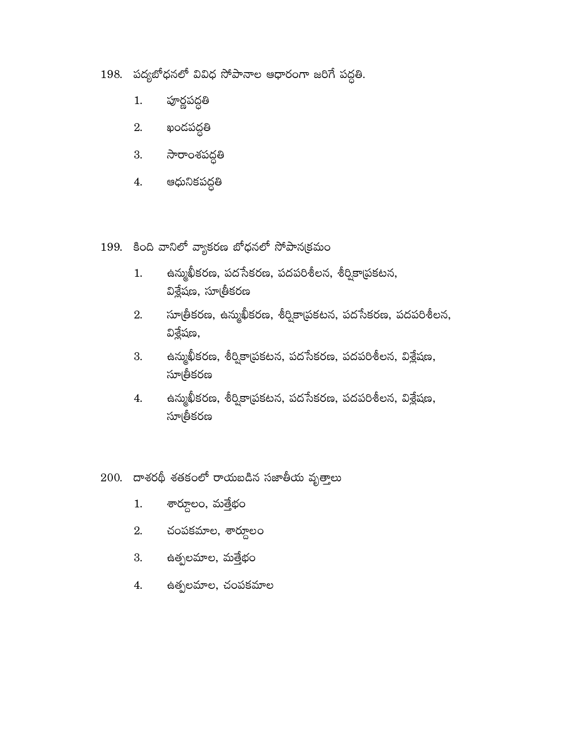198. పద్యబోధనలో వివిధ సోపానాల ఆధారంగా జరిగే పద్ధతి.

1. పూర్ణపద్ధతి
2. ఖండపద్ధతి
3. సారాంశపద్ధతి
4. ఆధునికపద్ధతి

199. కింది వానిలో వ్యాకరణ బోధనలో సోపానక్రమం

1. ఉన్ముఖీకరణ, పదసేకరణ, పదపరిశీలన, శీర్షికాప్రకటన, విశ్లేషణ, సూత్రీకరణ
2. సూత్రీకరణ, ఉన్ముఖీకరణ, శీర్షికాప్రకటన, పదసేకరణ, పదపరిశీలన, విశ్లేషణ,
3. ఉన్ముఖీకరణ, శీర్షికాప్రకటన, పదసేకరణ, పదపరిశీలన, విశ్లేషణ, సూత్రీకరణ
4. ఉన్ముఖీకరణ, శీర్షికాప్రకటన, పదసేకరణ, పదపరిశీలన, విశ్లేషణ, సూత్రీకరణ

200. దాశరథీ శతకంలో రాయబడిన సజాతీయ వృత్తాలు

1. శార్దూలం, మత్తేభం
2. చంపకమాల, శార్దూలం
3. ఉత్పలమాల, మత్తేభం
4. ఉత్పలమాల, చంపకమాల